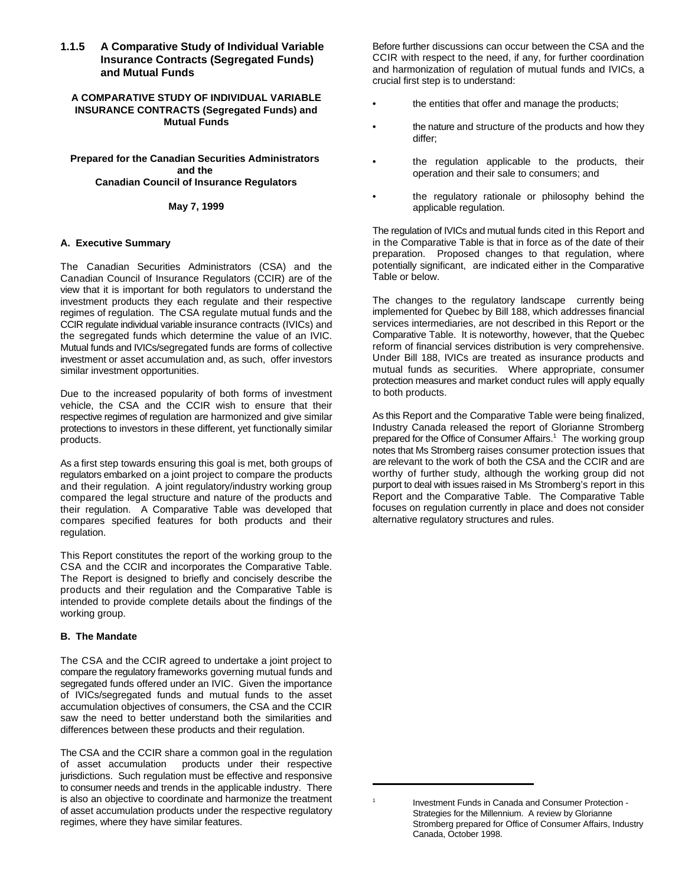## 1.1.5 A Comparative Study of Individual Variable Insurance Contracts (Segregated Funds) and Mutual Funds

**A COMPARATIVE STUDY OF INDIVIDUAL VARIABLE INSURANCE CONTRACTS (Segregated Funds) and Mutual Funds**

**Prepared for the Canadian Securities Administrators and the Canadian Council of Insurance Regulators**

**May 7, 1999**

### A. Executive Summary

The Canadian Securities Administrators (CSA) and the Canadian Council of Insurance Regulators (CCIR) are of the view that it is important for both regulators to understand the investment products they each regulate and their respective regimes of regulation. The CSA regulate mutual funds and the CCIR regulate individual variable insurance contracts (IVICs) and the segregated funds which determine the value of an IVIC. Mutual funds and IVICs/segregated funds are forms of collective investment or asset accumulation and, as such, offer investors similar investment opportunities.

Due to the increased popularity of both forms of investment vehicle, the CSA and the CCIR wish to ensure that their respective regimes of regulation are harmonized and give similar protections to investors in these different, yet functionally similar products.

As a first step towards ensuring this goal is met, both groups of regulators embarked on a joint project to compare the products and their regulation. A joint regulatory/industry working group compared the legal structure and nature of the products and their regulation. A Comparative Table was developed that compares specified features for both products and their regulation.

This Report constitutes the report of the working group to the CSA and the CCIR and incorporates the Comparative Table. The Report is designed to briefly and concisely describe the products and their regulation and the Comparative Table is intended to provide complete details about the findings of the working group.

### B. The Mandate

The CSA and the CCIR agreed to undertake a joint project to compare the regulatory frameworks governing mutual funds and segregated funds offered under an IVIC. Given the importance of IVICs/segregated funds and mutual funds to the asset accumulation objectives of consumers, the CSA and the CCIR saw the need to better understand both the similarities and differences between these products and their regulation.

The CSA and the CCIR share a common goal in the regulation of asset accumulation products under their respective jurisdictions. Such regulation must be effective and responsive to consumer needs and trends in the applicable industry. There is also an objective to coordinate and harmonize the treatment of asset accumulation products under the respective regulatory regimes, where they have similar features.

Before further discussions can occur between the CSA and the CCIR with respect to the need, if any, for further coordination and harmonization of regulation of mutual funds and IVICs, a crucial first step is to understand:

- the entities that offer and manage the products;
- the nature and structure of the products and how they differ;
- the regulation applicable to the products, their operation and their sale to consumers; and
- the regulatory rationale or philosophy behind the applicable regulation.

The regulation of IVICs and mutual funds cited in this Report and in the Comparative Table is that in force as of the date of their preparation. Proposed changes to that regulation, where potentially significant, are indicated either in the Comparative Table or below.

The changes to the regulatory landscape currently being implemented for Quebec by Bill 188, which addresses financial services intermediaries, are not described in this Report or the Comparative Table. It is noteworthy, however, that the Quebec reform of financial services distribution is very comprehensive. Under Bill 188, IVICs are treated as insurance products and mutual funds as securities. Where appropriate, consumer protection measures and market conduct rules will apply equally to both products.

As this Report and the Comparative Table were being finalized, Industry Canada released the report of Glorianne Stromberg prepared for the Office of Consumer Affairs.[1] The working group notes that Ms Stromberg raises consumer protection issues that are relevant to the work of both the CSA and the CCIR and are worthy of further study, although the working group did not purport to deal with issues raised in Ms Stromberg's report in this Report and the Comparative Table. The Comparative Table focuses on regulation currently in place and does not consider alternative regulatory structures and rules.

---

[1] Investment Funds in Canada and Consumer Protection - Strategies for the Millennium. A review by Glorianne Stromberg prepared for Office of Consumer Affairs, Industry Canada, October 1998.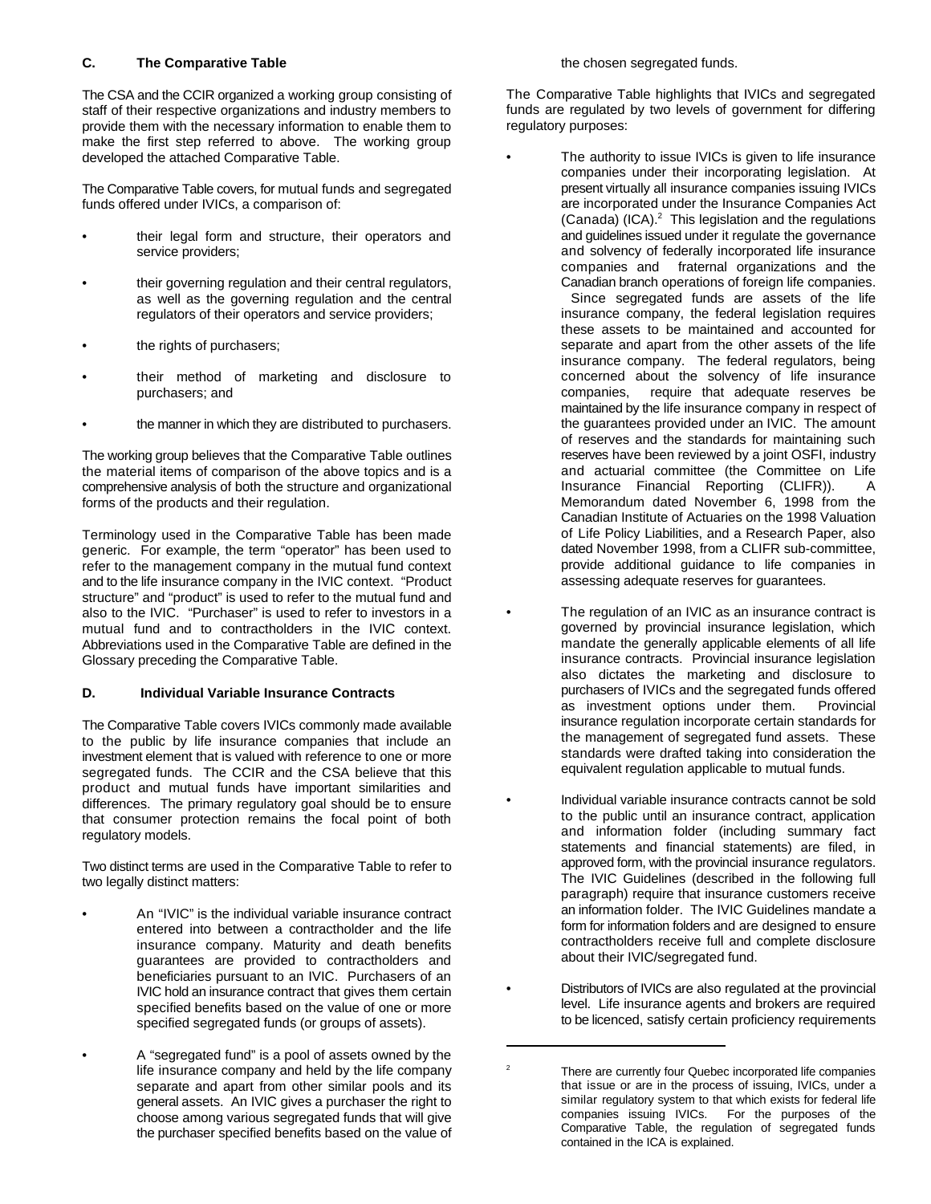### C. The Comparative Table

The CSA and the CCIR organized a working group consisting of staff of their respective organizations and industry members to provide them with the necessary information to enable them to make the first step referred to above. The working group developed the attached Comparative Table.

The Comparative Table covers, for mutual funds and segregated funds offered under IVICs, a comparison of:

- their legal form and structure, their operators and service providers;
- their governing regulation and their central regulators, as well as the governing regulation and the central regulators of their operators and service providers;
- the rights of purchasers;
- their method of marketing and disclosure to purchasers; and
- the manner in which they are distributed to purchasers.

The working group believes that the Comparative Table outlines the material items of comparison of the above topics and is a comprehensive analysis of both the structure and organizational forms of the products and their regulation.

Terminology used in the Comparative Table has been made generic. For example, the term "operator" has been used to refer to the management company in the mutual fund context and to the life insurance company in the IVIC context. "Product structure" and "product" is used to refer to the mutual fund and also to the IVIC. "Purchaser" is used to refer to investors in a mutual fund and to contractholders in the IVIC context. Abbreviations used in the Comparative Table are defined in the Glossary preceding the Comparative Table.

### D. Individual Variable Insurance Contracts

The Comparative Table covers IVICs commonly made available to the public by life insurance companies that include an investment element that is valued with reference to one or more segregated funds. The CCIR and the CSA believe that this product and mutual funds have important similarities and differences. The primary regulatory goal should be to ensure that consumer protection remains the focal point of both regulatory models.

Two distinct terms are used in the Comparative Table to refer to two legally distinct matters:

- An "IVIC" is the individual variable insurance contract entered into between a contractholder and the life insurance company. Maturity and death benefits guarantees are provided to contractholders and beneficiaries pursuant to an IVIC. Purchasers of an IVIC hold an insurance contract that gives them certain specified benefits based on the value of one or more specified segregated funds (or groups of assets).
- A "segregated fund" is a pool of assets owned by the life insurance company and held by the life company separate and apart from other similar pools and its general assets. An IVIC gives a purchaser the right to choose among various segregated funds that will give the purchaser specified benefits based on the value of the chosen segregated funds.

The Comparative Table highlights that IVICs and segregated funds are regulated by two levels of government for differing regulatory purposes:

- The authority to issue IVICs is given to life insurance companies under their incorporating legislation. At present virtually all insurance companies issuing IVICs are incorporated under the Insurance Companies Act (Canada) (ICA).[2] This legislation and the regulations and guidelines issued under it regulate the governance and solvency of federally incorporated life insurance companies and fraternal organizations and the Canadian branch operations of foreign life companies. Since segregated funds are assets of the life insurance company, the federal legislation requires these assets to be maintained and accounted for separate and apart from the other assets of the life insurance company. The federal regulators, being concerned about the solvency of life insurance companies, require that adequate reserves be maintained by the life insurance company in respect of the guarantees provided under an IVIC. The amount of reserves and the standards for maintaining such reserves have been reviewed by a joint OSFI, industry and actuarial committee (the Committee on Life Insurance Financial Reporting (CLIFR)). A Memorandum dated November 6, 1998 from the Canadian Institute of Actuaries on the 1998 Valuation of Life Policy Liabilities, and a Research Paper, also dated November 1998, from a CLIFR sub-committee, provide additional guidance to life companies in assessing adequate reserves for guarantees.
- The regulation of an IVIC as an insurance contract is governed by provincial insurance legislation, which mandate the generally applicable elements of all life insurance contracts. Provincial insurance legislation also dictates the marketing and disclosure to purchasers of IVICs and the segregated funds offered as investment options under them. Provincial insurance regulation incorporate certain standards for the management of segregated fund assets. These standards were drafted taking into consideration the equivalent regulation applicable to mutual funds.
- Individual variable insurance contracts cannot be sold to the public until an insurance contract, application and information folder (including summary fact statements and financial statements) are filed, in approved form, with the provincial insurance regulators. The IVIC Guidelines (described in the following full paragraph) require that insurance customers receive an information folder. The IVIC Guidelines mandate a form for information folders and are designed to ensure contractholders receive full and complete disclosure about their IVIC/segregated fund.
- Distributors of IVICs are also regulated at the provincial level. Life insurance agents and brokers are required to be licenced, satisfy certain proficiency requirements

[2] There are currently four Quebec incorporated life companies that issue or are in the process of issuing, IVICs, under a similar regulatory system to that which exists for federal life companies issuing IVICs. For the purposes of the Comparative Table, the regulation of segregated funds contained in the ICA is explained.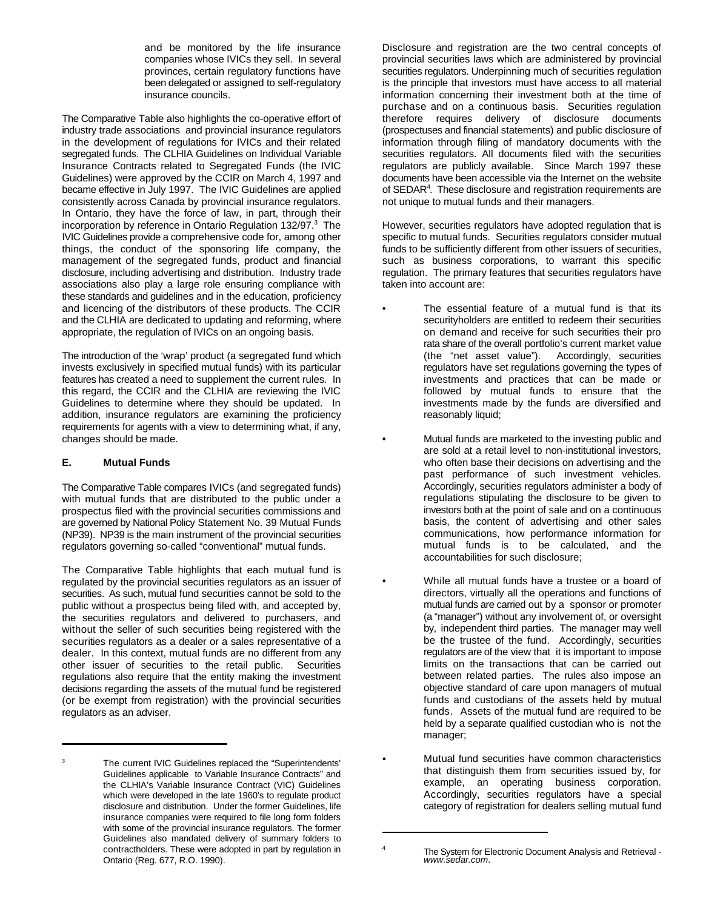and be monitored by the life insurance companies whose IVICs they sell. In several provinces, certain regulatory functions have been delegated or assigned to self-regulatory insurance councils.

The Comparative Table also highlights the co-operative effort of industry trade associations and provincial insurance regulators in the development of regulations for IVICs and their related segregated funds. The CLHIA Guidelines on Individual Variable Insurance Contracts related to Segregated Funds (the IVIC Guidelines) were approved by the CCIR on March 4, 1997 and became effective in July 1997. The IVIC Guidelines are applied consistently across Canada by provincial insurance regulators. In Ontario, they have the force of law, in part, through their incorporation by reference in Ontario Regulation 132/97.[3] The IVIC Guidelines provide a comprehensive code for, among other things, the conduct of the sponsoring life company, the management of the segregated funds, product and financial disclosure, including advertising and distribution. Industry trade associations also play a large role ensuring compliance with these standards and guidelines and in the education, proficiency and licencing of the distributors of these products. The CCIR and the CLHIA are dedicated to updating and reforming, where appropriate, the regulation of IVICs on an ongoing basis.

The introduction of the 'wrap' product (a segregated fund which invests exclusively in specified mutual funds) with its particular features has created a need to supplement the current rules. In this regard, the CCIR and the CLHIA are reviewing the IVIC Guidelines to determine where they should be updated. In addition, insurance regulators are examining the proficiency requirements for agents with a view to determining what, if any, changes should be made.

### E. Mutual Funds

The Comparative Table compares IVICs (and segregated funds) with mutual funds that are distributed to the public under a prospectus filed with the provincial securities commissions and are governed by National Policy Statement No. 39 Mutual Funds (NP39). NP39 is the main instrument of the provincial securities regulators governing so-called "conventional" mutual funds.

The Comparative Table highlights that each mutual fund is regulated by the provincial securities regulators as an issuer of securities. As such, mutual fund securities cannot be sold to the public without a prospectus being filed with, and accepted by, the securities regulators and delivered to purchasers, and without the seller of such securities being registered with the securities regulators as a dealer or a sales representative of a dealer. In this context, mutual funds are no different from any other issuer of securities to the retail public. Securities regulations also require that the entity making the investment decisions regarding the assets of the mutual fund be registered (or be exempt from registration) with the provincial securities regulators as an adviser.

Disclosure and registration are the two central concepts of provincial securities laws which are administered by provincial securities regulators. Underpinning much of securities regulation is the principle that investors must have access to all material information concerning their investment both at the time of purchase and on a continuous basis. Securities regulation therefore requires delivery of disclosure documents (prospectuses and financial statements) and public disclosure of information through filing of mandatory documents with the securities regulators. All documents filed with the securities regulators are publicly available. Since March 1997 these documents have been accessible via the Internet on the website of SEDAR[4]. These disclosure and registration requirements are not unique to mutual funds and their managers.

However, securities regulators have adopted regulation that is specific to mutual funds. Securities regulators consider mutual funds to be sufficiently different from other issuers of securities, such as business corporations, to warrant this specific regulation. The primary features that securities regulators have taken into account are:

- The essential feature of a mutual fund is that its securityholders are entitled to redeem their securities on demand and receive for such securities their pro rata share of the overall portfolio's current market value (the "net asset value"). Accordingly, securities regulators have set regulations governing the types of investments and practices that can be made or followed by mutual funds to ensure that the investments made by the funds are diversified and reasonably liquid;
- Mutual funds are marketed to the investing public and are sold at a retail level to non-institutional investors, who often base their decisions on advertising and the past performance of such investment vehicles. Accordingly, securities regulators administer a body of regulations stipulating the disclosure to be given to investors both at the point of sale and on a continuous basis, the content of advertising and other sales communications, how performance information for mutual funds is to be calculated, and the accountabilities for such disclosure;
- While all mutual funds have a trustee or a board of directors, virtually all the operations and functions of mutual funds are carried out by a sponsor or promoter (a "manager") without any involvement of, or oversight by, independent third parties. The manager may well be the trustee of the fund. Accordingly, securities regulators are of the view that it is important to impose limits on the transactions that can be carried out between related parties. The rules also impose an objective standard of care upon managers of mutual funds and custodians of the assets held by mutual funds. Assets of the mutual fund are required to be held by a separate qualified custodian who is not the manager;
- Mutual fund securities have common characteristics that distinguish them from securities issued by, for example, an operating business corporation. Accordingly, securities regulators have a special category of registration for dealers selling mutual fund

---

[3] The current IVIC Guidelines replaced the "Superintendents' Guidelines applicable to Variable Insurance Contracts" and the CLHIA's Variable Insurance Contract (VIC) Guidelines which were developed in the late 1960's to regulate product disclosure and distribution. Under the former Guidelines, life insurance companies were required to file long form folders with some of the provincial insurance regulators. The former Guidelines also mandated delivery of summary folders to contractholders. These were adopted in part by regulation in Ontario (Reg. 677, R.O. 1990).

[4] The System for Electronic Document Analysis and Retrieval - *www.sedar.com*.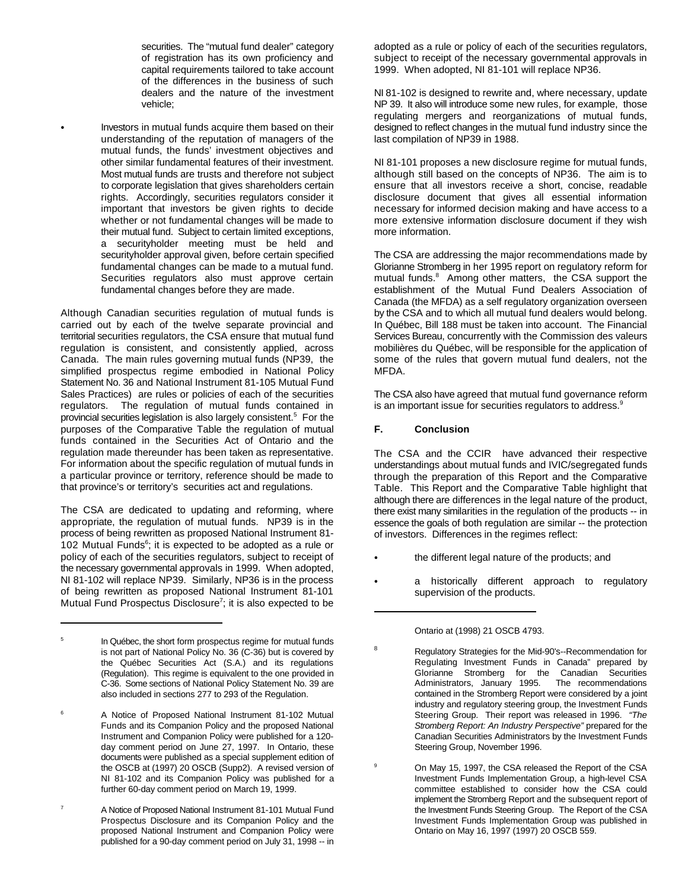securities. The "mutual fund dealer" category of registration has its own proficiency and capital requirements tailored to take account of the differences in the business of such dealers and the nature of the investment vehicle;

- Investors in mutual funds acquire them based on their understanding of the reputation of managers of the mutual funds, the funds' investment objectives and other similar fundamental features of their investment. Most mutual funds are trusts and therefore not subject to corporate legislation that gives shareholders certain rights. Accordingly, securities regulators consider it important that investors be given rights to decide whether or not fundamental changes will be made to their mutual fund. Subject to certain limited exceptions, a securityholder meeting must be held and securityholder approval given, before certain specified fundamental changes can be made to a mutual fund. Securities regulators also must approve certain fundamental changes before they are made.

Although Canadian securities regulation of mutual funds is carried out by each of the twelve separate provincial and territorial securities regulators, the CSA ensure that mutual fund regulation is consistent, and consistently applied, across Canada. The main rules governing mutual funds (NP39, the simplified prospectus regime embodied in National Policy Statement No. 36 and National Instrument 81-105 Mutual Fund Sales Practices) are rules or policies of each of the securities regulators. The regulation of mutual funds contained in provincial securities legislation is also largely consistent.[5] For the purposes of the Comparative Table the regulation of mutual funds contained in the Securities Act of Ontario and the regulation made thereunder has been taken as representative. For information about the specific regulation of mutual funds in a particular province or territory, reference should be made to that province's or territory's securities act and regulations.

The CSA are dedicated to updating and reforming, where appropriate, the regulation of mutual funds. NP39 is in the process of being rewritten as proposed National Instrument 81-102 Mutual Funds[6]; it is expected to be adopted as a rule or policy of each of the securities regulators, subject to receipt of the necessary governmental approvals in 1999. When adopted, NI 81-102 will replace NP39. Similarly, NP36 is in the process of being rewritten as proposed National Instrument 81-101 Mutual Fund Prospectus Disclosure[7]; it is also expected to be adopted as a rule or policy of each of the securities regulators, subject to receipt of the necessary governmental approvals in 1999. When adopted, NI 81-101 will replace NP36.

NI 81-102 is designed to rewrite and, where necessary, update NP 39. It also will introduce some new rules, for example, those regulating mergers and reorganizations of mutual funds, designed to reflect changes in the mutual fund industry since the last compilation of NP39 in 1988.

NI 81-101 proposes a new disclosure regime for mutual funds, although still based on the concepts of NP36. The aim is to ensure that all investors receive a short, concise, readable disclosure document that gives all essential information necessary for informed decision making and have access to a more extensive information disclosure document if they wish more information.

The CSA are addressing the major recommendations made by Glorianne Stromberg in her 1995 report on regulatory reform for mutual funds.[8] Among other matters, the CSA support the establishment of the Mutual Fund Dealers Association of Canada (the MFDA) as a self regulatory organization overseen by the CSA and to which all mutual fund dealers would belong. In Québec, Bill 188 must be taken into account. The Financial Services Bureau, concurrently with the Commission des valeurs mobilières du Québec, will be responsible for the application of some of the rules that govern mutual fund dealers, not the MFDA.

The CSA also have agreed that mutual fund governance reform is an important issue for securities regulators to address.[9]

## F. Conclusion

The CSA and the CCIR have advanced their respective understandings about mutual funds and IVIC/segregated funds through the preparation of this Report and the Comparative Table. This Report and the Comparative Table highlight that although there are differences in the legal nature of the product, there exist many similarities in the regulation of the products -- in essence the goals of both regulation are similar -- the protection of investors. Differences in the regimes reflect:

- the different legal nature of the products; and
- a historically different approach to regulatory supervision of the products.

---

[5] In Québec, the short form prospectus regime for mutual funds is not part of National Policy No. 36 (C-36) but is covered by the Québec Securities Act (S.A.) and its regulations (Regulation). This regime is equivalent to the one provided in C-36. Some sections of National Policy Statement No. 39 are also included in sections 277 to 293 of the Regulation.

[6] A Notice of Proposed National Instrument 81-102 Mutual Funds and its Companion Policy and the proposed National Instrument and Companion Policy were published for a 120-day comment period on June 27, 1997. In Ontario, these documents were published as a special supplement edition of the OSCB at (1997) 20 OSCB (Supp2). A revised version of NI 81-102 and its Companion Policy was published for a further 60-day comment period on March 19, 1999.

[7] A Notice of Proposed National Instrument 81-101 Mutual Fund Prospectus Disclosure and its Companion Policy and the proposed National Instrument and Companion Policy were published for a 90-day comment period on July 31, 1998 -- in Ontario at (1998) 21 OSCB 4793.

[8] Regulatory Strategies for the Mid-90's--Recommendation for Regulating Investment Funds in Canada" prepared by Glorianne Stromberg for the Canadian Securities Administrators, January 1995. The recommendations contained in the Stromberg Report were considered by a joint industry and regulatory steering group, the Investment Funds Steering Group. Their report was released in 1996. *"The Stromberg Report: An Industry Perspective"* prepared for the Canadian Securities Administrators by the Investment Funds Steering Group, November 1996.

[9] On May 15, 1997, the CSA released the Report of the CSA Investment Funds Implementation Group, a high-level CSA committee established to consider how the CSA could implement the Stromberg Report and the subsequent report of the Investment Funds Steering Group. The Report of the CSA Investment Funds Implementation Group was published in Ontario on May 16, 1997 (1997) 20 OSCB 559.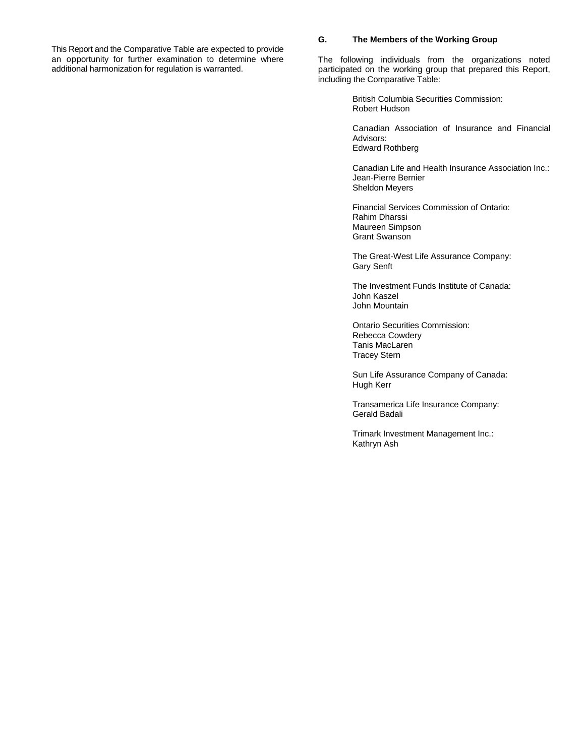This Report and the Comparative Table are expected to provide an opportunity for further examination to determine where additional harmonization for regulation is warranted.

## G. The Members of the Working Group

The following individuals from the organizations noted participated on the working group that prepared this Report, including the Comparative Table:

British Columbia Securities Commission:
Robert Hudson

Canadian Association of Insurance and Financial Advisors:
Edward Rothberg

Canadian Life and Health Insurance Association Inc.:
Jean-Pierre Bernier
Sheldon Meyers

Financial Services Commission of Ontario:
Rahim Dharssi
Maureen Simpson
Grant Swanson

The Great-West Life Assurance Company:
Gary Senft

The Investment Funds Institute of Canada:
John Kaszel
John Mountain

Ontario Securities Commission:
Rebecca Cowdery
Tanis MacLaren
Tracey Stern

Sun Life Assurance Company of Canada:
Hugh Kerr

Transamerica Life Insurance Company:
Gerald Badali

Trimark Investment Management Inc.:
Kathryn Ash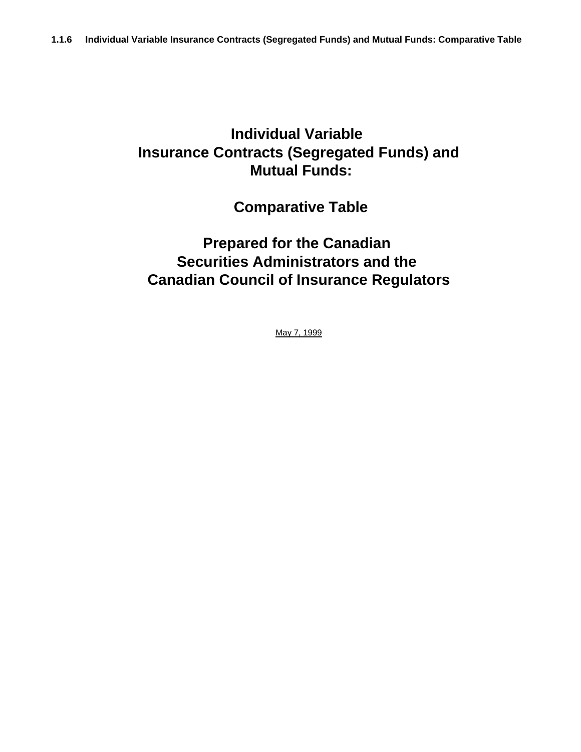### 1.1.6 Individual Variable Insurance Contracts (Segregated Funds) and Mutual Funds: Comparative Table

# Individual Variable Insurance Contracts (Segregated Funds) and Mutual Funds:

## Comparative Table

## Prepared for the Canadian Securities Administrators and the Canadian Council of Insurance Regulators

May 7, 1999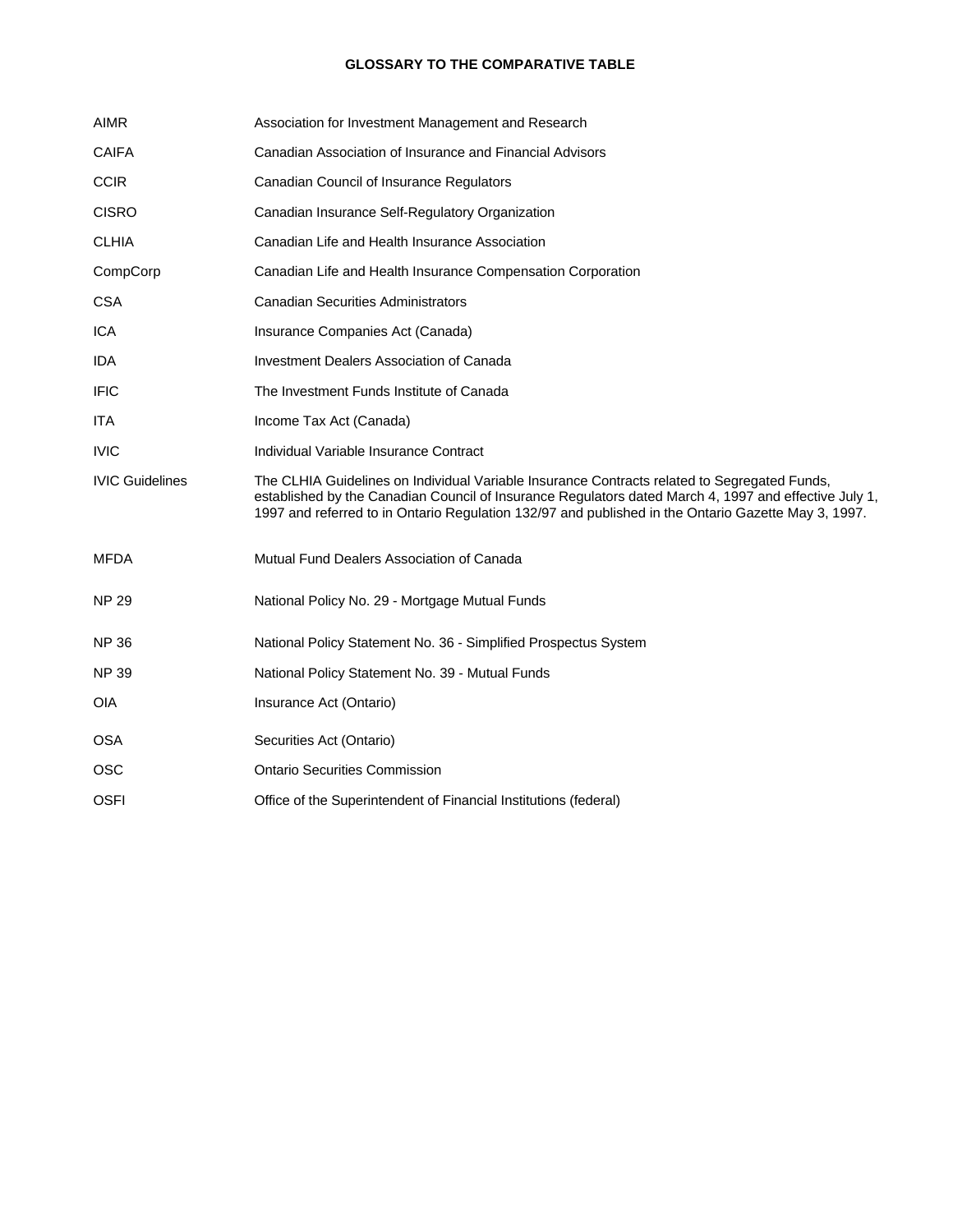# GLOSSARY TO THE COMPARATIVE TABLE

| | |
|---|---|
| AIMR | Association for Investment Management and Research |
| CAIFA | Canadian Association of Insurance and Financial Advisors |
| CCIR | Canadian Council of Insurance Regulators |
| CISRO | Canadian Insurance Self-Regulatory Organization |
| CLHIA | Canadian Life and Health Insurance Association |
| CompCorp | Canadian Life and Health Insurance Compensation Corporation |
| CSA | Canadian Securities Administrators |
| ICA | Insurance Companies Act (Canada) |
| IDA | Investment Dealers Association of Canada |
| IFIC | The Investment Funds Institute of Canada |
| ITA | Income Tax Act (Canada) |
| IVIC | Individual Variable Insurance Contract |
| IVIC Guidelines | The CLHIA Guidelines on Individual Variable Insurance Contracts related to Segregated Funds, established by the Canadian Council of Insurance Regulators dated March 4, 1997 and effective July 1, 1997 and referred to in Ontario Regulation 132/97 and published in the Ontario Gazette May 3, 1997. |
| MFDA | Mutual Fund Dealers Association of Canada |
| NP 29 | National Policy No. 29 - Mortgage Mutual Funds |
| NP 36 | National Policy Statement No. 36 - Simplified Prospectus System |
| NP 39 | National Policy Statement No. 39 - Mutual Funds |
| OIA | Insurance Act (Ontario) |
| OSA | Securities Act (Ontario) |
| OSC | Ontario Securities Commission |
| OSFI | Office of the Superintendent of Financial Institutions (federal) |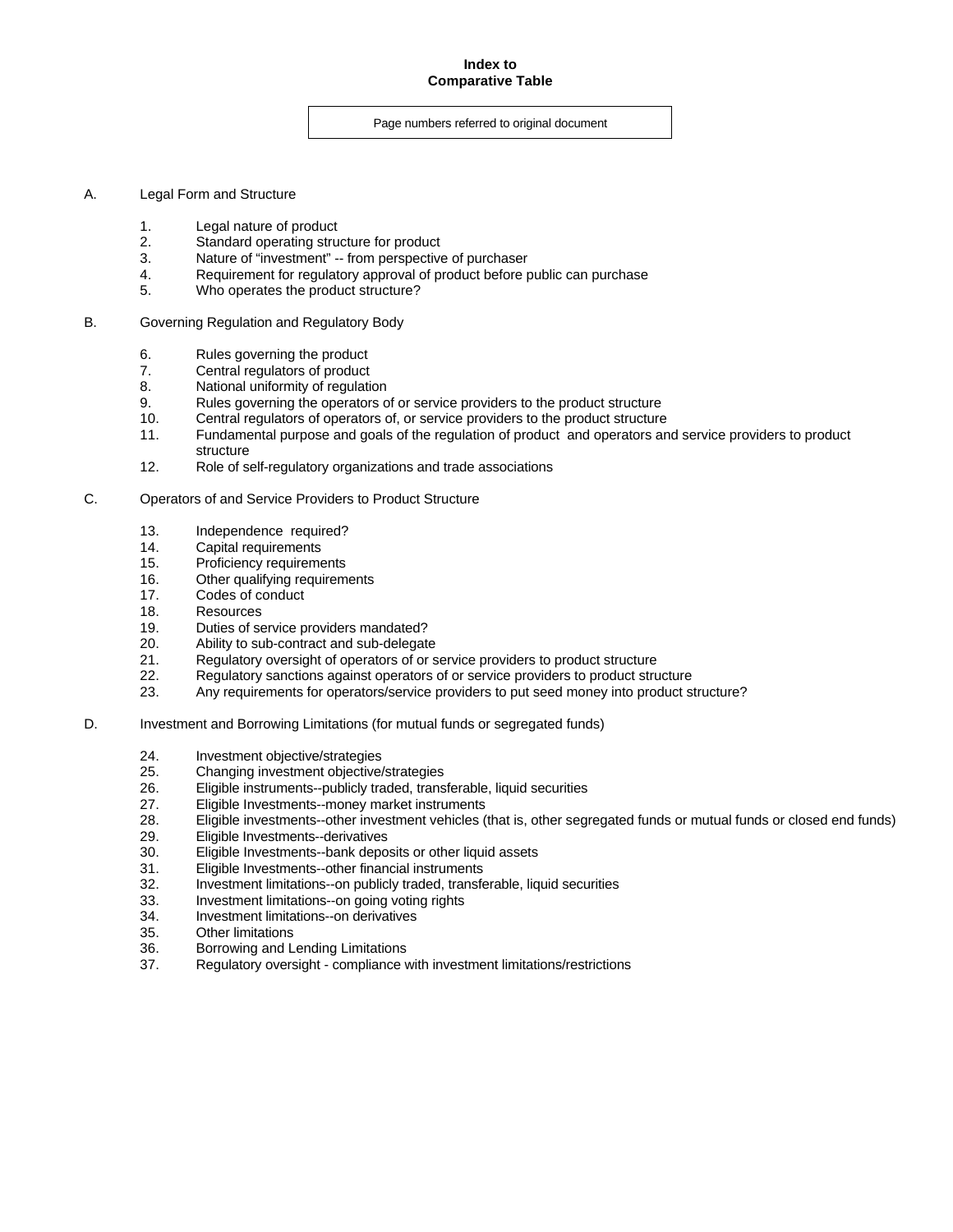# Index to Comparative Table

Page numbers referred to original document

A. Legal Form and Structure

1. Legal nature of product
2. Standard operating structure for product
3. Nature of “investment” -- from perspective of purchaser
4. Requirement for regulatory approval of product before public can purchase
5. Who operates the product structure?

B. Governing Regulation and Regulatory Body

6. Rules governing the product
7. Central regulators of product
8. National uniformity of regulation
9. Rules governing the operators of or service providers to the product structure
10. Central regulators of operators of, or service providers to the product structure
11. Fundamental purpose and goals of the regulation of product and operators and service providers to product structure
12. Role of self-regulatory organizations and trade associations

C. Operators of and Service Providers to Product Structure

13. Independence required?
14. Capital requirements
15. Proficiency requirements
16. Other qualifying requirements
17. Codes of conduct
18. Resources
19. Duties of service providers mandated?
20. Ability to sub-contract and sub-delegate
21. Regulatory oversight of operators of or service providers to product structure
22. Regulatory sanctions against operators of or service providers to product structure
23. Any requirements for operators/service providers to put seed money into product structure?

D. Investment and Borrowing Limitations (for mutual funds or segregated funds)

24. Investment objective/strategies
25. Changing investment objective/strategies
26. Eligible instruments--publicly traded, transferable, liquid securities
27. Eligible Investments--money market instruments
28. Eligible investments--other investment vehicles (that is, other segregated funds or mutual funds or closed end funds)
29. Eligible Investments--derivatives
30. Eligible Investments--bank deposits or other liquid assets
31. Eligible Investments--other financial instruments
32. Investment limitations--on publicly traded, transferable, liquid securities
33. Investment limitations--on going voting rights
34. Investment limitations--on derivatives
35. Other limitations
36. Borrowing and Lending Limitations
37. Regulatory oversight - compliance with investment limitations/restrictions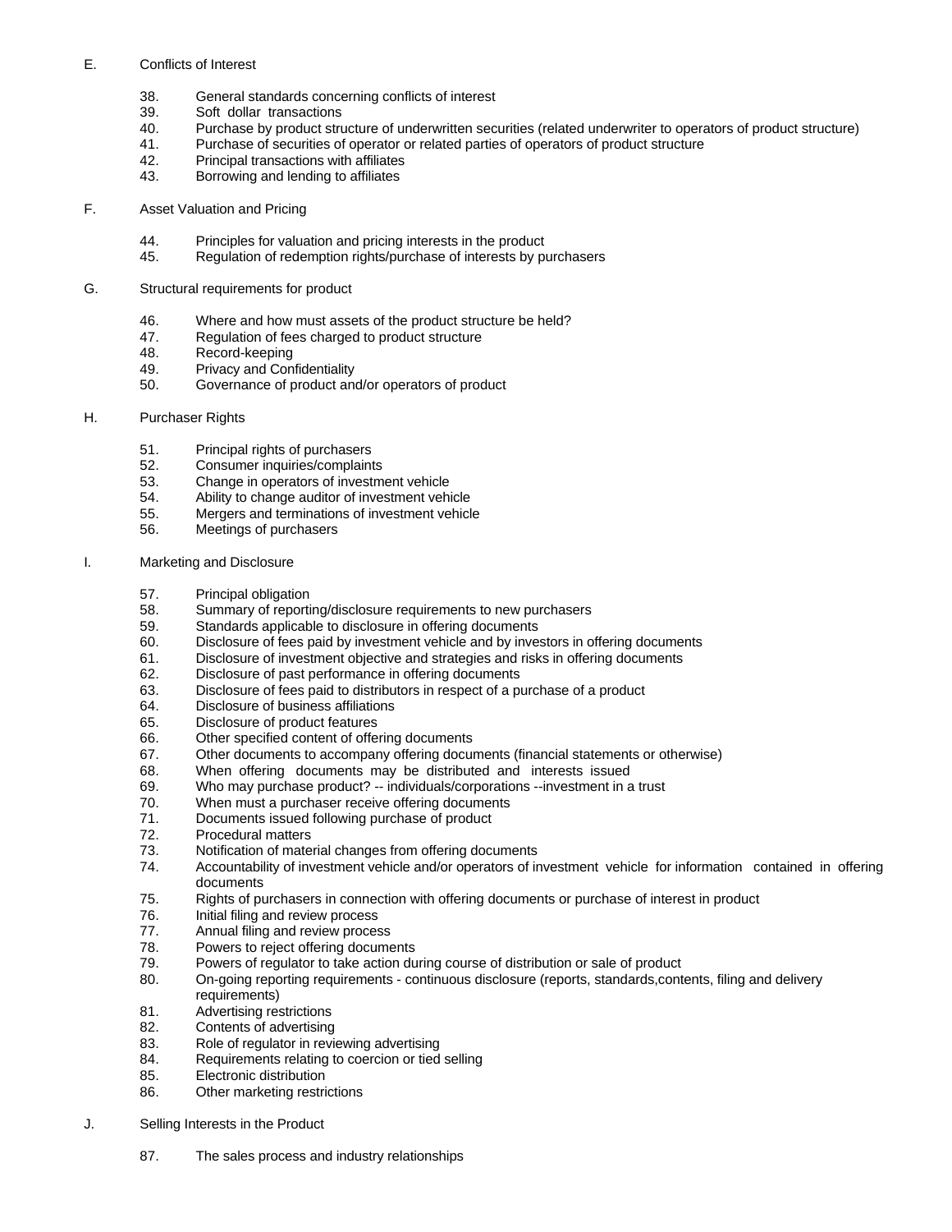E. Conflicts of Interest

38. General standards concerning conflicts of interest
39. Soft dollar transactions
40. Purchase by product structure of underwritten securities (related underwriter to operators of product structure)
41. Purchase of securities of operator or related parties of operators of product structure
42. Principal transactions with affiliates
43. Borrowing and lending to affiliates

F. Asset Valuation and Pricing

44. Principles for valuation and pricing interests in the product
45. Regulation of redemption rights/purchase of interests by purchasers

G. Structural requirements for product

46. Where and how must assets of the product structure be held?
47. Regulation of fees charged to product structure
48. Record-keeping
49. Privacy and Confidentiality
50. Governance of product and/or operators of product

H. Purchaser Rights

51. Principal rights of purchasers
52. Consumer inquiries/complaints
53. Change in operators of investment vehicle
54. Ability to change auditor of investment vehicle
55. Mergers and terminations of investment vehicle
56. Meetings of purchasers

I. Marketing and Disclosure

57. Principal obligation
58. Summary of reporting/disclosure requirements to new purchasers
59. Standards applicable to disclosure in offering documents
60. Disclosure of fees paid by investment vehicle and by investors in offering documents
61. Disclosure of investment objective and strategies and risks in offering documents
62. Disclosure of past performance in offering documents
63. Disclosure of fees paid to distributors in respect of a purchase of a product
64. Disclosure of business affiliations
65. Disclosure of product features
66. Other specified content of offering documents
67. Other documents to accompany offering documents (financial statements or otherwise)
68. When offering documents may be distributed and interests issued
69. Who may purchase product? -- individuals/corporations --investment in a trust
70. When must a purchaser receive offering documents
71. Documents issued following purchase of product
72. Procedural matters
73. Notification of material changes from offering documents
74. Accountability of investment vehicle and/or operators of investment vehicle for information contained in offering documents
75. Rights of purchasers in connection with offering documents or purchase of interest in product
76. Initial filing and review process
77. Annual filing and review process
78. Powers to reject offering documents
79. Powers of regulator to take action during course of distribution or sale of product
80. On-going reporting requirements - continuous disclosure (reports, standards,contents, filing and delivery requirements)
81. Advertising restrictions
82. Contents of advertising
83. Role of regulator in reviewing advertising
84. Requirements relating to coercion or tied selling
85. Electronic distribution
86. Other marketing restrictions

J. Selling Interests in the Product

87. The sales process and industry relationships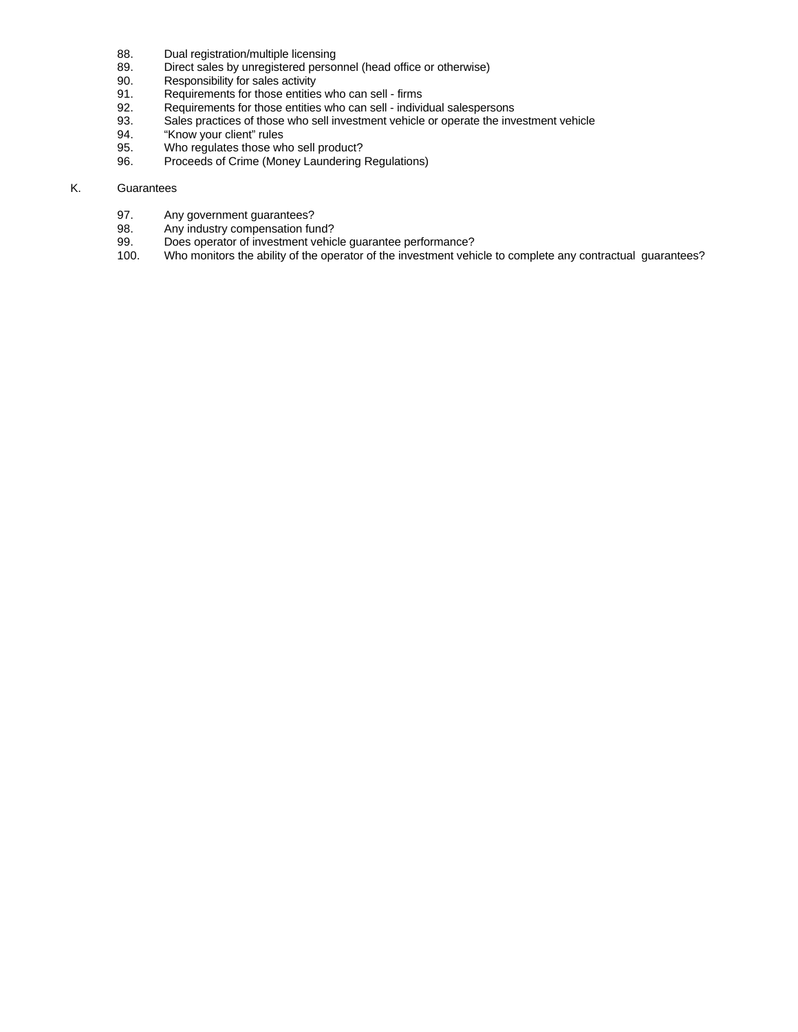88. Dual registration/multiple licensing
89. Direct sales by unregistered personnel (head office or otherwise)
90. Responsibility for sales activity
91. Requirements for those entities who can sell - firms
92. Requirements for those entities who can sell - individual salespersons
93. Sales practices of those who sell investment vehicle or operate the investment vehicle
94. "Know your client" rules
95. Who regulates those who sell product?
96. Proceeds of Crime (Money Laundering Regulations)

K. Guarantees

97. Any government guarantees?
98. Any industry compensation fund?
99. Does operator of investment vehicle guarantee performance?
100. Who monitors the ability of the operator of the investment vehicle to complete any contractual guarantees?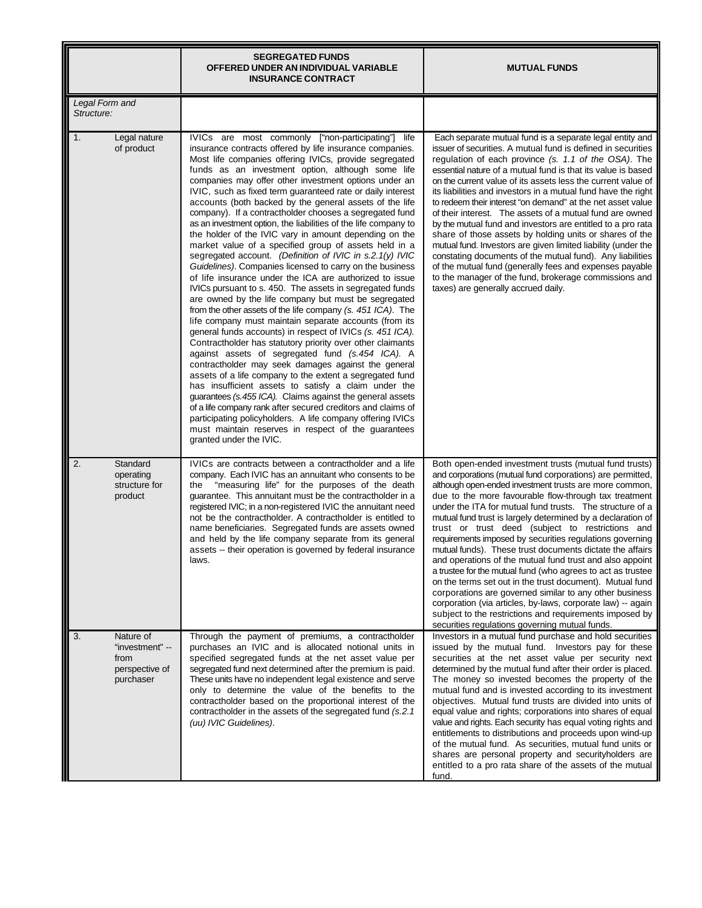| | SEGREGATED FUNDS OFFERED UNDER AN INDIVIDUAL VARIABLE INSURANCE CONTRACT | MUTUAL FUNDS |
|---|---|---|
| *Legal Form and Structure:* | | |
| 1. Legal nature of product | IVICs are most commonly ["non-participating"] life insurance contracts offered by life insurance companies. Most life companies offering IVICs, provide segregated funds as an investment option, although some life companies may offer other investment options under an IVIC, such as fixed term guaranteed rate or daily interest accounts (both backed by the general assets of the life company). If a contractholder chooses a segregated fund as an investment option, the liabilities of the life company to the holder of the IVIC vary in amount depending on the market value of a specified group of assets held in a segregated account. *(Definition of IVIC in s.2.1(y) IVIC Guidelines)*. Companies licensed to carry on the business of life insurance under the ICA are authorized to issue IVICs pursuant to s. 450. The assets in segregated funds are owned by the life company but must be segregated from the other assets of the life company *(s. 451 ICA)*. The life company must maintain separate accounts (from its general funds accounts) in respect of IVICs *(s. 451 ICA).* Contractholder has statutory priority over other claimants against assets of segregated fund *(s.454 ICA).* A contractholder may seek damages against the general assets of a life company to the extent a segregated fund has insufficient assets to satisfy a claim under the guarantees *(s.455 ICA).* Claims against the general assets of a life company rank after secured creditors and claims of participating policyholders. A life company offering IVICs must maintain reserves in respect of the guarantees granted under the IVIC. | Each separate mutual fund is a separate legal entity and issuer of securities. A mutual fund is defined in securities regulation of each province *(s. 1.1 of the OSA)*. The essential nature of a mutual fund is that its value is based on the current value of its assets less the current value of its liabilities and investors in a mutual fund have the right to redeem their interest "on demand" at the net asset value of their interest. The assets of a mutual fund are owned by the mutual fund and investors are entitled to a pro rata share of those assets by holding units or shares of the mutual fund. Investors are given limited liability (under the constating documents of the mutual fund). Any liabilities of the mutual fund (generally fees and expenses payable to the manager of the fund, brokerage commissions and taxes) are generally accrued daily. |
| 2. Standard operating structure for product | IVICs are contracts between a contractholder and a life company. Each IVIC has an annuitant who consents to be the "measuring life" for the purposes of the death guarantee. This annuitant must be the contractholder in a registered IVIC; in a non-registered IVIC the annuitant need not be the contractholder. A contractholder is entitled to name beneficiaries. Segregated funds are assets owned and held by the life company separate from its general assets -- their operation is governed by federal insurance laws. | Both open-ended investment trusts (mutual fund trusts) and corporations (mutual fund corporations) are permitted, although open-ended investment trusts are more common, due to the more favourable flow-through tax treatment under the ITA for mutual fund trusts. The structure of a mutual fund trust is largely determined by a declaration of trust or trust deed (subject to restrictions and requirements imposed by securities regulations governing mutual funds). These trust documents dictate the affairs and operations of the mutual fund trust and also appoint a trustee for the mutual fund (who agrees to act as trustee on the terms set out in the trust document). Mutual fund corporations are governed similar to any other business corporation (via articles, by-laws, corporate law) -- again subject to the restrictions and requirements imposed by securities regulations governing mutual funds. |
| 3. Nature of "investment" -- from perspective of purchaser | Through the payment of premiums, a contractholder purchases an IVIC and is allocated notional units in specified segregated funds at the net asset value per segregated fund next determined after the premium is paid. These units have no independent legal existence and serve only to determine the value of the benefits to the contractholder based on the proportional interest of the contractholder in the assets of the segregated fund *(s.2.1 (uu) IVIC Guidelines)*. | Investors in a mutual fund purchase and hold securities issued by the mutual fund. Investors pay for these securities at the net asset value per security next determined by the mutual fund after their order is placed. The money so invested becomes the property of the mutual fund and is invested according to its investment objectives. Mutual fund trusts are divided into units of equal value and rights; corporations into shares of equal value and rights. Each security has equal voting rights and entitlements to distributions and proceeds upon wind-up of the mutual fund. As securities, mutual fund units or shares are personal property and securityholders are entitled to a pro rata share of the assets of the mutual fund. |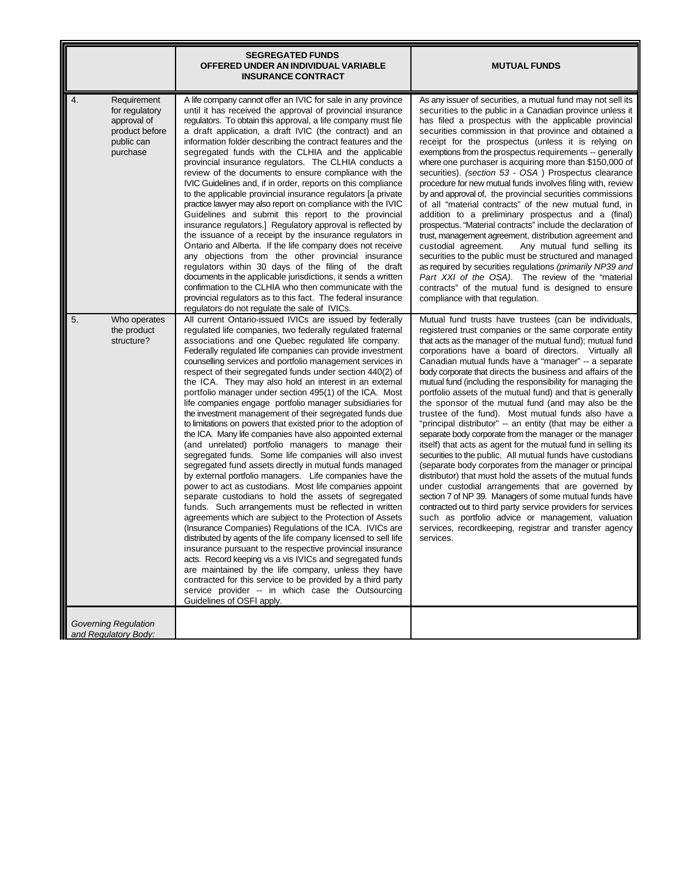| | SEGREGATED FUNDS OFFERED UNDER AN INDIVIDUAL VARIABLE INSURANCE CONTRACT | MUTUAL FUNDS |
|---|---|---|
| 4. Requirement for regulatory approval of product before public can purchase | A life company cannot offer an IVIC for sale in any province until it has received the approval of provincial insurance regulators. To obtain this approval, a life company must file a draft application, a draft IVIC (the contract) and an information folder describing the contract features and the segregated funds with the CLHIA and the applicable provincial insurance regulators. The CLHIA conducts a review of the documents to ensure compliance with the IVIC Guidelines and, if in order, reports on this compliance to the applicable provincial insurance regulators [a private practice lawyer may also report on compliance with the IVIC Guidelines and submit this report to the provincial insurance regulators.] Regulatory approval is reflected by the issuance of a receipt by the insurance regulators in Ontario and Alberta. If the life company does not receive any objections from the other provincial insurance regulators within 30 days of the filing of the draft documents in the applicable jurisdictions, it sends a written confirmation to the CLHIA who then communicate with the provincial regulators as to this fact. The federal insurance regulators do not regulate the sale of IVICs. | As any issuer of securities, a mutual fund may not sell its securities to the public in a Canadian province unless it has filed a prospectus with the applicable provincial securities commission in that province and obtained a receipt for the prospectus (unless it is relying on exemptions from the prospectus requirements -- generally where one purchaser is acquiring more than $150,000 of securities). *(section 53 - OSA )* Prospectus clearance procedure for new mutual funds involves filing with, review by and approval of, the provincial securities commissions of all "material contracts" of the new mutual fund, in addition to a preliminary prospectus and a (final) prospectus. "Material contracts" include the declaration of trust, management agreement, distribution agreement and custodial agreement. Any mutual fund selling its securities to the public must be structured and managed as required by securities regulations *(primarily NP39 and Part XXI of the OSA)*. The review of the "material contracts" of the mutual fund is designed to ensure compliance with that regulation. |
| 5. Who operates the product structure? | All current Ontario-issued IVICs are issued by federally regulated life companies, two federally regulated fraternal associations and one Quebec regulated life company. Federally regulated life companies can provide investment counselling services and portfolio management services in respect of their segregated funds under section 440(2) of the ICA. They may also hold an interest in an external portfolio manager under section 495(1) of the ICA. Most life companies engage portfolio manager subsidiaries for the investment management of their segregated funds due to limitations on powers that existed prior to the adoption of the ICA. Many life companies have also appointed external (and unrelated) portfolio managers to manage their segregated funds. Some life companies will also invest segregated fund assets directly in mutual funds managed by external portfolio managers. Life companies have the power to act as custodians. Most life companies appoint separate custodians to hold the assets of segregated funds. Such arrangements must be reflected in written agreements which are subject to the Protection of Assets (Insurance Companies) Regulations of the ICA. IVICs are distributed by agents of the life company licensed to sell life insurance pursuant to the respective provincial insurance acts. Record keeping vis a vis IVICs and segregated funds are maintained by the life company, unless they have contracted for this service to be provided by a third party service provider -- in which case the Outsourcing Guidelines of OSFI apply. | Mutual fund trusts have trustees (can be individuals, registered trust companies or the same corporate entity that acts as the manager of the mutual fund); mutual fund corporations have a board of directors. Virtually all Canadian mutual funds have a "manager" -- a separate body corporate that directs the business and affairs of the mutual fund (including the responsibility for managing the portfolio assets of the mutual fund) and that is generally the sponsor of the mutual fund (and may also be the trustee of the fund). Most mutual funds also have a "principal distributor" -- an entity (that may be either a separate body corporate from the manager or the manager itself) that acts as agent for the mutual fund in selling its securities to the public. All mutual funds have custodians (separate body corporates from the manager or principal distributor) that must hold the assets of the mutual funds under custodial arrangements that are governed by section 7 of NP 39. Managers of some mutual funds have contracted out to third party service providers for services such as portfolio advice or management, valuation services, recordkeeping, registrar and transfer agency services. |
| *Governing Regulation and Regulatory Body:* | | |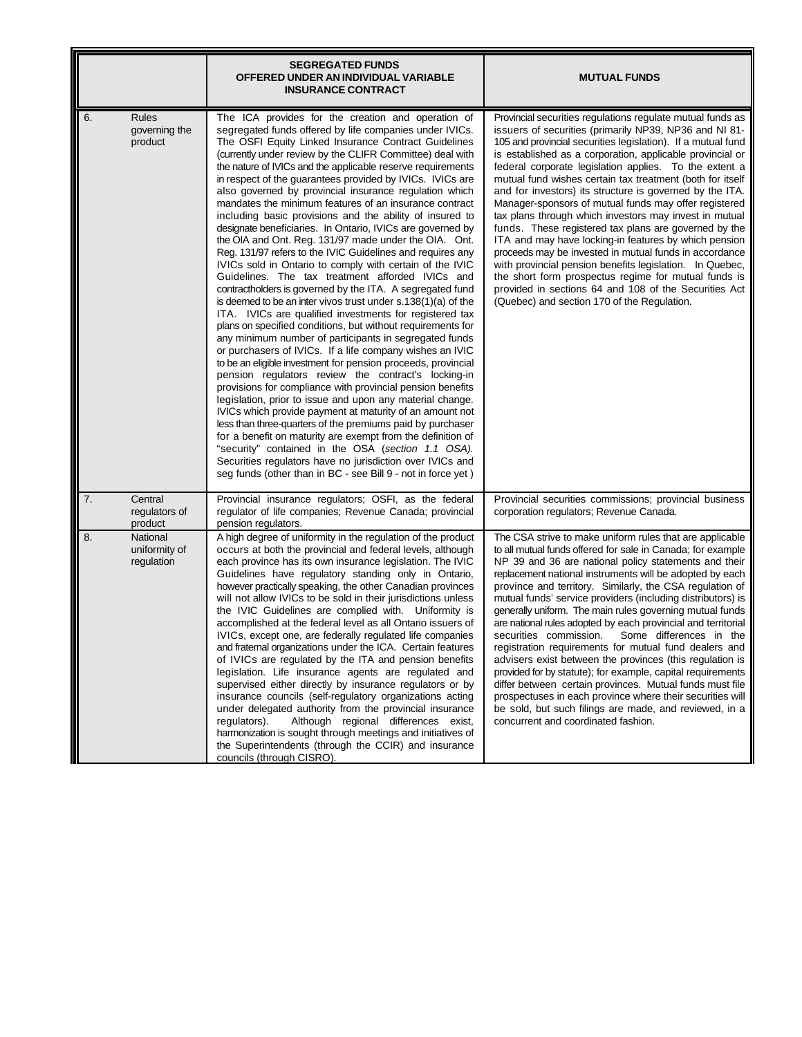| | | SEGREGATED FUNDS OFFERED UNDER AN INDIVIDUAL VARIABLE INSURANCE CONTRACT | MUTUAL FUNDS |
|---|---|---|---|
| 6. | Rules governing the product | The ICA provides for the creation and operation of segregated funds offered by life companies under IVICs. The OSFI Equity Linked Insurance Contract Guidelines (currently under review by the CLIFR Committee) deal with the nature of IVICs and the applicable reserve requirements in respect of the guarantees provided by IVICs. IVICs are also governed by provincial insurance regulation which mandates the minimum features of an insurance contract including basic provisions and the ability of insured to designate beneficiaries. In Ontario, IVICs are governed by the OIA and Ont. Reg. 131/97 made under the OIA. Ont. Reg. 131/97 refers to the IVIC Guidelines and requires any IVICs sold in Ontario to comply with certain of the IVIC Guidelines. The tax treatment afforded IVICs and contractholders is governed by the ITA. A segregated fund is deemed to be an inter vivos trust under s.138(1)(a) of the ITA. IVICs are qualified investments for registered tax plans on specified conditions, but without requirements for any minimum number of participants in segregated funds or purchasers of IVICs. If a life company wishes an IVIC to be an eligible investment for pension proceeds, provincial pension regulators review the contract's locking-in provisions for compliance with provincial pension benefits legislation, prior to issue and upon any material change. IVICs which provide payment at maturity of an amount not less than three-quarters of the premiums paid by purchaser for a benefit on maturity are exempt from the definition of "security" contained in the OSA (*section 1.1 OSA).* Securities regulators have no jurisdiction over IVICs and seg funds (other than in BC - see Bill 9 - not in force yet ) | Provincial securities regulations regulate mutual funds as issuers of securities (primarily NP39, NP36 and NI 81-105 and provincial securities legislation). If a mutual fund is established as a corporation, applicable provincial or federal corporate legislation applies. To the extent a mutual fund wishes certain tax treatment (both for itself and for investors) its structure is governed by the ITA. Manager-sponsors of mutual funds may offer registered tax plans through which investors may invest in mutual funds. These registered tax plans are governed by the ITA and may have locking-in features by which pension proceeds may be invested in mutual funds in accordance with provincial pension benefits legislation. In Quebec, the short form prospectus regime for mutual funds is provided in sections 64 and 108 of the Securities Act (Quebec) and section 170 of the Regulation. |
| 7. | Central regulators of product | Provincial insurance regulators; OSFI, as the federal regulator of life companies; Revenue Canada; provincial pension regulators. | Provincial securities commissions; provincial business corporation regulators; Revenue Canada. |
| 8. | National uniformity of regulation | A high degree of uniformity in the regulation of the product occurs at both the provincial and federal levels, although each province has its own insurance legislation. The IVIC Guidelines have regulatory standing only in Ontario, however practically speaking, the other Canadian provinces will not allow IVICs to be sold in their jurisdictions unless the IVIC Guidelines are complied with. Uniformity is accomplished at the federal level as all Ontario issuers of IVICs, except one, are federally regulated life companies and fraternal organizations under the ICA. Certain features of IVICs are regulated by the ITA and pension benefits legislation. Life insurance agents are regulated and supervised either directly by insurance regulators or by insurance councils (self-regulatory organizations acting under delegated authority from the provincial insurance regulators). Although regional differences exist, harmonization is sought through meetings and initiatives of the Superintendents (through the CCIR) and insurance councils (through CISRO). | The CSA strive to make uniform rules that are applicable to all mutual funds offered for sale in Canada; for example NP 39 and 36 are national policy statements and their replacement national instruments will be adopted by each province and territory. Similarly, the CSA regulation of mutual funds' service providers (including distributors) is generally uniform. The main rules governing mutual funds are national rules adopted by each provincial and territorial securities commission. Some differences in the registration requirements for mutual fund dealers and advisers exist between the provinces (this regulation is provided for by statute); for example, capital requirements differ between certain provinces. Mutual funds must file prospectuses in each province where their securities will be sold, but such filings are made, and reviewed, in a concurrent and coordinated fashion. |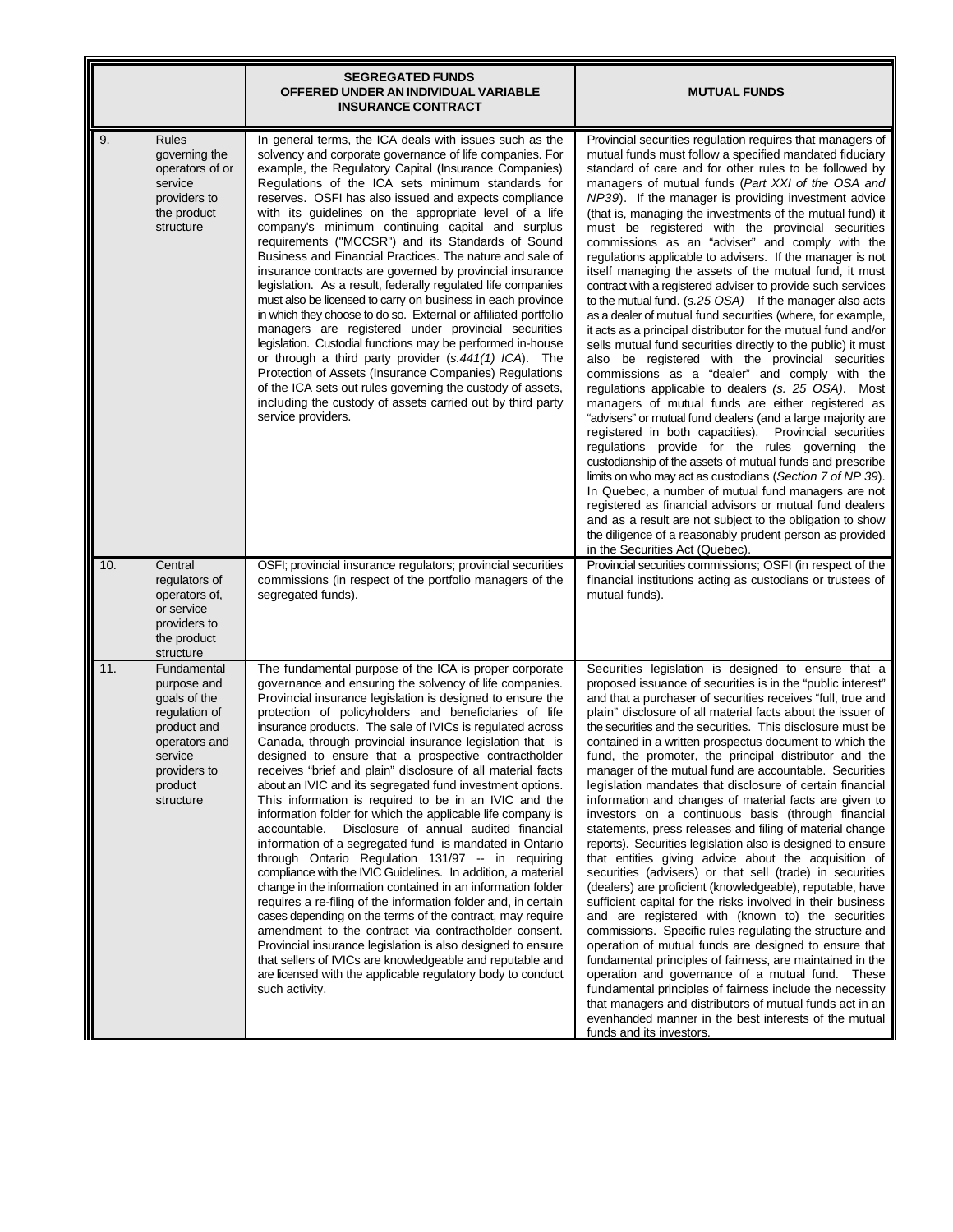| | | SEGREGATED FUNDS OFFERED UNDER AN INDIVIDUAL VARIABLE INSURANCE CONTRACT | MUTUAL FUNDS |
|---|---|---|---|
| 9. | Rules governing the operators of or service providers to the product structure | In general terms, the ICA deals with issues such as the solvency and corporate governance of life companies. For example, the Regulatory Capital (Insurance Companies) Regulations of the ICA sets minimum standards for reserves. OSFI has also issued and expects compliance with its guidelines on the appropriate level of a life company's minimum continuing capital and surplus requirements ("MCCSR") and its Standards of Sound Business and Financial Practices. The nature and sale of insurance contracts are governed by provincial insurance legislation. As a result, federally regulated life companies must also be licensed to carry on business in each province in which they choose to do so. External or affiliated portfolio managers are registered under provincial securities legislation. Custodial functions may be performed in-house or through a third party provider (*s.441(1) ICA*). The Protection of Assets (Insurance Companies) Regulations of the ICA sets out rules governing the custody of assets, including the custody of assets carried out by third party service providers. | Provincial securities regulation requires that managers of mutual funds must follow a specified mandated fiduciary standard of care and for other rules to be followed by managers of mutual funds (*Part XXI of the OSA and NP39*). If the manager is providing investment advice (that is, managing the investments of the mutual fund) it must be registered with the provincial securities commissions as an "adviser" and comply with the regulations applicable to advisers. If the manager is not itself managing the assets of the mutual fund, it must contract with a registered adviser to provide such services to the mutual fund. (*s.25 OSA*) If the manager also acts as a dealer of mutual fund securities (where, for example, it acts as a principal distributor for the mutual fund and/or sells mutual fund securities directly to the public) it must also be registered with the provincial securities commissions as a "dealer" and comply with the regulations applicable to dealers *(s. 25 OSA)*. Most managers of mutual funds are either registered as "advisers" or mutual fund dealers (and a large majority are registered in both capacities). Provincial securities regulations provide for the rules governing the custodianship of the assets of mutual funds and prescribe limits on who may act as custodians (*Section 7 of NP 39*). In Quebec, a number of mutual fund managers are not registered as financial advisors or mutual fund dealers and as a result are not subject to the obligation to show the diligence of a reasonably prudent person as provided in the Securities Act (Quebec). |
| 10. | Central regulators of operators of, or service providers to the product structure | OSFI; provincial insurance regulators; provincial securities commissions (in respect of the portfolio managers of the segregated funds). | Provincial securities commissions; OSFI (in respect of the financial institutions acting as custodians or trustees of mutual funds). |
| 11. | Fundamental purpose and goals of the regulation of product and operators and service providers to product structure | The fundamental purpose of the ICA is proper corporate governance and ensuring the solvency of life companies. Provincial insurance legislation is designed to ensure the protection of policyholders and beneficiaries of life insurance products. The sale of IVICs is regulated across Canada, through provincial insurance legislation that is designed to ensure that a prospective contractholder receives "brief and plain" disclosure of all material facts about an IVIC and its segregated fund investment options. This information is required to be in an IVIC and the information folder for which the applicable life company is accountable. Disclosure of annual audited financial information of a segregated fund is mandated in Ontario through Ontario Regulation 131/97 -- in requiring compliance with the IVIC Guidelines. In addition, a material change in the information contained in an information folder requires a re-filing of the information folder and, in certain cases depending on the terms of the contract, may require amendment to the contract via contractholder consent. Provincial insurance legislation is also designed to ensure that sellers of IVICs are knowledgeable and reputable and are licensed with the applicable regulatory body to conduct such activity. | Securities legislation is designed to ensure that a proposed issuance of securities is in the "public interest" and that a purchaser of securities receives "full, true and plain" disclosure of all material facts about the issuer of the securities and the securities. This disclosure must be contained in a written prospectus document to which the fund, the promoter, the principal distributor and the manager of the mutual fund are accountable. Securities legislation mandates that disclosure of certain financial information and changes of material facts are given to investors on a continuous basis (through financial statements, press releases and filing of material change reports). Securities legislation also is designed to ensure that entities giving advice about the acquisition of securities (advisers) or that sell (trade) in securities (dealers) are proficient (knowledgeable), reputable, have sufficient capital for the risks involved in their business and are registered with (known to) the securities commissions. Specific rules regulating the structure and operation of mutual funds are designed to ensure that fundamental principles of fairness, are maintained in the operation and governance of a mutual fund. These fundamental principles of fairness include the necessity that managers and distributors of mutual funds act in an evenhanded manner in the best interests of the mutual funds and its investors. |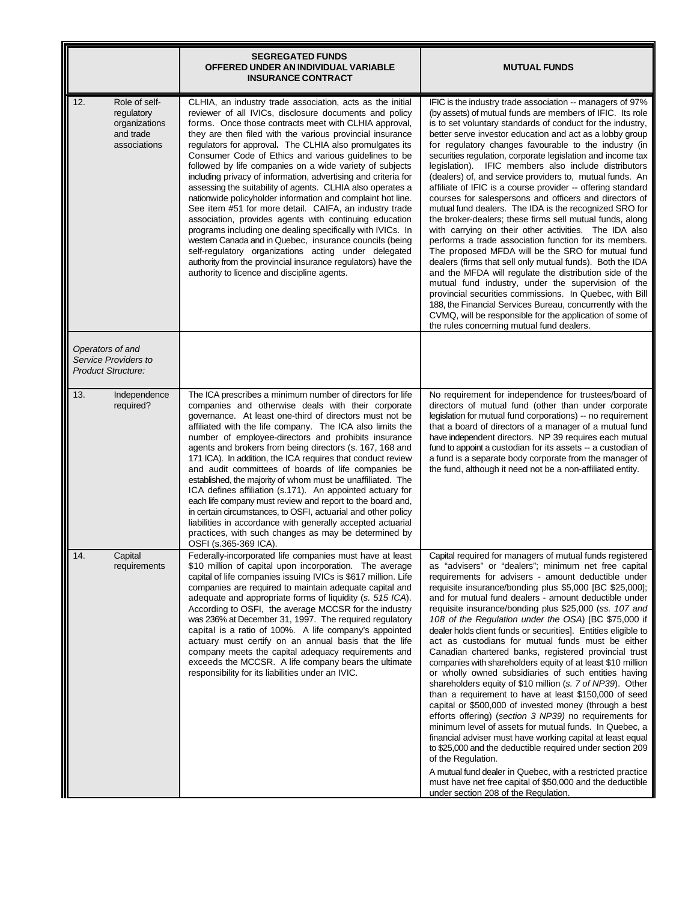| | SEGREGATED FUNDS OFFERED UNDER AN INDIVIDUAL VARIABLE INSURANCE CONTRACT | MUTUAL FUNDS |
|---|---|---|
| 12. Role of self-regulatory organizations and trade associations | CLHIA, an industry trade association, acts as the initial reviewer of all IVICs, disclosure documents and policy forms. Once those contracts meet with CLHIA approval, they are then filed with the various provincial insurance regulators for approval. The CLHIA also promulgates its Consumer Code of Ethics and various guidelines to be followed by life companies on a wide variety of subjects including privacy of information, advertising and criteria for assessing the suitability of agents. CLHIA also operates a nationwide policyholder information and complaint hot line. See item #51 for more detail. CAIFA, an industry trade association, provides agents with continuing education programs including one dealing specifically with IVICs. In western Canada and in Quebec, insurance councils (being self-regulatory organizations acting under delegated authority from the provincial insurance regulators) have the authority to licence and discipline agents. | IFIC is the industry trade association -- managers of 97% (by assets) of mutual funds are members of IFIC. Its role is to set voluntary standards of conduct for the industry, better serve investor education and act as a lobby group for regulatory changes favourable to the industry (in securities regulation, corporate legislation and income tax legislation). IFIC members also include distributors (dealers) of, and service providers to, mutual funds. An affiliate of IFIC is a course provider -- offering standard courses for salespersons and officers and directors of mutual fund dealers. The IDA is the recognized SRO for the broker-dealers; these firms sell mutual funds, along with carrying on their other activities. The IDA also performs a trade association function for its members. The proposed MFDA will be the SRO for mutual fund dealers (firms that sell only mutual funds). Both the IDA and the MFDA will regulate the distribution side of the mutual fund industry, under the supervision of the provincial securities commissions. In Quebec, with Bill 188, the Financial Services Bureau, concurrently with the CVMQ, will be responsible for the application of some of the rules concerning mutual fund dealers. |
| *Operators of and Service Providers to Product Structure:* | | |
| 13. Independence required? | The ICA prescribes a minimum number of directors for life companies and otherwise deals with their corporate governance. At least one-third of directors must not be affiliated with the life company. The ICA also limits the number of employee-directors and prohibits insurance agents and brokers from being directors (s. 167, 168 and 171 ICA). In addition, the ICA requires that conduct review and audit committees of boards of life companies be established, the majority of whom must be unaffiliated. The ICA defines affiliation (s.171). An appointed actuary for each life company must review and report to the board and, in certain circumstances, to OSFI, actuarial and other policy liabilities in accordance with generally accepted actuarial practices, with such changes as may be determined by OSFI (s.365-369 ICA). | No requirement for independence for trustees/board of directors of mutual fund (other than under corporate legislation for mutual fund corporations) -- no requirement that a board of directors of a manager of a mutual fund have independent directors. NP 39 requires each mutual fund to appoint a custodian for its assets -- a custodian of a fund is a separate body corporate from the manager of the fund, although it need not be a non-affiliated entity. |
| 14. Capital requirements | Federally-incorporated life companies must have at least $10 million of capital upon incorporation. The average capital of life companies issuing IVICs is $617 million. Life companies are required to maintain adequate capital and adequate and appropriate forms of liquidity (*s. 515 ICA*). According to OSFI, the average MCCSR for the industry was 236% at December 31, 1997. The required regulatory capital is a ratio of 100%. A life company's appointed actuary must certify on an annual basis that the life company meets the capital adequacy requirements and exceeds the MCCSR. A life company bears the ultimate responsibility for its liabilities under an IVIC. | Capital required for managers of mutual funds registered as "advisers" or "dealers"; minimum net free capital requirements for advisers - amount deductible under requisite insurance/bonding plus $5,000 [BC $25,000]; and for mutual fund dealers - amount deductible under requisite insurance/bonding plus $25,000 (*ss. 107 and 108 of the Regulation under the OSA*) [BC $75,000 if dealer holds client funds or securities]. Entities eligible to act as custodians for mutual funds must be either Canadian chartered banks, registered provincial trust companies with shareholders equity of at least $10 million or wholly owned subsidiaries of such entities having shareholders equity of $10 million (*s. 7 of NP39*). Other than a requirement to have at least $150,000 of seed capital or $500,000 of invested money (through a best efforts offering) (*section 3 NP39*) no requirements for minimum level of assets for mutual funds. In Quebec, a financial adviser must have working capital at least equal to $25,000 and the deductible required under section 209 of the Regulation.<br><br>A mutual fund dealer in Quebec, with a restricted practice must have net free capital of $50,000 and the deductible under section 208 of the Regulation. |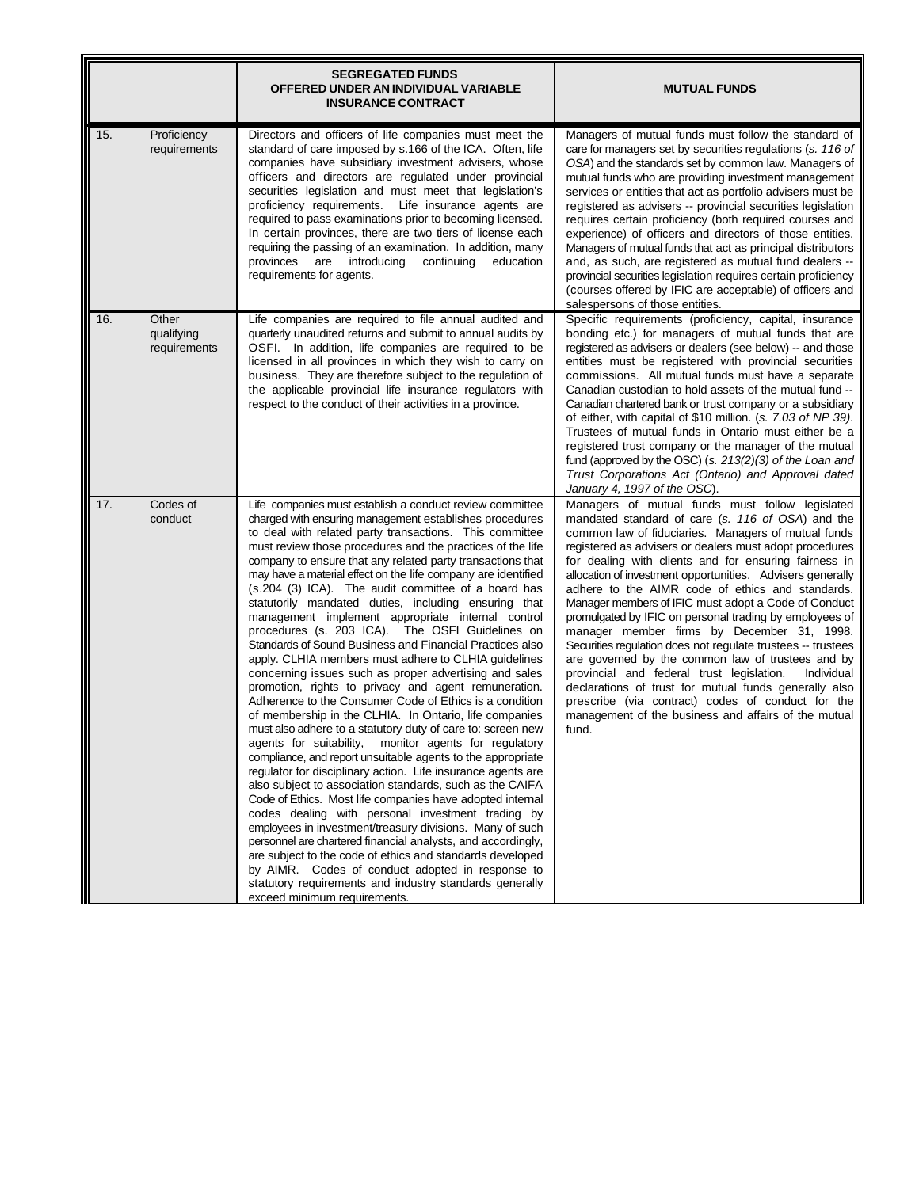| | | SEGREGATED FUNDS OFFERED UNDER AN INDIVIDUAL VARIABLE INSURANCE CONTRACT | MUTUAL FUNDS |
|---|---|---|---|
| 15. | Proficiency requirements | Directors and officers of life companies must meet the standard of care imposed by s.166 of the ICA. Often, life companies have subsidiary investment advisers, whose officers and directors are regulated under provincial securities legislation and must meet that legislation's proficiency requirements. Life insurance agents are required to pass examinations prior to becoming licensed. In certain provinces, there are two tiers of license each requiring the passing of an examination. In addition, many provinces are introducing continuing education requirements for agents. | Managers of mutual funds must follow the standard of care for managers set by securities regulations (*s. 116 of OSA*) and the standards set by common law. Managers of mutual funds who are providing investment management services or entities that act as portfolio advisers must be registered as advisers -- provincial securities legislation requires certain proficiency (both required courses and experience) of officers and directors of those entities. Managers of mutual funds that act as principal distributors and, as such, are registered as mutual fund dealers -- provincial securities legislation requires certain proficiency (courses offered by IFIC are acceptable) of officers and salespersons of those entities. |
| 16. | Other qualifying requirements | Life companies are required to file annual audited and quarterly unaudited returns and submit to annual audits by OSFI. In addition, life companies are required to be licensed in all provinces in which they wish to carry on business. They are therefore subject to the regulation of the applicable provincial life insurance regulators with respect to the conduct of their activities in a province. | Specific requirements (proficiency, capital, insurance bonding etc.) for managers of mutual funds that are registered as advisers or dealers (see below) -- and those entities must be registered with provincial securities commissions. All mutual funds must have a separate Canadian custodian to hold assets of the mutual fund -- Canadian chartered bank or trust company or a subsidiary of either, with capital of $10 million. (*s. 7.03 of NP 39).* Trustees of mutual funds in Ontario must either be a registered trust company or the manager of the mutual fund (approved by the OSC) (*s. 213(2)(3) of the Loan and Trust Corporations Act (Ontario) and Approval dated January 4, 1997 of the OSC*). |
| 17. | Codes of conduct | Life companies must establish a conduct review committee charged with ensuring management establishes procedures to deal with related party transactions. This committee must review those procedures and the practices of the life company to ensure that any related party transactions that may have a material effect on the life company are identified (s.204 (3) ICA). The audit committee of a board has statutorily mandated duties, including ensuring that management implement appropriate internal control procedures (s. 203 ICA). The OSFI Guidelines on Standards of Sound Business and Financial Practices also apply. CLHIA members must adhere to CLHIA guidelines concerning issues such as proper advertising and sales promotion, rights to privacy and agent remuneration. Adherence to the Consumer Code of Ethics is a condition of membership in the CLHIA. In Ontario, life companies must also adhere to a statutory duty of care to: screen new agents for suitability, monitor agents for regulatory compliance, and report unsuitable agents to the appropriate regulator for disciplinary action. Life insurance agents are also subject to association standards, such as the CAIFA Code of Ethics. Most life companies have adopted internal codes dealing with personal investment trading by employees in investment/treasury divisions. Many of such personnel are chartered financial analysts, and accordingly, are subject to the code of ethics and standards developed by AIMR. Codes of conduct adopted in response to statutory requirements and industry standards generally exceed minimum requirements. | Managers of mutual funds must follow legislated mandated standard of care (*s. 116 of OSA*) and the common law of fiduciaries. Managers of mutual funds registered as advisers or dealers must adopt procedures for dealing with clients and for ensuring fairness in allocation of investment opportunities. Advisers generally adhere to the AIMR code of ethics and standards. Manager members of IFIC must adopt a Code of Conduct promulgated by IFIC on personal trading by employees of manager member firms by December 31, 1998. Securities regulation does not regulate trustees -- trustees are governed by the common law of trustees and by provincial and federal trust legislation. Individual declarations of trust for mutual funds generally also prescribe (via contract) codes of conduct for the management of the business and affairs of the mutual fund. |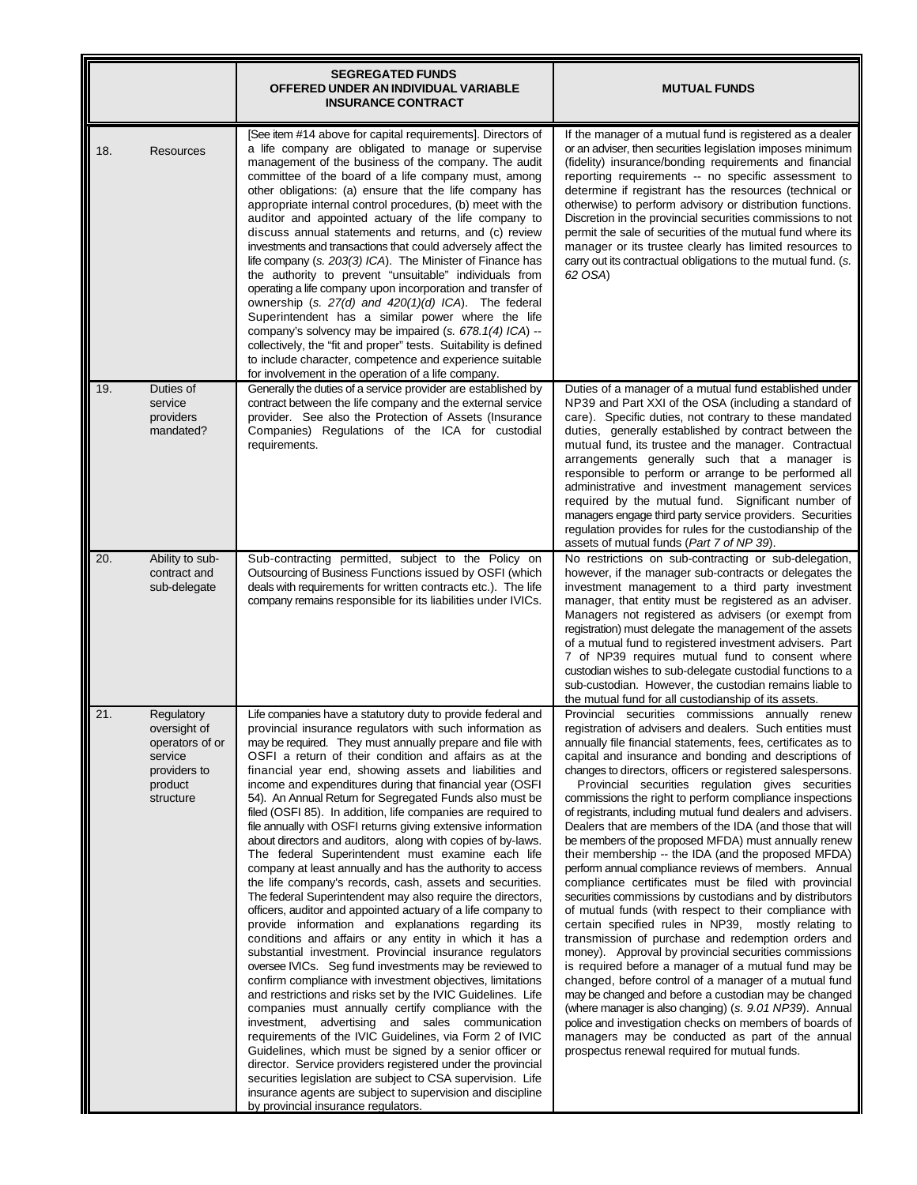| | | SEGREGATED FUNDS OFFERED UNDER AN INDIVIDUAL VARIABLE INSURANCE CONTRACT | MUTUAL FUNDS |
|---|---|---|---|
| 18. | Resources | [See item #14 above for capital requirements]. Directors of a life company are obligated to manage or supervise management of the business of the company. The audit committee of the board of a life company must, among other obligations: (a) ensure that the life company has appropriate internal control procedures, (b) meet with the auditor and appointed actuary of the life company to discuss annual statements and returns, and (c) review investments and transactions that could adversely affect the life company (*s. 203(3) ICA*). The Minister of Finance has the authority to prevent "unsuitable" individuals from operating a life company upon incorporation and transfer of ownership (*s. 27(d) and 420(1)(d) ICA*). The federal Superintendent has a similar power where the life company's solvency may be impaired (*s. 678.1(4) ICA*) -- collectively, the "fit and proper" tests. Suitability is defined to include character, competence and experience suitable for involvement in the operation of a life company. | If the manager of a mutual fund is registered as a dealer or an adviser, then securities legislation imposes minimum (fidelity) insurance/bonding requirements and financial reporting requirements -- no specific assessment to determine if registrant has the resources (technical or otherwise) to perform advisory or distribution functions. Discretion in the provincial securities commissions to not permit the sale of securities of the mutual fund where its manager or its trustee clearly has limited resources to carry out its contractual obligations to the mutual fund. (*s. 62 OSA*) |
| 19. | Duties of service providers mandated? | Generally the duties of a service provider are established by contract between the life company and the external service provider. See also the Protection of Assets (Insurance Companies) Regulations of the ICA for custodial requirements. | Duties of a manager of a mutual fund established under NP39 and Part XXI of the OSA (including a standard of care). Specific duties, not contrary to these mandated duties, generally established by contract between the mutual fund, its trustee and the manager. Contractual arrangements generally such that a manager is responsible to perform or arrange to be performed all administrative and investment management services required by the mutual fund. Significant number of managers engage third party service providers. Securities regulation provides for rules for the custodianship of the assets of mutual funds (*Part 7 of NP 39*). |
| 20. | Ability to sub-contract and sub-delegate | Sub-contracting permitted, subject to the Policy on Outsourcing of Business Functions issued by OSFI (which deals with requirements for written contracts etc.). The life company remains responsible for its liabilities under IVICs. | No restrictions on sub-contracting or sub-delegation, however, if the manager sub-contracts or delegates the investment management to a third party investment manager, that entity must be registered as an adviser. Managers not registered as advisers (or exempt from registration) must delegate the management of the assets of a mutual fund to registered investment advisers. Part 7 of NP39 requires mutual fund to consent where custodian wishes to sub-delegate custodial functions to a sub-custodian. However, the custodian remains liable to the mutual fund for all custodianship of its assets. |
| 21. | Regulatory oversight of operators of or service providers to product structure | Life companies have a statutory duty to provide federal and provincial insurance regulators with such information as may be required. They must annually prepare and file with OSFI a return of their condition and affairs as at the financial year end, showing assets and liabilities and income and expenditures during that financial year (OSFI 54). An Annual Return for Segregated Funds also must be filed (OSFI 85). In addition, life companies are required to file annually with OSFI returns giving extensive information about directors and auditors, along with copies of by-laws. The federal Superintendent must examine each life company at least annually and has the authority to access the life company's records, cash, assets and securities. The federal Superintendent may also require the directors, officers, auditor and appointed actuary of a life company to provide information and explanations regarding its conditions and affairs or any entity in which it has a substantial investment. Provincial insurance regulators oversee IVICs. Seg fund investments may be reviewed to confirm compliance with investment objectives, limitations and restrictions and risks set by the IVIC Guidelines. Life companies must annually certify compliance with the investment, advertising and sales communication requirements of the IVIC Guidelines, via Form 2 of IVIC Guidelines, which must be signed by a senior officer or director. Service providers registered under the provincial securities legislation are subject to CSA supervision. Life insurance agents are subject to supervision and discipline by provincial insurance regulators. | Provincial securities commissions annually renew registration of advisers and dealers. Such entities must annually file financial statements, fees, certificates as to capital and insurance and bonding and descriptions of changes to directors, officers or registered salespersons. Provincial securities regulation gives securities commissions the right to perform compliance inspections of registrants, including mutual fund dealers and advisers. Dealers that are members of the IDA (and those that will be members of the proposed MFDA) must annually renew their membership -- the IDA (and the proposed MFDA) perform annual compliance reviews of members. Annual compliance certificates must be filed with provincial securities commissions by custodians and by distributors of mutual funds (with respect to their compliance with certain specified rules in NP39, mostly relating to transmission of purchase and redemption orders and money). Approval by provincial securities commissions is required before a manager of a mutual fund may be changed, before control of a manager of a mutual fund may be changed and before a custodian may be changed (where manager is also changing) (*s. 9.01 NP39*). Annual police and investigation checks on members of boards of managers may be conducted as part of the annual prospectus renewal required for mutual funds. |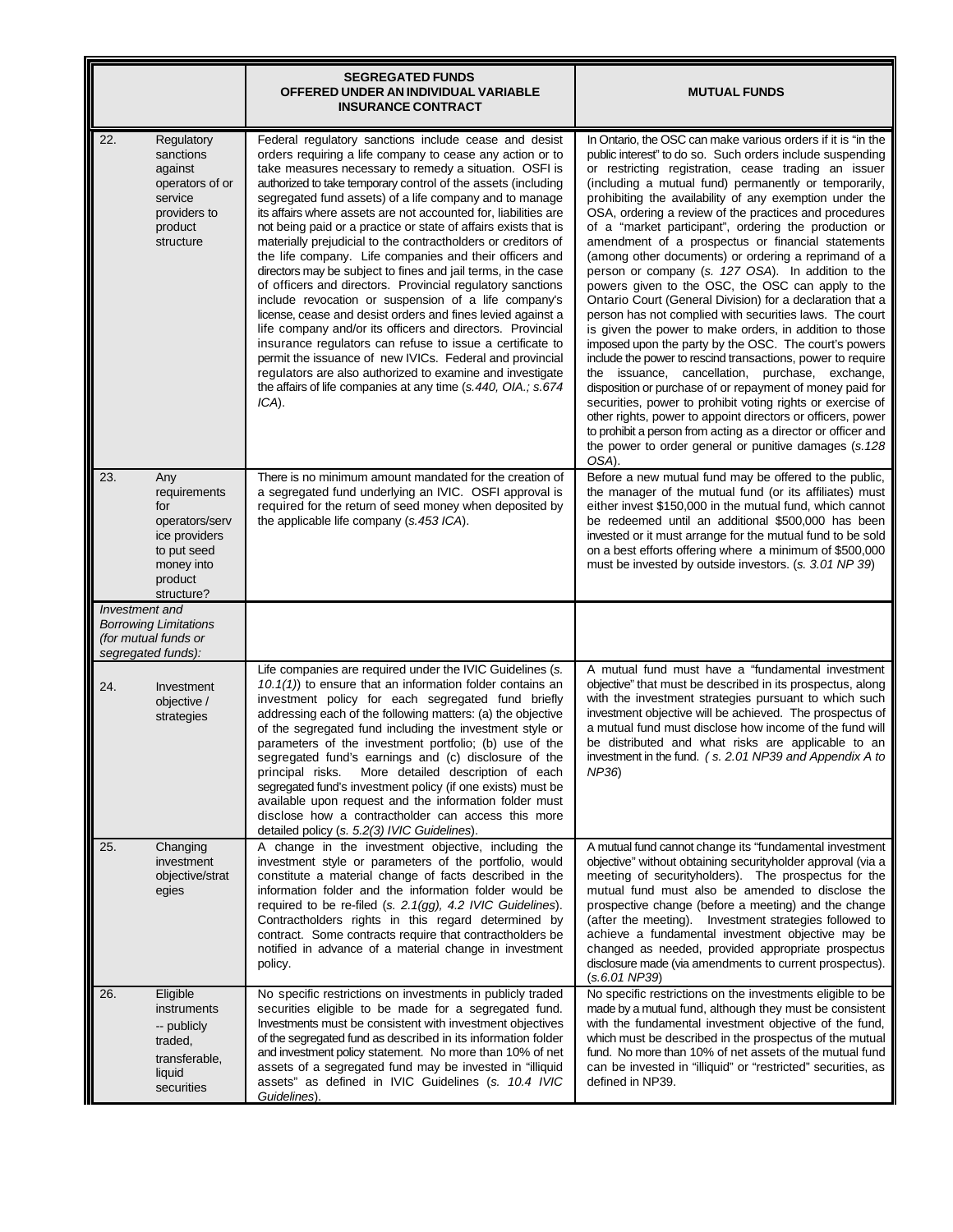| | | SEGREGATED FUNDS OFFERED UNDER AN INDIVIDUAL VARIABLE INSURANCE CONTRACT | MUTUAL FUNDS |
|---|---|---|---|
| 22. | Regulatory sanctions against operators of or service providers to product structure | Federal regulatory sanctions include cease and desist orders requiring a life company to cease any action or to take measures necessary to remedy a situation. OSFI is authorized to take temporary control of the assets (including segregated fund assets) of a life company and to manage its affairs where assets are not accounted for, liabilities are not being paid or a practice or state of affairs exists that is materially prejudicial to the contractholders or creditors of the life company. Life companies and their officers and directors may be subject to fines and jail terms, in the case of officers and directors. Provincial regulatory sanctions include revocation or suspension of a life company's license, cease and desist orders and fines levied against a life company and/or its officers and directors. Provincial insurance regulators can refuse to issue a certificate to permit the issuance of new IVICs. Federal and provincial regulators are also authorized to examine and investigate the affairs of life companies at any time (*s.440, OIA.; s.674 ICA*). | In Ontario, the OSC can make various orders if it is "in the public interest" to do so. Such orders include suspending or restricting registration, cease trading an issuer (including a mutual fund) permanently or temporarily, prohibiting the availability of any exemption under the OSA, ordering a review of the practices and procedures of a "market participant", ordering the production or amendment of a prospectus or financial statements (among other documents) or ordering a reprimand of a person or company (*s. 127 OSA*). In addition to the powers given to the OSC, the OSC can apply to the Ontario Court (General Division) for a declaration that a person has not complied with securities laws. The court is given the power to make orders, in addition to those imposed upon the party by the OSC. The court's powers include the power to rescind transactions, power to require the issuance, cancellation, purchase, exchange, disposition or purchase of or repayment of money paid for securities, power to prohibit voting rights or exercise of other rights, power to appoint directors or officers, power to prohibit a person from acting as a director or officer and the power to order general or punitive damages (*s.128 OSA*). |
| 23. | Any requirements for operators/service providers to put seed money into product structure? | There is no minimum amount mandated for the creation of a segregated fund underlying an IVIC. OSFI approval is required for the return of seed money when deposited by the applicable life company (*s.453 ICA*). | Before a new mutual fund may be offered to the public, the manager of the mutual fund (or its affiliates) must either invest $150,000 in the mutual fund, which cannot be redeemed until an additional $500,000 has been invested or it must arrange for the mutual fund to be sold on a best efforts offering where a minimum of $500,000 must be invested by outside investors. (*s. 3.01 NP 39*) |
| *Investment and Borrowing Limitations (for mutual funds or segregated funds):* | | | |
| 24. | Investment objective / strategies | Life companies are required under the IVIC Guidelines (*s. 10.1(1)*) to ensure that an information folder contains an investment policy for each segregated fund briefly addressing each of the following matters: (a) the objective of the segregated fund including the investment style or parameters of the investment portfolio; (b) use of the segregated fund's earnings and (c) disclosure of the principal risks. More detailed description of each segregated fund's investment policy (if one exists) must be available upon request and the information folder must disclose how a contractholder can access this more detailed policy (*s. 5.2(3) IVIC Guidelines*). | A mutual fund must have a "fundamental investment objective" that must be described in its prospectus, along with the investment strategies pursuant to which such investment objective will be achieved. The prospectus of a mutual fund must disclose how income of the fund will be distributed and what risks are applicable to an investment in the fund. *( s. 2.01 NP39 and Appendix A to NP36*) |
| 25. | Changing investment objective/strategies | A change in the investment objective, including the investment style or parameters of the portfolio, would constitute a material change of facts described in the information folder and the information folder would be required to be re-filed (*s. 2.1(gg), 4.2 IVIC Guidelines*). Contractholders rights in this regard determined by contract. Some contracts require that contractholders be notified in advance of a material change in investment policy. | A mutual fund cannot change its "fundamental investment objective" without obtaining securityholder approval (via a meeting of securityholders). The prospectus for the mutual fund must also be amended to disclose the prospective change (before a meeting) and the change (after the meeting). Investment strategies followed to achieve a fundamental investment objective may be changed as needed, provided appropriate prospectus disclosure made (via amendments to current prospectus). (*s.6.01 NP39*) |
| 26. | Eligible instruments -- publicly traded, transferable, liquid securities | No specific restrictions on investments in publicly traded securities eligible to be made for a segregated fund. Investments must be consistent with investment objectives of the segregated fund as described in its information folder and investment policy statement. No more than 10% of net assets of a segregated fund may be invested in "illiquid assets" as defined in IVIC Guidelines (*s. 10.4 IVIC Guidelines*). | No specific restrictions on the investments eligible to be made by a mutual fund, although they must be consistent with the fundamental investment objective of the fund, which must be described in the prospectus of the mutual fund. No more than 10% of net assets of the mutual fund can be invested in "illiquid" or "restricted" securities, as defined in NP39. |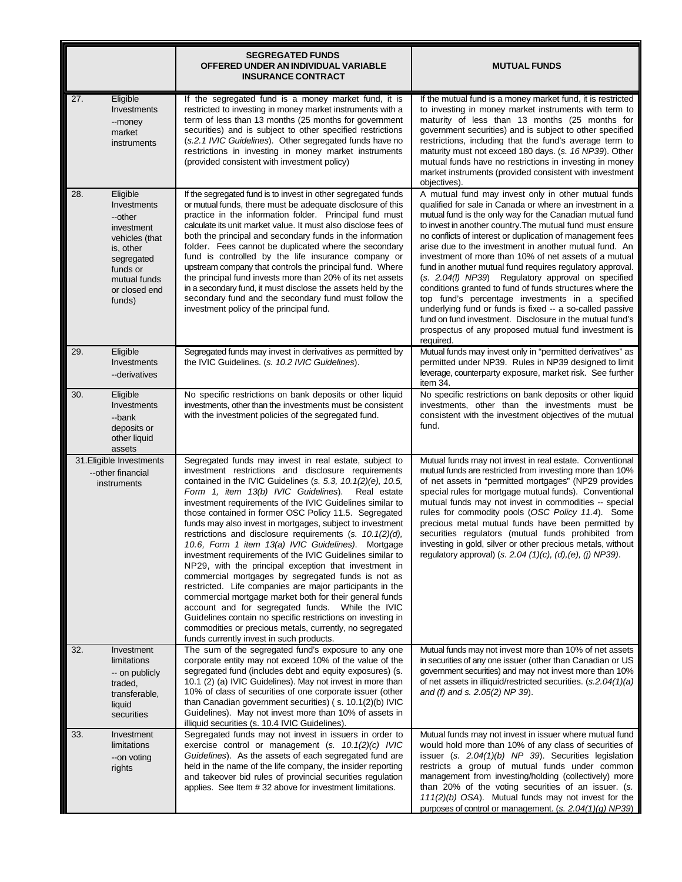| | SEGREGATED FUNDS OFFERED UNDER AN INDIVIDUAL VARIABLE INSURANCE CONTRACT | MUTUAL FUNDS |
|---|---|---|
| 27. Eligible Investments --money market instruments | If the segregated fund is a money market fund, it is restricted to investing in money market instruments with a term of less than 13 months (25 months for government securities) and is subject to other specified restrictions (*s.2.1 IVIC Guidelines*). Other segregated funds have no restrictions in investing in money market instruments (provided consistent with investment policy) | If the mutual fund is a money market fund, it is restricted to investing in money market instruments with term to maturity of less than 13 months (25 months for government securities) and is subject to other specified restrictions, including that the fund's average term to maturity must not exceed 180 days. (*s. 16 NP39*). Other mutual funds have no restrictions in investing in money market instruments (provided consistent with investment objectives). |
| 28. Eligible Investments --other investment vehicles (that is, other segregated funds or mutual funds or closed end funds) | If the segregated fund is to invest in other segregated funds or mutual funds, there must be adequate disclosure of this practice in the information folder. Principal fund must calculate its unit market value. It must also disclose fees of both the principal and secondary funds in the information folder. Fees cannot be duplicated where the secondary fund is controlled by the life insurance company or upstream company that controls the principal fund. Where the principal fund invests more than 20% of its net assets in a secondary fund, it must disclose the assets held by the secondary fund and the secondary fund must follow the investment policy of the principal fund. | A mutual fund may invest only in other mutual funds qualified for sale in Canada or where an investment in a mutual fund is the only way for the Canadian mutual fund to invest in another country.The mutual fund must ensure no conflicts of interest or duplication of management fees arise due to the investment in another mutual fund. An investment of more than 10% of net assets of a mutual fund in another mutual fund requires regulatory approval. (*s. 2.04(l) NP39*) Regulatory approval on specified conditions granted to fund of funds structures where the top fund's percentage investments in a specified underlying fund or funds is fixed -- a so-called passive fund on fund investment. Disclosure in the mutual fund's prospectus of any proposed mutual fund investment is required. |
| 29. Eligible Investments --derivatives | Segregated funds may invest in derivatives as permitted by the IVIC Guidelines. (*s. 10.2 IVIC Guidelines*). | Mutual funds may invest only in "permitted derivatives" as permitted under NP39. Rules in NP39 designed to limit leverage, counterparty exposure, market risk. See further item 34. |
| 30. Eligible Investments --bank deposits or other liquid assets | No specific restrictions on bank deposits or other liquid investments, other than the investments must be consistent with the investment policies of the segregated fund. | No specific restrictions on bank deposits or other liquid investments, other than the investments must be consistent with the investment objectives of the mutual fund. |
| 31. Eligible Investments --other financial instruments | Segregated funds may invest in real estate, subject to investment restrictions and disclosure requirements contained in the IVIC Guidelines (*s. 5.3, 10.1(2)(e), 10.5, Form 1, item 13(b) IVIC Guidelines*). Real estate investment requirements of the IVIC Guidelines similar to those contained in former OSC Policy 11.5. Segregated funds may also invest in mortgages, subject to investment restrictions and disclosure requirements (*s. 10.1(2)(d), 10.6, Form 1 item 13(a) IVIC Guidelines*). Mortgage investment requirements of the IVIC Guidelines similar to NP29, with the principal exception that investment in commercial mortgages by segregated funds is not as restricted. Life companies are major participants in the commercial mortgage market both for their general funds account and for segregated funds. While the IVIC Guidelines contain no specific restrictions on investing in commodities or precious metals, currently, no segregated funds currently invest in such products. | Mutual funds may not invest in real estate. Conventional mutual funds are restricted from investing more than 10% of net assets in "permitted mortgages" (NP29 provides special rules for mortgage mutual funds). Conventional mutual funds may not invest in commodities -- special rules for commodity pools (*OSC Policy 11.4*). Some precious metal mutual funds have been permitted by securities regulators (mutual funds prohibited from investing in gold, silver or other precious metals, without regulatory approval) (*s. 2.04 (1)(c), (d),(e), (j) NP39*). |
| 32. Investment limitations -- on publicly traded, transferable, liquid securities | The sum of the segregated fund's exposure to any one corporate entity may not exceed 10% of the value of the segregated fund (includes debt and equity exposures) (s. 10.1 (2) (a) IVIC Guidelines). May not invest in more than 10% of class of securities of one corporate issuer (other than Canadian government securities) ( s. 10.1(2)(b) IVIC Guidelines). May not invest more than 10% of assets in illiquid securities (s. 10.4 IVIC Guidelines). | Mutual funds may not invest more than 10% of net assets in securities of any one issuer (other than Canadian or US government securities) and may not invest more than 10% of net assets in illiquid/restricted securities. (*s.2.04(1)(a) and (f) and s. 2.05(2) NP 39*). |
| 33. Investment limitations --on voting rights | Segregated funds may not invest in issuers in order to exercise control or management (*s. 10.1(2)(c) IVIC Guidelines*). As the assets of each segregated fund are held in the name of the life company, the insider reporting and takeover bid rules of provincial securities regulation applies. See Item # 32 above for investment limitations. | Mutual funds may not invest in issuer where mutual fund would hold more than 10% of any class of securities of issuer (*s. 2.04(1)(b) NP 39*). Securities legislation restricts a group of mutual funds under common management from investing/holding (collectively) more than 20% of the voting securities of an issuer. (*s. 111(2)(b) OSA*). Mutual funds may not invest for the purposes of control or management. (*s. 2.04(1)(g) NP39*) |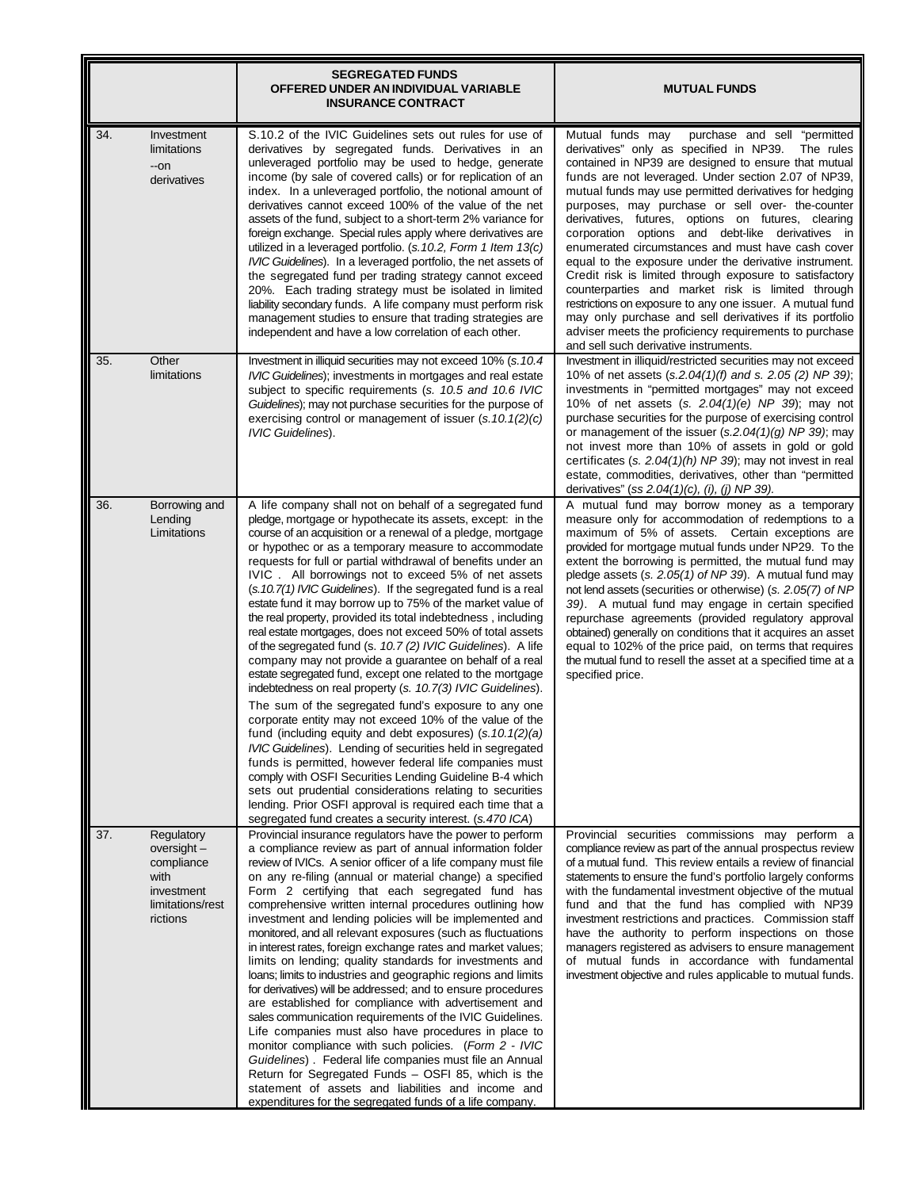| | | SEGREGATED FUNDS OFFERED UNDER AN INDIVIDUAL VARIABLE INSURANCE CONTRACT | MUTUAL FUNDS |
|---|---|---|---|
| 34. | Investment limitations --on derivatives | S.10.2 of the IVIC Guidelines sets out rules for use of derivatives by segregated funds. Derivatives in an unleveraged portfolio may be used to hedge, generate income (by sale of covered calls) or for replication of an index. In a unleveraged portfolio, the notional amount of derivatives cannot exceed 100% of the value of the net assets of the fund, subject to a short-term 2% variance for foreign exchange. Special rules apply where derivatives are utilized in a leveraged portfolio. (*s.10.2, Form 1 Item 13(c) IVIC Guidelines*). In a leveraged portfolio, the net assets of the segregated fund per trading strategy cannot exceed 20%. Each trading strategy must be isolated in limited liability secondary funds. A life company must perform risk management studies to ensure that trading strategies are independent and have a low correlation of each other. | Mutual funds may purchase and sell "permitted derivatives" only as specified in NP39. The rules contained in NP39 are designed to ensure that mutual funds are not leveraged. Under section 2.07 of NP39, mutual funds may use permitted derivatives for hedging purposes, may purchase or sell over- the-counter derivatives, futures, options on futures, clearing corporation options and debt-like derivatives in enumerated circumstances and must have cash cover equal to the exposure under the derivative instrument. Credit risk is limited through exposure to satisfactory counterparties and market risk is limited through restrictions on exposure to any one issuer. A mutual fund may only purchase and sell derivatives if its portfolio adviser meets the proficiency requirements to purchase and sell such derivative instruments. |
| 35. | Other limitations | Investment in illiquid securities may not exceed 10% (*s.10.4 IVIC Guidelines*); investments in mortgages and real estate subject to specific requirements (*s. 10.5 and 10.6 IVIC Guidelines*); may not purchase securities for the purpose of exercising control or management of issuer (*s.10.1(2)(c) IVIC Guidelines*). | Investment in illiquid/restricted securities may not exceed 10% of net assets (*s.2.04(1)(f) and s. 2.05 (2) NP 39*); investments in "permitted mortgages" may not exceed 10% of net assets (*s. 2.04(1)(e) NP 39*); may not purchase securities for the purpose of exercising control or management of the issuer (*s.2.04(1)(g) NP 39)*; may not invest more than 10% of assets in gold or gold certificates (*s. 2.04(1)(h) NP 39*); may not invest in real estate, commodities, derivatives, other than "permitted derivatives" (*ss 2.04(1)(c), (i), (j) NP 39).* |
| 36. | Borrowing and Lending Limitations | A life company shall not on behalf of a segregated fund pledge, mortgage or hypothecate its assets, except: in the course of an acquisition or a renewal of a pledge, mortgage or hypothec or as a temporary measure to accommodate requests for full or partial withdrawal of benefits under an IVIC . All borrowings not to exceed 5% of net assets (*s.10.7(1) IVIC Guidelines*). If the segregated fund is a real estate fund it may borrow up to 75% of the market value of the real property, provided its total indebtedness , including real estate mortgages, does not exceed 50% of total assets of the segregated fund (s. *10.7 (2) IVIC Guidelines*). A life company may not provide a guarantee on behalf of a real estate segregated fund, except one related to the mortgage indebtedness on real property (*s. 10.7(3) IVIC Guidelines*).<br><br>The sum of the segregated fund's exposure to any one corporate entity may not exceed 10% of the value of the fund (including equity and debt exposures) (*s.10.1(2)(a) IVIC Guidelines*). Lending of securities held in segregated funds is permitted, however federal life companies must comply with OSFI Securities Lending Guideline B-4 which sets out prudential considerations relating to securities lending. Prior OSFI approval is required each time that a segregated fund creates a security interest. (*s.470 ICA*) | A mutual fund may borrow money as a temporary measure only for accommodation of redemptions to a maximum of 5% of assets. Certain exceptions are provided for mortgage mutual funds under NP29. To the extent the borrowing is permitted, the mutual fund may pledge assets (*s. 2.05(1) of NP 39*). A mutual fund may not lend assets (securities or otherwise) (*s. 2.05(7) of NP 39)*. A mutual fund may engage in certain specified repurchase agreements (provided regulatory approval obtained) generally on conditions that it acquires an asset equal to 102% of the price paid, on terms that requires the mutual fund to resell the asset at a specified time at a specified price. |
| 37. | Regulatory oversight – compliance with investment limitations/restrictions | Provincial insurance regulators have the power to perform a compliance review as part of annual information folder review of IVICs. A senior officer of a life company must file on any re-filing (annual or material change) a specified Form 2 certifying that each segregated fund has comprehensive written internal procedures outlining how investment and lending policies will be implemented and monitored, and all relevant exposures (such as fluctuations in interest rates, foreign exchange rates and market values; limits on lending; quality standards for investments and loans; limits to industries and geographic regions and limits for derivatives) will be addressed; and to ensure procedures are established for compliance with advertisement and sales communication requirements of the IVIC Guidelines. Life companies must also have procedures in place to monitor compliance with such policies. (*Form 2 - IVIC Guidelines*) . Federal life companies must file an Annual Return for Segregated Funds – OSFI 85, which is the statement of assets and liabilities and income and expenditures for the segregated funds of a life company. | Provincial securities commissions may perform a compliance review as part of the annual prospectus review of a mutual fund. This review entails a review of financial statements to ensure the fund's portfolio largely conforms with the fundamental investment objective of the mutual fund and that the fund has complied with NP39 investment restrictions and practices. Commission staff have the authority to perform inspections on those managers registered as advisers to ensure management of mutual funds in accordance with fundamental investment objective and rules applicable to mutual funds. |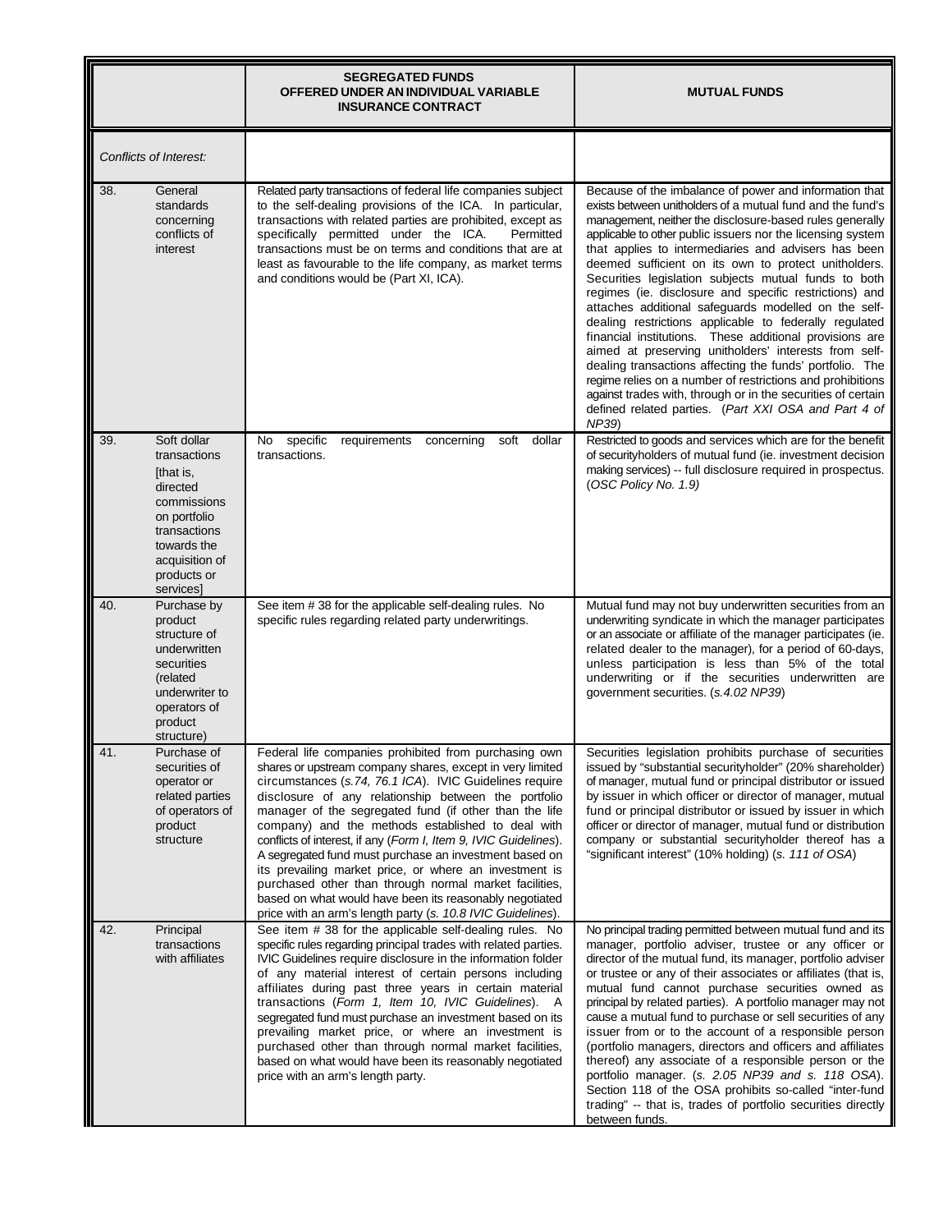| | SEGREGATED FUNDS OFFERED UNDER AN INDIVIDUAL VARIABLE INSURANCE CONTRACT | MUTUAL FUNDS |
|---|---|---|
| *Conflicts of Interest:* | | |
| 38. General standards concerning conflicts of interest | Related party transactions of federal life companies subject to the self-dealing provisions of the ICA. In particular, transactions with related parties are prohibited, except as specifically permitted under the ICA. Permitted transactions must be on terms and conditions that are at least as favourable to the life company, as market terms and conditions would be (Part XI, ICA). | Because of the imbalance of power and information that exists between unitholders of a mutual fund and the fund's management, neither the disclosure-based rules generally applicable to other public issuers nor the licensing system that applies to intermediaries and advisers has been deemed sufficient on its own to protect unitholders. Securities legislation subjects mutual funds to both regimes (ie. disclosure and specific restrictions) and attaches additional safeguards modelled on the self-dealing restrictions applicable to federally regulated financial institutions. These additional provisions are aimed at preserving unitholders' interests from self-dealing transactions affecting the funds' portfolio. The regime relies on a number of restrictions and prohibitions against trades with, through or in the securities of certain defined related parties. (*Part XXI OSA and Part 4 of NP39*) |
| 39. Soft dollar transactions [that is, directed commissions on portfolio transactions towards the acquisition of products or services] | No specific requirements concerning soft dollar transactions. | Restricted to goods and services which are for the benefit of securityholders of mutual fund (ie. investment decision making services) -- full disclosure required in prospectus. (*OSC Policy No. 1.9*) |
| 40. Purchase by product structure of underwritten securities (related underwriter to operators of product structure) | See item # 38 for the applicable self-dealing rules. No specific rules regarding related party underwritings. | Mutual fund may not buy underwritten securities from an underwriting syndicate in which the manager participates or an associate or affiliate of the manager participates (ie. related dealer to the manager), for a period of 60-days, unless participation is less than 5% of the total underwriting or if the securities underwritten are government securities. (*s.4.02 NP39*) |
| 41. Purchase of securities of operator or related parties of operators of product structure | Federal life companies prohibited from purchasing own shares or upstream company shares, except in very limited circumstances (*s.74, 76.1 ICA*). IVIC Guidelines require disclosure of any relationship between the portfolio manager of the segregated fund (if other than the life company) and the methods established to deal with conflicts of interest, if any (*Form I, Item 9, IVIC Guidelines*). A segregated fund must purchase an investment based on its prevailing market price, or where an investment is purchased other than through normal market facilities, based on what would have been its reasonably negotiated price with an arm's length party (*s. 10.8 IVIC Guidelines*). | Securities legislation prohibits purchase of securities issued by "substantial securityholder" (20% shareholder) of manager, mutual fund or principal distributor or issued by issuer in which officer or director of manager, mutual fund or principal distributor or issued by issuer in which officer or director of manager, mutual fund or distribution company or substantial securityholder thereof has a "significant interest" (10% holding) (*s. 111 of OSA*) |
| 42. Principal transactions with affiliates | See item # 38 for the applicable self-dealing rules. No specific rules regarding principal trades with related parties. IVIC Guidelines require disclosure in the information folder of any material interest of certain persons including affiliates during past three years in certain material transactions (*Form 1, Item 10, IVIC Guidelines*). A segregated fund must purchase an investment based on its prevailing market price, or where an investment is purchased other than through normal market facilities, based on what would have been its reasonably negotiated price with an arm's length party. | No principal trading permitted between mutual fund and its manager, portfolio adviser, trustee or any officer or director of the mutual fund, its manager, portfolio adviser or trustee or any of their associates or affiliates (that is, mutual fund cannot purchase securities owned as principal by related parties). A portfolio manager may not cause a mutual fund to purchase or sell securities of any issuer from or to the account of a responsible person (portfolio managers, directors and officers and affiliates thereof) any associate of a responsible person or the portfolio manager. (*s. 2.05 NP39 and s. 118 OSA*). Section 118 of the OSA prohibits so-called "inter-fund trading" -- that is, trades of portfolio securities directly between funds. |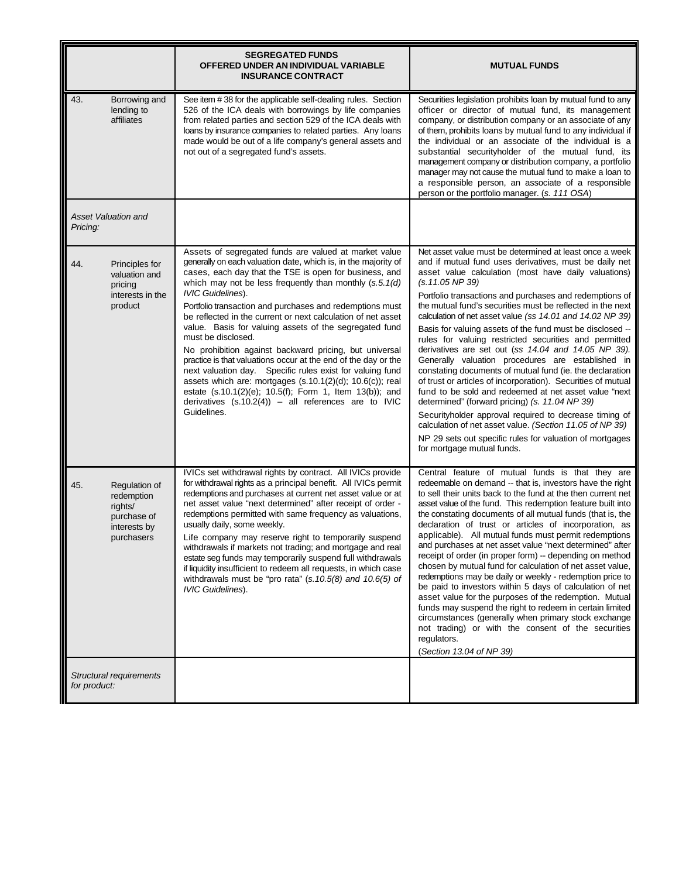| | SEGREGATED FUNDS OFFERED UNDER AN INDIVIDUAL VARIABLE INSURANCE CONTRACT | MUTUAL FUNDS |
|---|---|---|
| 43. Borrowing and lending to affiliates | See item # 38 for the applicable self-dealing rules. Section 526 of the ICA deals with borrowings by life companies from related parties and section 529 of the ICA deals with loans by insurance companies to related parties. Any loans made would be out of a life company's general assets and not out of a segregated fund's assets. | Securities legislation prohibits loan by mutual fund to any officer or director of mutual fund, its management company, or distribution company or an associate of any of them, prohibits loans by mutual fund to any individual if the individual or an associate of the individual is a substantial securityholder of the mutual fund, its management company or distribution company, a portfolio manager may not cause the mutual fund to make a loan to a responsible person, an associate of a responsible person or the portfolio manager. (*s. 111 OSA*) |
| *Asset Valuation and Pricing:* | | |
| 44. Principles for valuation and pricing interests in the product | Assets of segregated funds are valued at market value generally on each valuation date, which is, in the majority of cases, each day that the TSE is open for business, and which may not be less frequently than monthly (*s.5.1(d) IVIC Guidelines*).<br><br>Portfolio transaction and purchases and redemptions must be reflected in the current or next calculation of net asset value. Basis for valuing assets of the segregated fund must be disclosed.<br><br>No prohibition against backward pricing, but universal practice is that valuations occur at the end of the day or the next valuation day. Specific rules exist for valuing fund assets which are: mortgages (s.10.1(2)(d); 10.6(c)); real estate (s.10.1(2)(e); 10.5(f); Form 1, Item 13(b)); and derivatives (s.10.2(4)) – all references are to IVIC Guidelines. | Net asset value must be determined at least once a week and if mutual fund uses derivatives, must be daily net asset value calculation (most have daily valuations) (*s.11.05 NP 39*)<br><br>Portfolio transactions and purchases and redemptions of the mutual fund's securities must be reflected in the next calculation of net asset value (*ss 14.01 and 14.02 NP 39*)<br><br>Basis for valuing assets of the fund must be disclosed -- rules for valuing restricted securities and permitted derivatives are set out (*ss 14.04 and 14.05 NP 39).* Generally valuation procedures are established in constating documents of mutual fund (ie. the declaration of trust or articles of incorporation). Securities of mutual fund to be sold and redeemed at net asset value "next determined" (forward pricing) *(s. 11.04 NP 39)*<br><br>Securityholder approval required to decrease timing of calculation of net asset value. *(Section 11.05 of NP 39)*<br><br>NP 29 sets out specific rules for valuation of mortgages for mortgage mutual funds. |
| 45. Regulation of redemption rights/ purchase of interests by purchasers | IVICs set withdrawal rights by contract. All IVICs provide for withdrawal rights as a principal benefit. All IVICs permit redemptions and purchases at current net asset value or at net asset value "next determined" after receipt of order - redemptions permitted with same frequency as valuations, usually daily, some weekly.<br><br>Life company may reserve right to temporarily suspend withdrawals if markets not trading; and mortgage and real estate seg funds may temporarily suspend full withdrawals if liquidity insufficient to redeem all requests, in which case withdrawals must be "pro rata" (*s.10.5(8) and 10.6(5) of IVIC Guidelines*). | Central feature of mutual funds is that they are redeemable on demand -- that is, investors have the right to sell their units back to the fund at the then current net asset value of the fund. This redemption feature built into the constating documents of all mutual funds (that is, the declaration of trust or articles of incorporation, as applicable). All mutual funds must permit redemptions and purchases at net asset value "next determined" after receipt of order (in proper form) -- depending on method chosen by mutual fund for calculation of net asset value, redemptions may be daily or weekly - redemption price to be paid to investors within 5 days of calculation of net asset value for the purposes of the redemption. Mutual funds may suspend the right to redeem in certain limited circumstances (generally when primary stock exchange not trading) or with the consent of the securities regulators.<br><br>(*Section 13.04 of NP 39*) |
| *Structural requirements for product:* | | |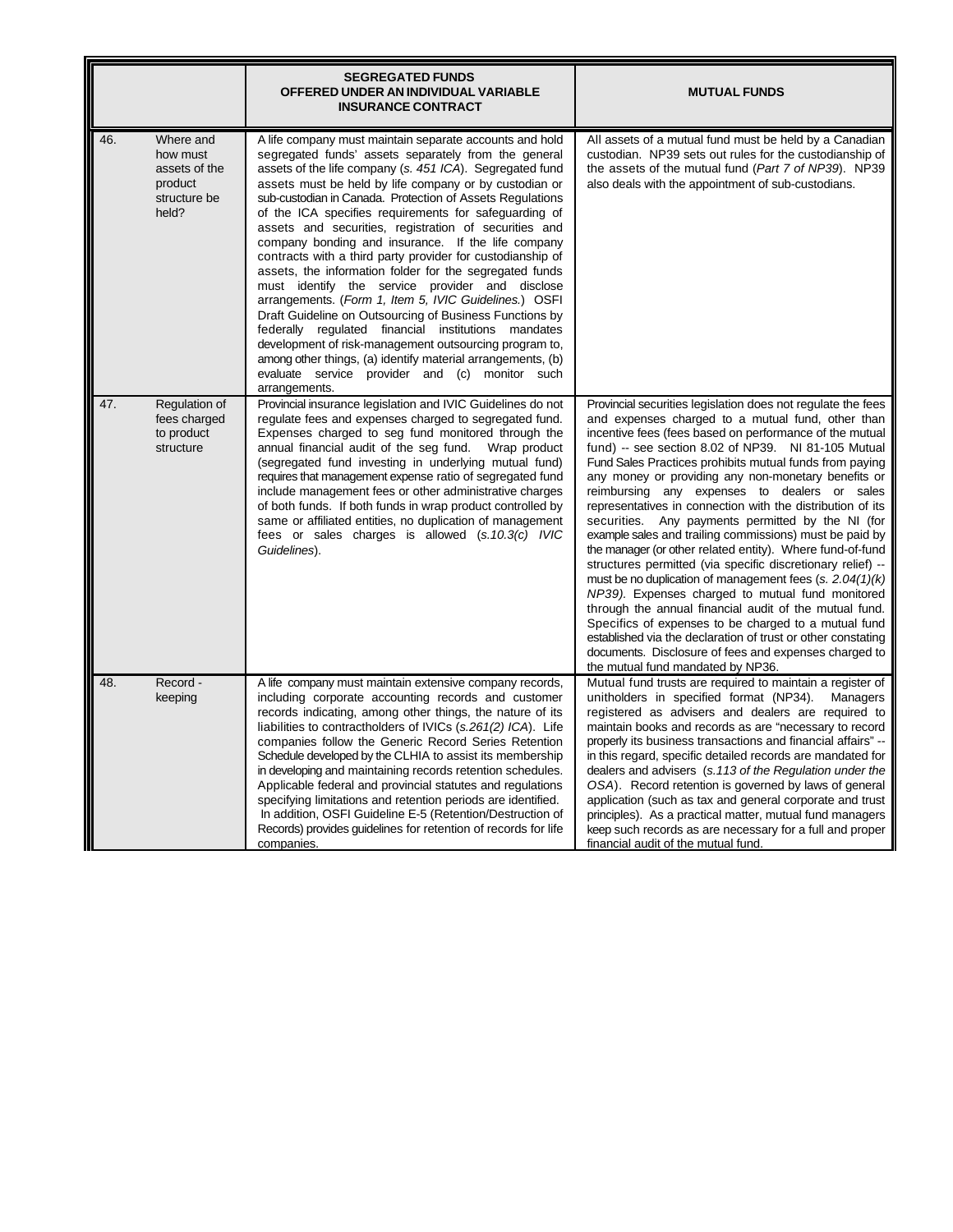| | | SEGREGATED FUNDS OFFERED UNDER AN INDIVIDUAL VARIABLE INSURANCE CONTRACT | MUTUAL FUNDS |
|---|---|---|---|
| 46. | Where and how must assets of the product structure be held? | A life company must maintain separate accounts and hold segregated funds' assets separately from the general assets of the life company (*s. 451 ICA*). Segregated fund assets must be held by life company or by custodian or sub-custodian in Canada. Protection of Assets Regulations of the ICA specifies requirements for safeguarding of assets and securities, registration of securities and company bonding and insurance. If the life company contracts with a third party provider for custodianship of assets, the information folder for the segregated funds must identify the service provider and disclose arrangements. (*Form 1, Item 5, IVIC Guidelines.*) OSFI Draft Guideline on Outsourcing of Business Functions by federally regulated financial institutions mandates development of risk-management outsourcing program to, among other things, (a) identify material arrangements, (b) evaluate service provider and (c) monitor such arrangements. | All assets of a mutual fund must be held by a Canadian custodian. NP39 sets out rules for the custodianship of the assets of the mutual fund (*Part 7 of NP39*). NP39 also deals with the appointment of sub-custodians. |
| 47. | Regulation of fees charged to product structure | Provincial insurance legislation and IVIC Guidelines do not regulate fees and expenses charged to segregated fund. Expenses charged to seg fund monitored through the annual financial audit of the seg fund. Wrap product (segregated fund investing in underlying mutual fund) requires that management expense ratio of segregated fund include management fees or other administrative charges of both funds. If both funds in wrap product controlled by same or affiliated entities, no duplication of management fees or sales charges is allowed (*s.10.3(c) IVIC Guidelines*). | Provincial securities legislation does not regulate the fees and expenses charged to a mutual fund, other than incentive fees (fees based on performance of the mutual fund) -- see section 8.02 of NP39. NI 81-105 Mutual Fund Sales Practices prohibits mutual funds from paying any money or providing any non-monetary benefits or reimbursing any expenses to dealers or sales representatives in connection with the distribution of its securities. Any payments permitted by the NI (for example sales and trailing commissions) must be paid by the manager (or other related entity). Where fund-of-fund structures permitted (via specific discretionary relief) -- must be no duplication of management fees (*s. 2.04(1)(k) NP39)*. Expenses charged to mutual fund monitored through the annual financial audit of the mutual fund. Specifics of expenses to be charged to a mutual fund established via the declaration of trust or other constating documents. Disclosure of fees and expenses charged to the mutual fund mandated by NP36. |
| 48. | Record - keeping | A life company must maintain extensive company records, including corporate accounting records and customer records indicating, among other things, the nature of its liabilities to contractholders of IVICs (*s.261(2) ICA*). Life companies follow the Generic Record Series Retention Schedule developed by the CLHIA to assist its membership in developing and maintaining records retention schedules. Applicable federal and provincial statutes and regulations specifying limitations and retention periods are identified. In addition, OSFI Guideline E-5 (Retention/Destruction of Records) provides guidelines for retention of records for life companies. | Mutual fund trusts are required to maintain a register of unitholders in specified format (NP34). Managers registered as advisers and dealers are required to maintain books and records as are "necessary to record properly its business transactions and financial affairs" -- in this regard, specific detailed records are mandated for dealers and advisers (*s.113 of the Regulation under the OSA*). Record retention is governed by laws of general application (such as tax and general corporate and trust principles). As a practical matter, mutual fund managers keep such records as are necessary for a full and proper financial audit of the mutual fund. |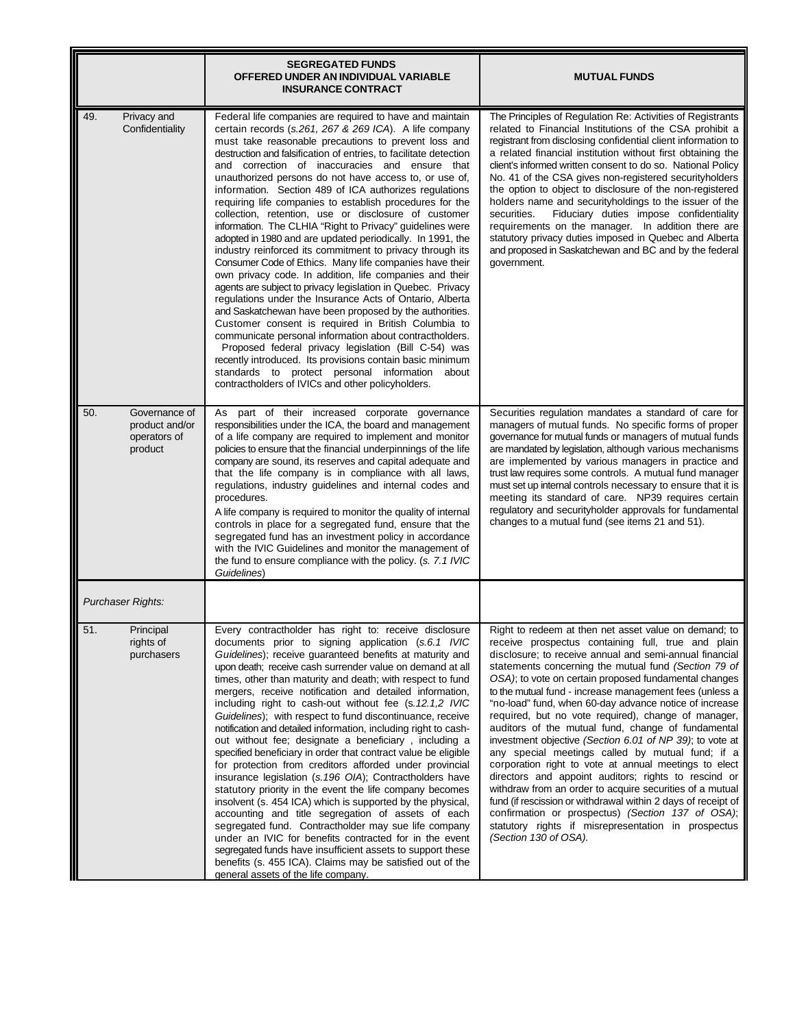| | SEGREGATED FUNDS OFFERED UNDER AN INDIVIDUAL VARIABLE INSURANCE CONTRACT | MUTUAL FUNDS |
|---|---|---|
| 49. Privacy and Confidentiality | Federal life companies are required to have and maintain certain records (*s.261, 267 & 269 ICA*). A life company must take reasonable precautions to prevent loss and destruction and falsification of entries, to facilitate detection and correction of inaccuracies and ensure that unauthorized persons do not have access to, or use of, information. Section 489 of ICA authorizes regulations requiring life companies to establish procedures for the collection, retention, use or disclosure of customer information. The CLHIA "Right to Privacy" guidelines were adopted in 1980 and are updated periodically. In 1991, the industry reinforced its commitment to privacy through its Consumer Code of Ethics. Many life companies have their own privacy code. In addition, life companies and their agents are subject to privacy legislation in Quebec. Privacy regulations under the Insurance Acts of Ontario, Alberta and Saskatchewan have been proposed by the authorities. Customer consent is required in British Columbia to communicate personal information about contractholders. Proposed federal privacy legislation (Bill C-54) was recently introduced. Its provisions contain basic minimum standards to protect personal information about contractholders of IVICs and other policyholders. | The Principles of Regulation Re: Activities of Registrants related to Financial Institutions of the CSA prohibit a registrant from disclosing confidential client information to a related financial institution without first obtaining the client's informed written consent to do so. National Policy No. 41 of the CSA gives non-registered securityholders the option to object to disclosure of the non-registered holders name and securityholdings to the issuer of the securities. Fiduciary duties impose confidentiality requirements on the manager. In addition there are statutory privacy duties imposed in Quebec and Alberta and proposed in Saskatchewan and BC and by the federal government. |
| 50. Governance of product and/or operators of product | As part of their increased corporate governance responsibilities under the ICA, the board and management of a life company are required to implement and monitor policies to ensure that the financial underpinnings of the life company are sound, its reserves and capital adequate and that the life company is in compliance with all laws, regulations, industry guidelines and internal codes and procedures.<br>A life company is required to monitor the quality of internal controls in place for a segregated fund, ensure that the segregated fund has an investment policy in accordance with the IVIC Guidelines and monitor the management of the fund to ensure compliance with the policy. (*s. 7.1 IVIC Guidelines*) | Securities regulation mandates a standard of care for managers of mutual funds. No specific forms of proper governance for mutual funds or managers of mutual funds are mandated by legislation, although various mechanisms are implemented by various managers in practice and trust law requires some controls. A mutual fund manager must set up internal controls necessary to ensure that it is meeting its standard of care. NP39 requires certain regulatory and securityholder approvals for fundamental changes to a mutual fund (see items 21 and 51). |
| *Purchaser Rights:* | | |
| 51. Principal rights of purchasers | Every contractholder has right to: receive disclosure documents prior to signing application (*s.6.1 IVIC Guidelines*); receive guaranteed benefits at maturity and upon death; receive cash surrender value on demand at all times, other than maturity and death; with respect to fund mergers, receive notification and detailed information, including right to cash-out without fee (*s.12.1,2 IVIC Guidelines*); with respect to fund discontinuance, receive notification and detailed information, including right to cash-out without fee; designate a beneficiary , including a specified beneficiary in order that contract value be eligible for protection from creditors afforded under provincial insurance legislation (*s.196 OIA*); Contractholders have statutory priority in the event the life company becomes insolvent (s. 454 ICA) which is supported by the physical, accounting and title segregation of assets of each segregated fund. Contractholder may sue life company under an IVIC for benefits contracted for in the event segregated funds have insufficient assets to support these benefits (s. 455 ICA). Claims may be satisfied out of the general assets of the life company. | Right to redeem at then net asset value on demand; to receive prospectus containing full, true and plain disclosure; to receive annual and semi-annual financial statements concerning the mutual fund *(Section 79 of OSA)*; to vote on certain proposed fundamental changes to the mutual fund - increase management fees (unless a "no-load" fund, when 60-day advance notice of increase required, but no vote required), change of manager, auditors of the mutual fund, change of fundamental investment objective *(Section 6.01 of NP 39)*; to vote at any special meetings called by mutual fund; if a corporation right to vote at annual meetings to elect directors and appoint auditors; rights to rescind or withdraw from an order to acquire securities of a mutual fund (if rescission or withdrawal within 2 days of receipt of confirmation or prospectus) *(Section 137 of OSA)*; statutory rights if misrepresentation in prospectus *(Section 130 of OSA).* |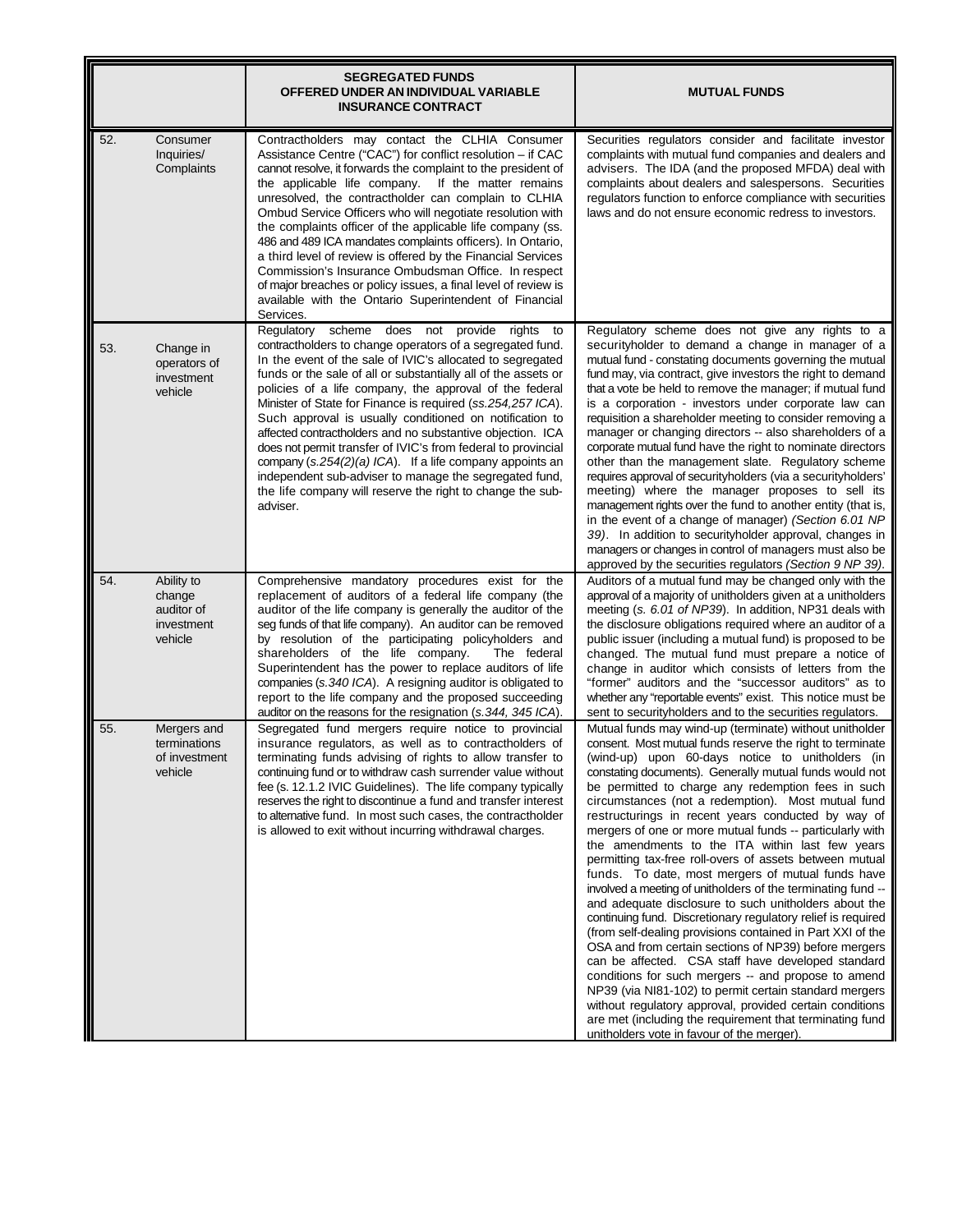| | | SEGREGATED FUNDS OFFERED UNDER AN INDIVIDUAL VARIABLE INSURANCE CONTRACT | MUTUAL FUNDS |
|---|---|---|---|
| 52. | Consumer Inquiries/ Complaints | Contractholders may contact the CLHIA Consumer Assistance Centre ("CAC") for conflict resolution – if CAC cannot resolve, it forwards the complaint to the president of the applicable life company. If the matter remains unresolved, the contractholder can complain to CLHIA Ombud Service Officers who will negotiate resolution with the complaints officer of the applicable life company (ss. 486 and 489 ICA mandates complaints officers). In Ontario, a third level of review is offered by the Financial Services Commission's Insurance Ombudsman Office. In respect of major breaches or policy issues, a final level of review is available with the Ontario Superintendent of Financial Services. | Securities regulators consider and facilitate investor complaints with mutual fund companies and dealers and advisers. The IDA (and the proposed MFDA) deal with complaints about dealers and salespersons. Securities regulators function to enforce compliance with securities laws and do not ensure economic redress to investors. |
| 53. | Change in operators of investment vehicle | Regulatory scheme does not provide rights to contractholders to change operators of a segregated fund. In the event of the sale of IVIC's allocated to segregated funds or the sale of all or substantially all of the assets or policies of a life company, the approval of the federal Minister of State for Finance is required (*ss.254,257 ICA*). Such approval is usually conditioned on notification to affected contractholders and no substantive objection. ICA does not permit transfer of IVIC's from federal to provincial company (*s.254(2)(a) ICA*). If a life company appoints an independent sub-adviser to manage the segregated fund, the life company will reserve the right to change the sub-adviser. | Regulatory scheme does not give any rights to a securityholder to demand a change in manager of a mutual fund - constating documents governing the mutual fund may, via contract, give investors the right to demand that a vote be held to remove the manager; if mutual fund is a corporation - investors under corporate law can requisition a shareholder meeting to consider removing a manager or changing directors -- also shareholders of a corporate mutual fund have the right to nominate directors other than the management slate. Regulatory scheme requires approval of securityholders (via a securityholders' meeting) where the manager proposes to sell its management rights over the fund to another entity (that is, in the event of a change of manager) *(Section 6.01 NP 39)*. In addition to securityholder approval, changes in managers or changes in control of managers must also be approved by the securities regulators *(Section 9 NP 39)*. |
| 54. | Ability to change auditor of investment vehicle | Comprehensive mandatory procedures exist for the replacement of auditors of a federal life company (the auditor of the life company is generally the auditor of the seg funds of that life company). An auditor can be removed by resolution of the participating policyholders and shareholders of the life company. The federal Superintendent has the power to replace auditors of life companies (*s.340 ICA*). A resigning auditor is obligated to report to the life company and the proposed succeeding auditor on the reasons for the resignation (*s.344, 345 ICA*). | Auditors of a mutual fund may be changed only with the approval of a majority of unitholders given at a unitholders meeting (*s. 6.01 of NP39*). In addition, NP31 deals with the disclosure obligations required where an auditor of a public issuer (including a mutual fund) is proposed to be changed. The mutual fund must prepare a notice of change in auditor which consists of letters from the "former" auditors and the "successor auditors" as to whether any "reportable events" exist. This notice must be sent to securityholders and to the securities regulators. |
| 55. | Mergers and terminations of investment vehicle | Segregated fund mergers require notice to provincial insurance regulators, as well as to contractholders of terminating funds advising of rights to allow transfer to continuing fund or to withdraw cash surrender value without fee (s. 12.1.2 IVIC Guidelines). The life company typically reserves the right to discontinue a fund and transfer interest to alternative fund. In most such cases, the contractholder is allowed to exit without incurring withdrawal charges. | Mutual funds may wind-up (terminate) without unitholder consent. Most mutual funds reserve the right to terminate (wind-up) upon 60-days notice to unitholders (in constating documents). Generally mutual funds would not be permitted to charge any redemption fees in such circumstances (not a redemption). Most mutual fund restructurings in recent years conducted by way of mergers of one or more mutual funds -- particularly with the amendments to the ITA within last few years permitting tax-free roll-overs of assets between mutual funds. To date, most mergers of mutual funds have involved a meeting of unitholders of the terminating fund -- and adequate disclosure to such unitholders about the continuing fund. Discretionary regulatory relief is required (from self-dealing provisions contained in Part XXI of the OSA and from certain sections of NP39) before mergers can be affected. CSA staff have developed standard conditions for such mergers -- and propose to amend NP39 (via NI81-102) to permit certain standard mergers without regulatory approval, provided certain conditions are met (including the requirement that terminating fund unitholders vote in favour of the merger). |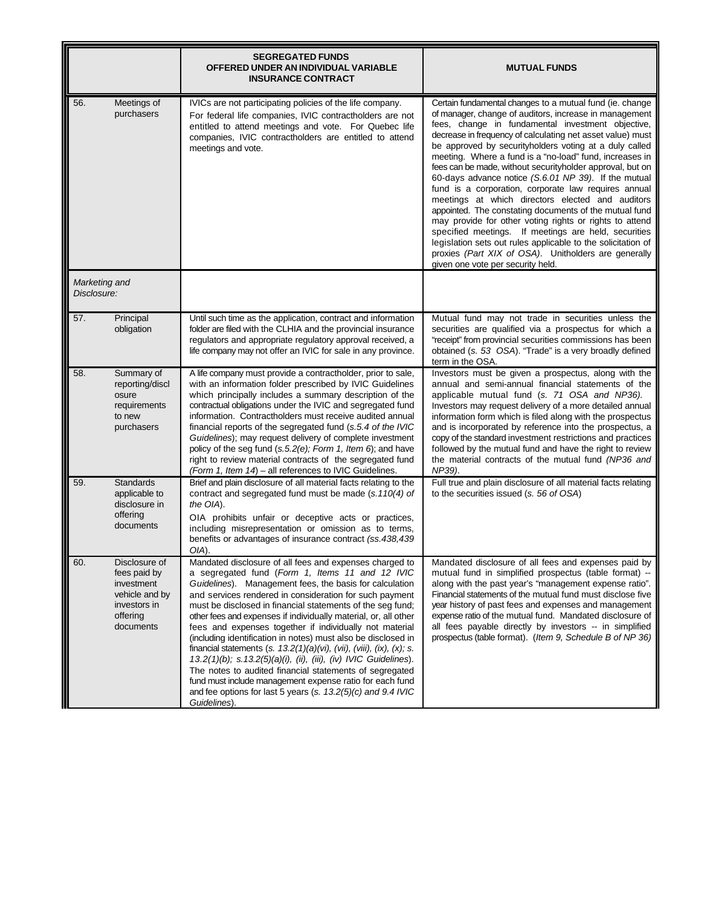| | | SEGREGATED FUNDS OFFERED UNDER AN INDIVIDUAL VARIABLE INSURANCE CONTRACT | MUTUAL FUNDS |
|---|---|---|---|
| 56. | Meetings of purchasers | IVICs are not participating policies of the life company. For federal life companies, IVIC contractholders are not entitled to attend meetings and vote. For Quebec life companies, IVIC contractholders are entitled to attend meetings and vote. | Certain fundamental changes to a mutual fund (ie. change of manager, change of auditors, increase in management fees, change in fundamental investment objective, decrease in frequency of calculating net asset value) must be approved by securityholders voting at a duly called meeting. Where a fund is a "no-load" fund, increases in fees can be made, without securityholder approval, but on 60-days advance notice *(S.6.01 NP 39)*. If the mutual fund is a corporation, corporate law requires annual meetings at which directors elected and auditors appointed. The constating documents of the mutual fund may provide for other voting rights or rights to attend specified meetings. If meetings are held, securities legislation sets out rules applicable to the solicitation of proxies *(Part XIX of OSA)*. Unitholders are generally given one vote per security held. |
| *Marketing and Disclosure:* | | | |
| 57. | Principal obligation | Until such time as the application, contract and information folder are filed with the CLHIA and the provincial insurance regulators and appropriate regulatory approval received, a life company may not offer an IVIC for sale in any province. | Mutual fund may not trade in securities unless the securities are qualified via a prospectus for which a "receipt" from provincial securities commissions has been obtained (*s. 53 OSA*). "Trade" is a very broadly defined term in the OSA. |
| 58. | Summary of reporting/disclosure requirements to new purchasers | A life company must provide a contractholder, prior to sale, with an information folder prescribed by IVIC Guidelines which principally includes a summary description of the contractual obligations under the IVIC and segregated fund information. Contractholders must receive audited annual financial reports of the segregated fund (*s.5.4 of the IVIC Guidelines*); may request delivery of complete investment policy of the seg fund (*s.5.2(e); Form 1, Item 6*); and have right to review material contracts of the segregated fund (*Form 1, Item 14*) – all references to IVIC Guidelines. | Investors must be given a prospectus, along with the annual and semi-annual financial statements of the applicable mutual fund (*s. 71 OSA and NP36).* Investors may request delivery of a more detailed annual information form which is filed along with the prospectus and is incorporated by reference into the prospectus, a copy of the standard investment restrictions and practices followed by the mutual fund and have the right to review the material contracts of the mutual fund *(NP36 and NP39)*. |
| 59. | Standards applicable to disclosure in offering documents | Brief and plain disclosure of all material facts relating to the contract and segregated fund must be made (*s.110(4) of the OIA*). OIA prohibits unfair or deceptive acts or practices, including misrepresentation or omission as to terms, benefits or advantages of insurance contract *(ss.438,439 OIA*). | Full true and plain disclosure of all material facts relating to the securities issued (*s. 56 of OSA*) |
| 60. | Disclosure of fees paid by investment vehicle and by investors in offering documents | Mandated disclosure of all fees and expenses charged to a segregated fund (*Form 1, Items 11 and 12 IVIC Guidelines*). Management fees, the basis for calculation and services rendered in consideration for such payment must be disclosed in financial statements of the seg fund; other fees and expenses if individually material, or, all other fees and expenses together if individually not material (including identification in notes) must also be disclosed in financial statements (*s. 13.2(1)(a)(vi), (vii), (viii), (ix), (x); s. 13.2(1)(b); s.13.2(5)(a)(i), (ii), (iii), (iv) IVIC Guidelines*). The notes to audited financial statements of segregated fund must include management expense ratio for each fund and fee options for last 5 years (*s. 13.2(5)(c) and 9.4 IVIC Guidelines*). | Mandated disclosure of all fees and expenses paid by mutual fund in simplified prospectus (table format) -- along with the past year's "management expense ratio". Financial statements of the mutual fund must disclose five year history of past fees and expenses and management expense ratio of the mutual fund. Mandated disclosure of all fees payable directly by investors -- in simplified prospectus (table format). (*Item 9, Schedule B of NP 36)* |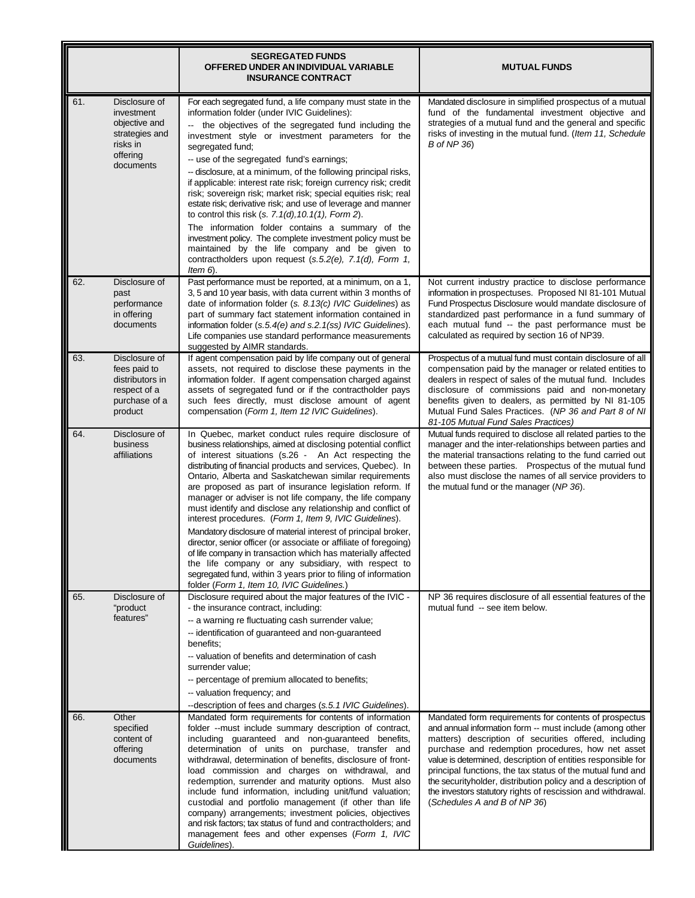| | | SEGREGATED FUNDS OFFERED UNDER AN INDIVIDUAL VARIABLE INSURANCE CONTRACT | MUTUAL FUNDS |
|---|---|---|---|
| 61. | Disclosure of investment objective and strategies and risks in offering documents | For each segregated fund, a life company must state in the information folder (under IVIC Guidelines):<br>-- the objectives of the segregated fund including the investment style or investment parameters for the segregated fund;<br>-- use of the segregated fund's earnings;<br>-- disclosure, at a minimum, of the following principal risks, if applicable: interest rate risk; foreign currency risk; credit risk; sovereign risk; market risk; special equities risk; real estate risk; derivative risk; and use of leverage and manner to control this risk (*s. 7.1(d),10.1(1), Form 2*).<br>The information folder contains a summary of the investment policy. The complete investment policy must be maintained by the life company and be given to contractholders upon request (*s.5.2(e), 7.1(d), Form 1, Item 6*). | Mandated disclosure in simplified prospectus of a mutual fund of the fundamental investment objective and strategies of a mutual fund and the general and specific risks of investing in the mutual fund. (*Item 11, Schedule B of NP 36*) |
| 62. | Disclosure of past performance in offering documents | Past performance must be reported, at a minimum, on a 1, 3, 5 and 10 year basis, with data current within 3 months of date of information folder (*s. 8.13(c) IVIC Guidelines*) as part of summary fact statement information contained in information folder (*s.5.4(e) and s.2.1(ss) IVIC Guidelines*). Life companies use standard performance measurements suggested by AIMR standards. | Not current industry practice to disclose performance information in prospectuses. Proposed NI 81-101 Mutual Fund Prospectus Disclosure would mandate disclosure of standardized past performance in a fund summary of each mutual fund -- the past performance must be calculated as required by section 16 of NP39. |
| 63. | Disclosure of fees paid to distributors in respect of a purchase of a product | If agent compensation paid by life company out of general assets, not required to disclose these payments in the information folder. If agent compensation charged against assets of segregated fund or if the contractholder pays such fees directly, must disclose amount of agent compensation (*Form 1, Item 12 IVIC Guidelines*). | Prospectus of a mutual fund must contain disclosure of all compensation paid by the manager or related entities to dealers in respect of sales of the mutual fund. Includes disclosure of commissions paid and non-monetary benefits given to dealers, as permitted by NI 81-105 Mutual Fund Sales Practices. (*NP 36 and Part 8 of NI 81-105 Mutual Fund Sales Practices)* |
| 64. | Disclosure of business affiliations | In Quebec, market conduct rules require disclosure of business relationships, aimed at disclosing potential conflict of interest situations (s.26 - An Act respecting the distributing of financial products and services, Quebec). In Ontario, Alberta and Saskatchewan similar requirements are proposed as part of insurance legislation reform. If manager or adviser is not life company, the life company must identify and disclose any relationship and conflict of interest procedures. (*Form 1, Item 9, IVIC Guidelines*).<br>Mandatory disclosure of material interest of principal broker, director, senior officer (or associate or affiliate of foregoing) of life company in transaction which has materially affected the life company or any subsidiary, with respect to segregated fund, within 3 years prior to filing of information folder (*Form 1, Item 10, IVIC Guidelines.*) | Mutual funds required to disclose all related parties to the manager and the inter-relationships between parties and the material transactions relating to the fund carried out between these parties. Prospectus of the mutual fund also must disclose the names of all service providers to the mutual fund or the manager (*NP 36*). |
| 65. | Disclosure of "product features" | Disclosure required about the major features of the IVIC -- the insurance contract, including:<br>-- a warning re fluctuating cash surrender value;<br>-- identification of guaranteed and non-guaranteed benefits;<br>-- valuation of benefits and determination of cash surrender value;<br>-- percentage of premium allocated to benefits;<br>-- valuation frequency; and<br>--description of fees and charges (*s.5.1 IVIC Guidelines*). | NP 36 requires disclosure of all essential features of the mutual fund -- see item below. |
| 66. | Other specified content of offering documents | Mandated form requirements for contents of information folder --must include summary description of contract, including guaranteed and non-guaranteed benefits, determination of units on purchase, transfer and withdrawal, determination of benefits, disclosure of front-load commission and charges on withdrawal, and redemption, surrender and maturity options. Must also include fund information, including unit/fund valuation; custodial and portfolio management (if other than life company) arrangements; investment policies, objectives and risk factors; tax status of fund and contractholders; and management fees and other expenses (*Form 1, IVIC Guidelines*). | Mandated form requirements for contents of prospectus and annual information form -- must include (among other matters) description of securities offered, including purchase and redemption procedures, how net asset value is determined, description of entities responsible for principal functions, the tax status of the mutual fund and the securityholder, distribution policy and a description of the investors statutory rights of rescission and withdrawal. (*Schedules A and B of NP 36*) |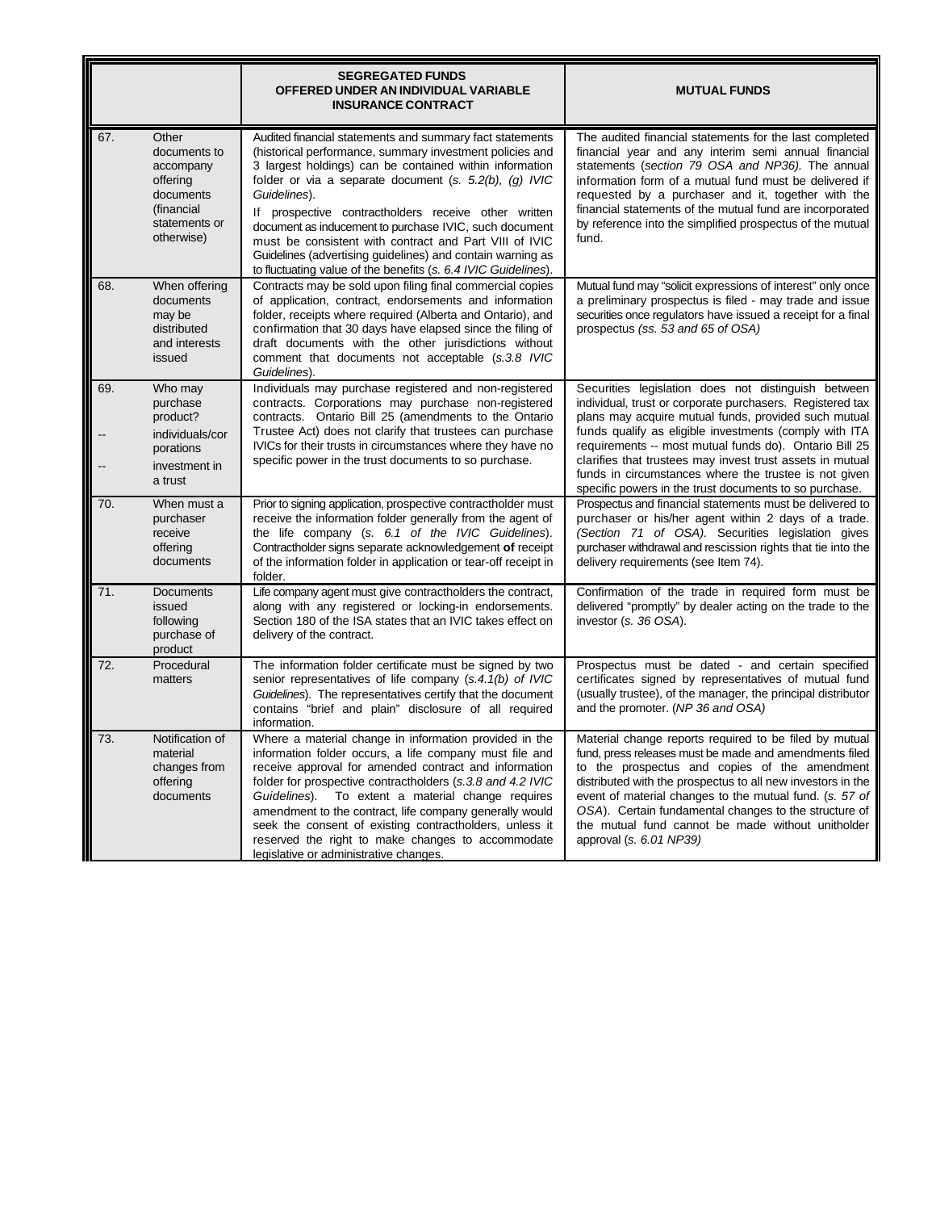| | | SEGREGATED FUNDS OFFERED UNDER AN INDIVIDUAL VARIABLE INSURANCE CONTRACT | MUTUAL FUNDS |
|---|---|---|---|
| 67. | Other documents to accompany offering documents (financial statements or otherwise) | Audited financial statements and summary fact statements (historical performance, summary investment policies and 3 largest holdings) can be contained within information folder or via a separate document (*s. 5.2(b), (g) IVIC Guidelines*).<br>If prospective contractholders receive other written document as inducement to purchase IVIC, such document must be consistent with contract and Part VIII of IVIC Guidelines (advertising guidelines) and contain warning as to fluctuating value of the benefits (*s. 6.4 IVIC Guidelines*). | The audited financial statements for the last completed financial year and any interim semi annual financial statements (*section 79 OSA and NP36).* The annual information form of a mutual fund must be delivered if requested by a purchaser and it, together with the financial statements of the mutual fund are incorporated by reference into the simplified prospectus of the mutual fund. |
| 68. | When offering documents may be distributed and interests issued | Contracts may be sold upon filing final commercial copies of application, contract, endorsements and information folder, receipts where required (Alberta and Ontario), and confirmation that 30 days have elapsed since the filing of draft documents with the other jurisdictions without comment that documents not acceptable (*s.3.8 IVIC Guidelines*). | Mutual fund may "solicit expressions of interest" only once a preliminary prospectus is filed - may trade and issue securities once regulators have issued a receipt for a final prospectus *(ss. 53 and 65 of OSA)* |
| 69.<br><br>--<br><br>-- | Who may purchase product?<br>individuals/corporations<br>investment in a trust | Individuals may purchase registered and non-registered contracts. Corporations may purchase non-registered contracts. Ontario Bill 25 (amendments to the Ontario Trustee Act) does not clarify that trustees can purchase IVICs for their trusts in circumstances where they have no specific power in the trust documents to so purchase. | Securities legislation does not distinguish between individual, trust or corporate purchasers. Registered tax plans may acquire mutual funds, provided such mutual funds qualify as eligible investments (comply with ITA requirements -- most mutual funds do). Ontario Bill 25 clarifies that trustees may invest trust assets in mutual funds in circumstances where the trustee is not given specific powers in the trust documents to so purchase. |
| 70. | When must a purchaser receive offering documents | Prior to signing application, prospective contractholder must receive the information folder generally from the agent of the life company (*s. 6.1 of the IVIC Guidelines*). Contractholder signs separate acknowledgement **of** receipt of the information folder in application or tear-off receipt in folder. | Prospectus and financial statements must be delivered to purchaser or his/her agent within 2 days of a trade. *(Section 71 of OSA).* Securities legislation gives purchaser withdrawal and rescission rights that tie into the delivery requirements (see Item 74). |
| 71. | Documents issued following purchase of product | Life company agent must give contractholders the contract, along with any registered or locking-in endorsements. Section 180 of the ISA states that an IVIC takes effect on delivery of the contract. | Confirmation of the trade in required form must be delivered "promptly" by dealer acting on the trade to the investor (*s. 36 OSA*). |
| 72. | Procedural matters | The information folder certificate must be signed by two senior representatives of life company (*s.4.1(b) of IVIC Guidelines*). The representatives certify that the document contains "brief and plain" disclosure of all required information. | Prospectus must be dated - and certain specified certificates signed by representatives of mutual fund (usually trustee), of the manager, the principal distributor and the promoter. (*NP 36 and OSA)* |
| 73. | Notification of material changes from offering documents | Where a material change in information provided in the information folder occurs, a life company must file and receive approval for amended contract and information folder for prospective contractholders (*s.3.8 and 4.2 IVIC Guidelines*). To extent a material change requires amendment to the contract, life company generally would seek the consent of existing contractholders, unless it reserved the right to make changes to accommodate legislative or administrative changes. | Material change reports required to be filed by mutual fund, press releases must be made and amendments filed to the prospectus and copies of the amendment distributed with the prospectus to all new investors in the event of material changes to the mutual fund. (*s. 57 of OSA*). Certain fundamental changes to the structure of the mutual fund cannot be made without unitholder approval (*s. 6.01 NP39)* |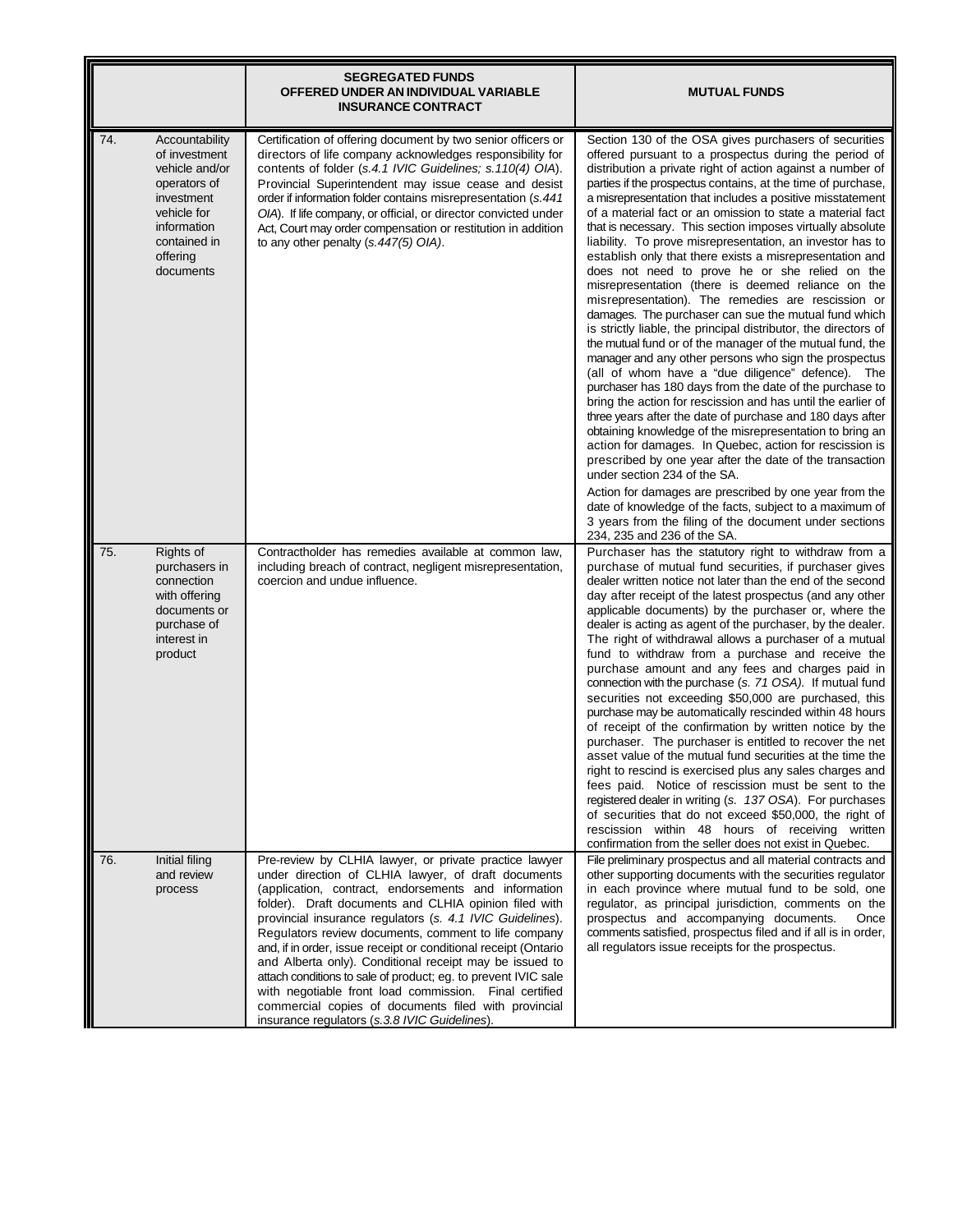| | | SEGREGATED FUNDS OFFERED UNDER AN INDIVIDUAL VARIABLE INSURANCE CONTRACT | MUTUAL FUNDS |
|---|---|---|---|
| 74. | Accountability of investment vehicle and/or operators of investment vehicle for information contained in offering documents | Certification of offering document by two senior officers or directors of life company acknowledges responsibility for contents of folder (*s.4.1 IVIC Guidelines; s.110(4) OIA*). Provincial Superintendent may issue cease and desist order if information folder contains misrepresentation (*s.441 OIA*). If life company, or official, or director convicted under Act, Court may order compensation or restitution in addition to any other penalty (*s.447(5) OIA)*. | Section 130 of the OSA gives purchasers of securities offered pursuant to a prospectus during the period of distribution a private right of action against a number of parties if the prospectus contains, at the time of purchase, a misrepresentation that includes a positive misstatement of a material fact or an omission to state a material fact that is necessary. This section imposes virtually absolute liability. To prove misrepresentation, an investor has to establish only that there exists a misrepresentation and does not need to prove he or she relied on the misrepresentation (there is deemed reliance on the misrepresentation). The remedies are rescission or damages. The purchaser can sue the mutual fund which is strictly liable, the principal distributor, the directors of the mutual fund or of the manager of the mutual fund, the manager and any other persons who sign the prospectus (all of whom have a "due diligence" defence). The purchaser has 180 days from the date of the purchase to bring the action for rescission and has until the earlier of three years after the date of purchase and 180 days after obtaining knowledge of the misrepresentation to bring an action for damages. In Quebec, action for rescission is prescribed by one year after the date of the transaction under section 234 of the SA.<br><br>Action for damages are prescribed by one year from the date of knowledge of the facts, subject to a maximum of 3 years from the filing of the document under sections 234, 235 and 236 of the SA. |
| 75. | Rights of purchasers in connection with offering documents or purchase of interest in product | Contractholder has remedies available at common law, including breach of contract, negligent misrepresentation, coercion and undue influence. | Purchaser has the statutory right to withdraw from a purchase of mutual fund securities, if purchaser gives dealer written notice not later than the end of the second day after receipt of the latest prospectus (and any other applicable documents) by the purchaser or, where the dealer is acting as agent of the purchaser, by the dealer. The right of withdrawal allows a purchaser of a mutual fund to withdraw from a purchase and receive the purchase amount and any fees and charges paid in connection with the purchase (*s. 71 OSA)*. If mutual fund securities not exceeding $50,000 are purchased, this purchase may be automatically rescinded within 48 hours of receipt of the confirmation by written notice by the purchaser. The purchaser is entitled to recover the net asset value of the mutual fund securities at the time the right to rescind is exercised plus any sales charges and fees paid. Notice of rescission must be sent to the registered dealer in writing (*s. 137 OSA*). For purchases of securities that do not exceed $50,000, the right of rescission within 48 hours of receiving written confirmation from the seller does not exist in Quebec. |
| 76. | Initial filing and review process | Pre-review by CLHIA lawyer, or private practice lawyer under direction of CLHIA lawyer, of draft documents (application, contract, endorsements and information folder). Draft documents and CLHIA opinion filed with provincial insurance regulators (*s. 4.1 IVIC Guidelines*). Regulators review documents, comment to life company and, if in order, issue receipt or conditional receipt (Ontario and Alberta only). Conditional receipt may be issued to attach conditions to sale of product; eg. to prevent IVIC sale with negotiable front load commission. Final certified commercial copies of documents filed with provincial insurance regulators (*s.3.8 IVIC Guidelines*). | File preliminary prospectus and all material contracts and other supporting documents with the securities regulator in each province where mutual fund to be sold, one regulator, as principal jurisdiction, comments on the prospectus and accompanying documents. Once comments satisfied, prospectus filed and if all is in order, all regulators issue receipts for the prospectus. |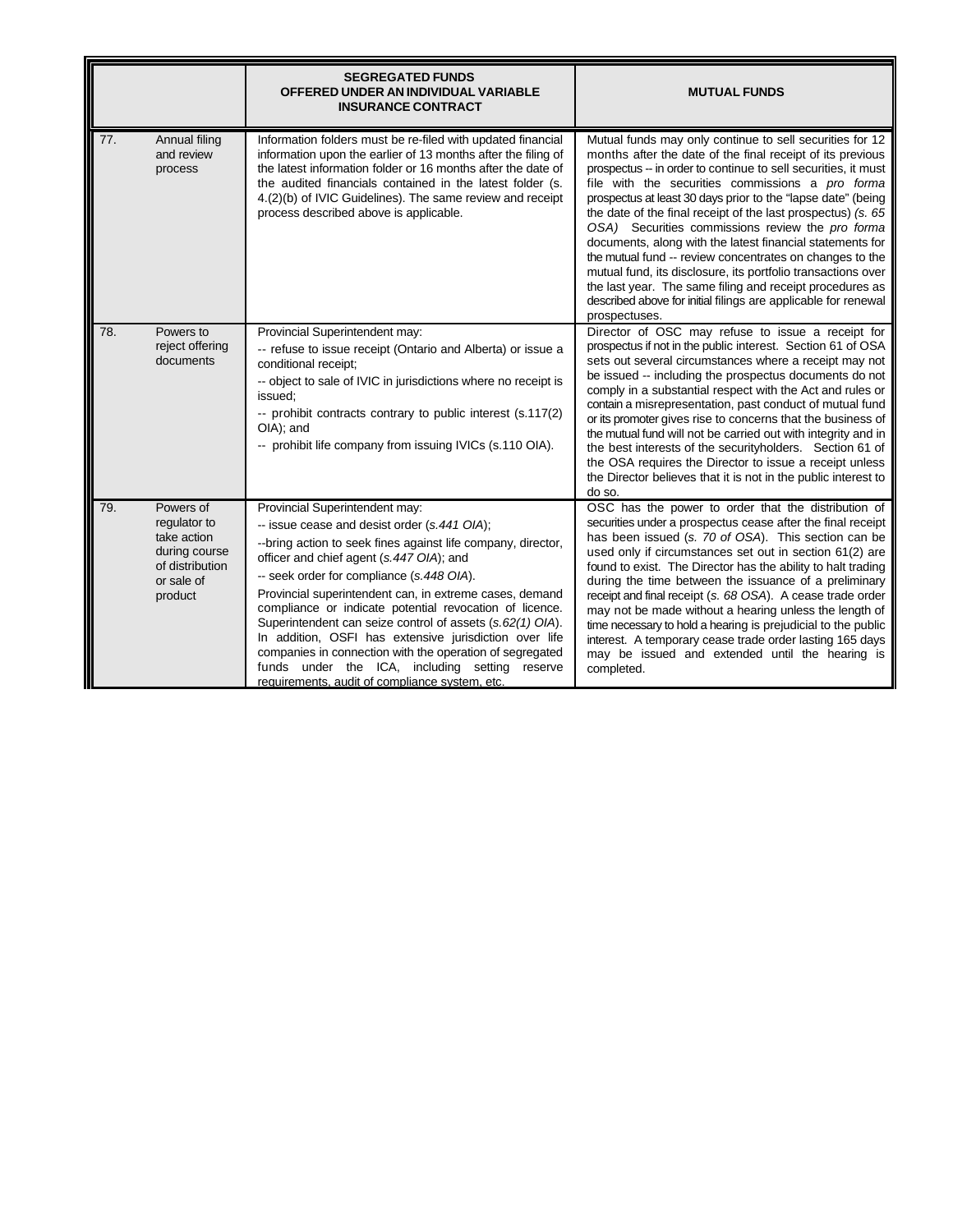| | | SEGREGATED FUNDS OFFERED UNDER AN INDIVIDUAL VARIABLE INSURANCE CONTRACT | MUTUAL FUNDS |
|---|---|---|---|
| 77. | Annual filing and review process | Information folders must be re-filed with updated financial information upon the earlier of 13 months after the filing of the latest information folder or 16 months after the date of the audited financials contained in the latest folder (s. 4.(2)(b) of IVIC Guidelines). The same review and receipt process described above is applicable. | Mutual funds may only continue to sell securities for 12 months after the date of the final receipt of its previous prospectus -- in order to continue to sell securities, it must file with the securities commissions a *pro forma* prospectus at least 30 days prior to the "lapse date" (being the date of the final receipt of the last prospectus) *(s. 65 OSA)* Securities commissions review the *pro forma* documents, along with the latest financial statements for the mutual fund -- review concentrates on changes to the mutual fund, its disclosure, its portfolio transactions over the last year. The same filing and receipt procedures as described above for initial filings are applicable for renewal prospectuses. |
| 78. | Powers to reject offering documents | Provincial Superintendent may:<br>-- refuse to issue receipt (Ontario and Alberta) or issue a conditional receipt;<br>-- object to sale of IVIC in jurisdictions where no receipt is issued;<br>-- prohibit contracts contrary to public interest (s.117(2) OIA); and<br>-- prohibit life company from issuing IVICs (s.110 OIA). | Director of OSC may refuse to issue a receipt for prospectus if not in the public interest. Section 61 of OSA sets out several circumstances where a receipt may not be issued -- including the prospectus documents do not comply in a substantial respect with the Act and rules or contain a misrepresentation, past conduct of mutual fund or its promoter gives rise to concerns that the business of the mutual fund will not be carried out with integrity and in the best interests of the securityholders. Section 61 of the OSA requires the Director to issue a receipt unless the Director believes that it is not in the public interest to do so. |
| 79. | Powers of regulator to take action during course of distribution or sale of product | Provincial Superintendent may:<br>-- issue cease and desist order (*s.441 OIA*);<br>--bring action to seek fines against life company, director, officer and chief agent (*s.447 OIA*); and<br>-- seek order for compliance (*s.448 OIA*).<br>Provincial superintendent can, in extreme cases, demand compliance or indicate potential revocation of licence. Superintendent can seize control of assets (*s.62(1) OIA*). In addition, OSFI has extensive jurisdiction over life companies in connection with the operation of segregated funds under the ICA, including setting reserve requirements, audit of compliance system, etc. | OSC has the power to order that the distribution of securities under a prospectus cease after the final receipt has been issued (*s. 70 of OSA*). This section can be used only if circumstances set out in section 61(2) are found to exist. The Director has the ability to halt trading during the time between the issuance of a preliminary receipt and final receipt (*s. 68 OSA*). A cease trade order may not be made without a hearing unless the length of time necessary to hold a hearing is prejudicial to the public interest. A temporary cease trade order lasting 165 days may be issued and extended until the hearing is completed. |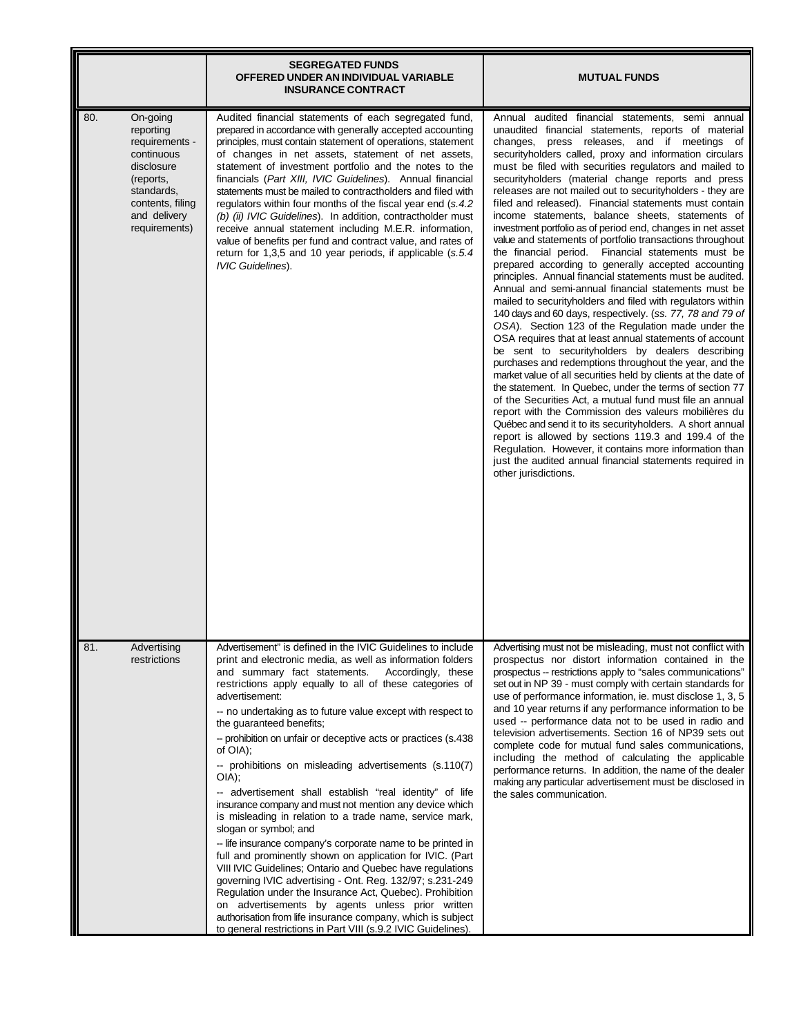| | SEGREGATED FUNDS OFFERED UNDER AN INDIVIDUAL VARIABLE INSURANCE CONTRACT | MUTUAL FUNDS |
|---|---|---|
| 80. On-going reporting requirements - continuous disclosure (reports, standards, contents, filing and delivery requirements) | Audited financial statements of each segregated fund, prepared in accordance with generally accepted accounting principles, must contain statement of operations, statement of changes in net assets, statement of net assets, statement of investment portfolio and the notes to the financials (*Part XIII, IVIC Guidelines*). Annual financial statements must be mailed to contractholders and filed with regulators within four months of the fiscal year end (*s.4.2 (b) (ii) IVIC Guidelines*). In addition, contractholder must receive annual statement including M.E.R. information, value of benefits per fund and contract value, and rates of return for 1,3,5 and 10 year periods, if applicable (*s.5.4 IVIC Guidelines*). | Annual audited financial statements, semi annual unaudited financial statements, reports of material changes, press releases, and if meetings of securityholders called, proxy and information circulars must be filed with securities regulators and mailed to securityholders (material change reports and press releases are not mailed out to securityholders - they are filed and released). Financial statements must contain income statements, balance sheets, statements of investment portfolio as of period end, changes in net asset value and statements of portfolio transactions throughout the financial period. Financial statements must be prepared according to generally accepted accounting principles. Annual financial statements must be audited. Annual and semi-annual financial statements must be mailed to securityholders and filed with regulators within 140 days and 60 days, respectively. (*ss. 77, 78 and 79 of OSA*). Section 123 of the Regulation made under the OSA requires that at least annual statements of account be sent to securityholders by dealers describing purchases and redemptions throughout the year, and the market value of all securities held by clients at the date of the statement. In Quebec, under the terms of section 77 of the Securities Act, a mutual fund must file an annual report with the Commission des valeurs mobilières du Québec and send it to its securityholders. A short annual report is allowed by sections 119.3 and 199.4 of the Regulation. However, it contains more information than just the audited annual financial statements required in other jurisdictions. |
| 81. Advertising restrictions | Advertisement" is defined in the IVIC Guidelines to include print and electronic media, as well as information folders and summary fact statements. Accordingly, these restrictions apply equally to all of these categories of advertisement:<br>-- no undertaking as to future value except with respect to the guaranteed benefits;<br>-- prohibition on unfair or deceptive acts or practices (s.438 of OIA);<br>-- prohibitions on misleading advertisements (s.110(7) OIA);<br>-- advertisement shall establish "real identity" of life insurance company and must not mention any device which is misleading in relation to a trade name, service mark, slogan or symbol; and<br>-- life insurance company's corporate name to be printed in full and prominently shown on application for IVIC. (Part VIII IVIC Guidelines; Ontario and Quebec have regulations governing IVIC advertising - Ont. Reg. 132/97; s.231-249 Regulation under the Insurance Act, Quebec). Prohibition on advertisements by agents unless prior written authorisation from life insurance company, which is subject to general restrictions in Part VIII (s.9.2 IVIC Guidelines). | Advertising must not be misleading, must not conflict with prospectus nor distort information contained in the prospectus -- restrictions apply to "sales communications" set out in NP 39 - must comply with certain standards for use of performance information, ie. must disclose 1, 3, 5 and 10 year returns if any performance information to be used -- performance data not to be used in radio and television advertisements. Section 16 of NP39 sets out complete code for mutual fund sales communications, including the method of calculating the applicable performance returns. In addition, the name of the dealer making any particular advertisement must be disclosed in the sales communication. |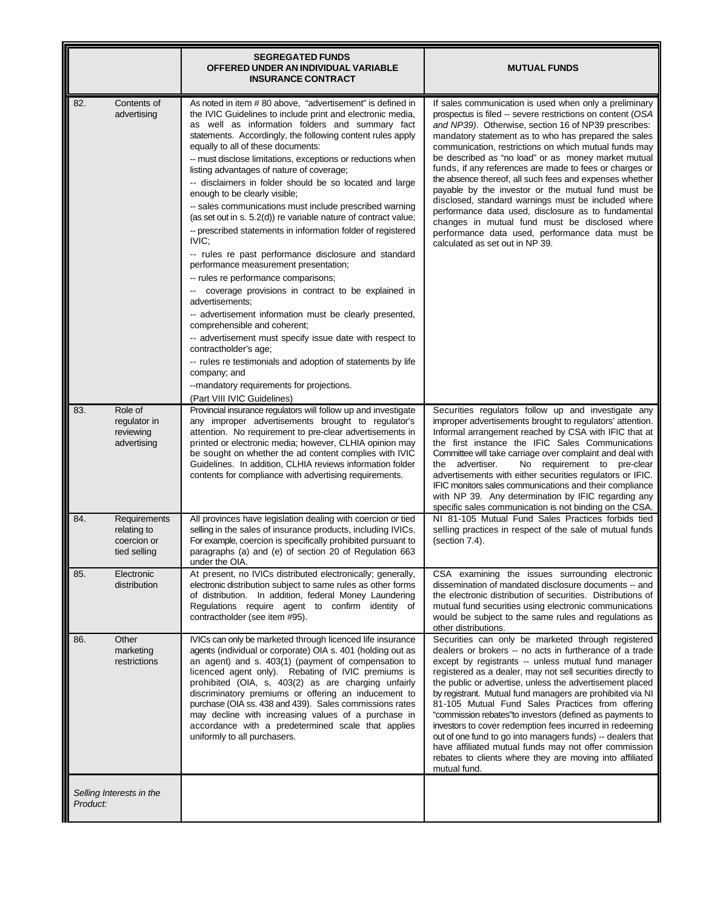| | SEGREGATED FUNDS OFFERED UNDER AN INDIVIDUAL VARIABLE INSURANCE CONTRACT | MUTUAL FUNDS |
|---|---|---|
| 82. Contents of advertising | As noted in item # 80 above, "advertisement" is defined in the IVIC Guidelines to include print and electronic media, as well as information folders and summary fact statements. Accordingly, the following content rules apply equally to all of these documents:<br>-- must disclose limitations, exceptions or reductions when listing advantages of nature of coverage;<br>-- disclaimers in folder should be so located and large enough to be clearly visible;<br>-- sales communications must include prescribed warning (as set out in s. 5.2(d)) re variable nature of contract value;<br>-- prescribed statements in information folder of registered IVIC;<br>-- rules re past performance disclosure and standard performance measurement presentation;<br>-- rules re performance comparisons;<br>-- coverage provisions in contract to be explained in advertisements;<br>-- advertisement information must be clearly presented, comprehensible and coherent;<br>-- advertisement must specify issue date with respect to contractholder's age;<br>-- rules re testimonials and adoption of statements by life company; and<br>--mandatory requirements for projections.<br>(Part VIII IVIC Guidelines) | If sales communication is used when only a preliminary prospectus is filed -- severe restrictions on content (*OSA and NP39)*. Otherwise, section 16 of NP39 prescribes: mandatory statement as to who has prepared the sales communication, restrictions on which mutual funds may be described as "no load" or as money market mutual funds, if any references are made to fees or charges or the absence thereof, all such fees and expenses whether payable by the investor or the mutual fund must be disclosed, standard warnings must be included where performance data used, disclosure as to fundamental changes in mutual fund must be disclosed where performance data used, performance data must be calculated as set out in NP 39. |
| 83. Role of regulator in reviewing advertising | Provincial insurance regulators will follow up and investigate any improper advertisements brought to regulator's attention. No requirement to pre-clear advertisements in printed or electronic media; however, CLHIA opinion may be sought on whether the ad content complies with IVIC Guidelines. In addition, CLHIA reviews information folder contents for compliance with advertising requirements. | Securities regulators follow up and investigate any improper advertisements brought to regulators' attention. Informal arrangement reached by CSA with IFIC that at the first instance the IFIC Sales Communications Committee will take carriage over complaint and deal with the advertiser. No requirement to pre-clear advertisements with either securities regulators or IFIC. IFIC monitors sales communications and their compliance with NP 39. Any determination by IFIC regarding any specific sales communication is not binding on the CSA. |
| 84. Requirements relating to coercion or tied selling | All provinces have legislation dealing with coercion or tied selling in the sales of insurance products, including IVICs. For example, coercion is specifically prohibited pursuant to paragraphs (a) and (e) of section 20 of Regulation 663 under the OIA. | NI 81-105 Mutual Fund Sales Practices forbids tied selling practices in respect of the sale of mutual funds (section 7.4). |
| 85. Electronic distribution | At present, no IVICs distributed electronically; generally, electronic distribution subject to same rules as other forms of distribution. In addition, federal Money Laundering Regulations require agent to confirm identity of contractholder (see item #95). | CSA examining the issues surrounding electronic dissemination of mandated disclosure documents -- and the electronic distribution of securities. Distributions of mutual fund securities using electronic communications would be subject to the same rules and regulations as other distributions. |
| 86. Other marketing restrictions | IVICs can only be marketed through licenced life insurance agents (individual or corporate) OIA s. 401 (holding out as an agent) and s. 403(1) (payment of compensation to licenced agent only). Rebating of IVIC premiums is prohibited (OIA, s, 403(2) as are charging unfairly discriminatory premiums or offering an inducement to purchase (OIA ss. 438 and 439). Sales commissions rates may decline with increasing values of a purchase in accordance with a predetermined scale that applies uniformly to all purchasers. | Securities can only be marketed through registered dealers or brokers -- no acts in furtherance of a trade except by registrants -- unless mutual fund manager registered as a dealer, may not sell securities directly to the public or advertise, unless the advertisement placed by registrant. Mutual fund managers are prohibited via NI 81-105 Mutual Fund Sales Practices from offering "commission rebates" to investors (defined as payments to investors to cover redemption fees incurred in redeeming out of one fund to go into managers funds) -- dealers that have affiliated mutual funds may not offer commission rebates to clients where they are moving into affiliated mutual fund. |
| *Selling Interests in the Product:* | | |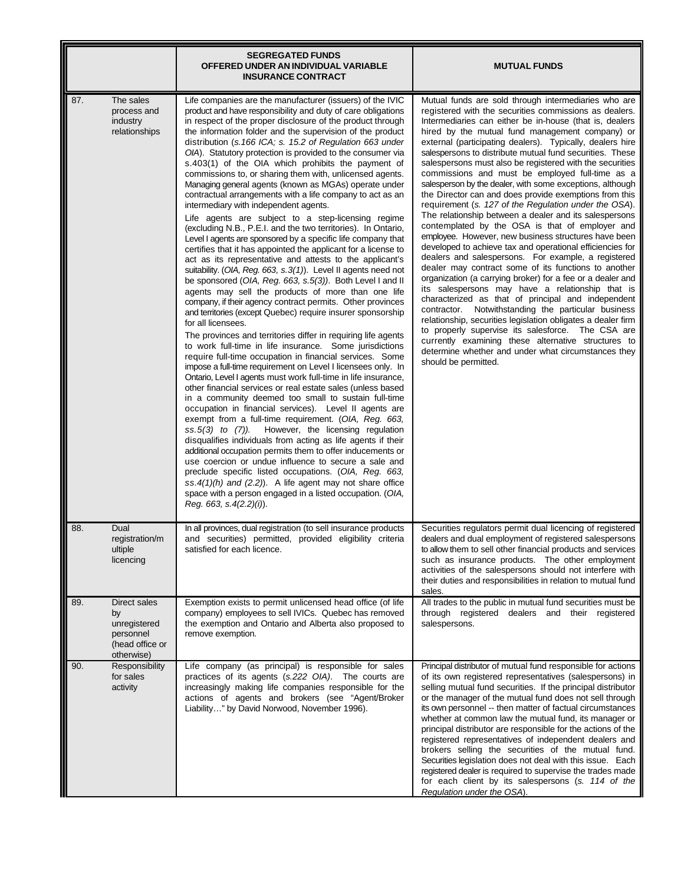| | | SEGREGATED FUNDS OFFERED UNDER AN INDIVIDUAL VARIABLE INSURANCE CONTRACT | MUTUAL FUNDS |
|---|---|---|---|
| 87. | The sales process and industry relationships | Life companies are the manufacturer (issuers) of the IVIC product and have responsibility and duty of care obligations in respect of the proper disclosure of the product through the information folder and the supervision of the product distribution (*s.166 ICA; s. 15.2 of Regulation 663 under OIA*). Statutory protection is provided to the consumer via s.403(1) of the OIA which prohibits the payment of commissions to, or sharing them with, unlicensed agents. Managing general agents (known as MGAs) operate under contractual arrangements with a life company to act as an intermediary with independent agents.<br><br>Life agents are subject to a step-licensing regime (excluding N.B., P.E.I. and the two territories). In Ontario, Level I agents are sponsored by a specific life company that certifies that it has appointed the applicant for a license to act as its representative and attests to the applicant's suitability. (*OIA, Reg. 663, s.3(1)*). Level II agents need not be sponsored (*OIA, Reg. 663, s.5(3)*). Both Level I and II agents may sell the products of more than one life company, if their agency contract permits. Other provinces and territories (except Quebec) require insurer sponsorship for all licensees.<br><br>The provinces and territories differ in requiring life agents to work full-time in life insurance. Some jurisdictions require full-time occupation in financial services. Some impose a full-time requirement on Level I licensees only. In Ontario, Level I agents must work full-time in life insurance, other financial services or real estate sales (unless based in a community deemed too small to sustain full-time occupation in financial services). Level II agents are exempt from a full-time requirement. (*OIA, Reg. 663, ss.5(3) to (7)*). However, the licensing regulation disqualifies individuals from acting as life agents if their additional occupation permits them to offer inducements or use coercion or undue influence to secure a sale and preclude specific listed occupations. (*OIA, Reg. 663, ss.4(1)(h) and (2.2)*). A life agent may not share office space with a person engaged in a listed occupation. (*OIA, Reg. 663, s.4(2.2)(i)*). | Mutual funds are sold through intermediaries who are registered with the securities commissions as dealers. Intermediaries can either be in-house (that is, dealers hired by the mutual fund management company) or external (participating dealers). Typically, dealers hire salespersons to distribute mutual fund securities. These salespersons must also be registered with the securities commissions and must be employed full-time as a salesperson by the dealer, with some exceptions, although the Director can and does provide exemptions from this requirement (*s. 127 of the Regulation under the OSA*). The relationship between a dealer and its salespersons contemplated by the OSA is that of employer and employee. However, new business structures have been developed to achieve tax and operational efficiencies for dealers and salespersons. For example, a registered dealer may contract some of its functions to another organization (a carrying broker) for a fee or a dealer and its salespersons may have a relationship that is characterized as that of principal and independent contractor. Notwithstanding the particular business relationship, securities legislation obligates a dealer firm to properly supervise its salesforce. The CSA are currently examining these alternative structures to determine whether and under what circumstances they should be permitted. |
| 88. | Dual registration/multiple licencing | In all provinces, dual registration (to sell insurance products and securities) permitted, provided eligibility criteria satisfied for each licence. | Securities regulators permit dual licencing of registered dealers and dual employment of registered salespersons to allow them to sell other financial products and services such as insurance products. The other employment activities of the salespersons should not interfere with their duties and responsibilities in relation to mutual fund sales. |
| 89. | Direct sales by unregistered personnel (head office or otherwise) | Exemption exists to permit unlicensed head office (of life company) employees to sell IVICs. Quebec has removed the exemption and Ontario and Alberta also proposed to remove exemption. | All trades to the public in mutual fund securities must be through registered dealers and their registered salespersons. |
| 90. | Responsibility for sales activity | Life company (as principal) is responsible for sales practices of its agents (*s.222 OIA*). The courts are increasingly making life companies responsible for the actions of agents and brokers (see "Agent/Broker Liability…" by David Norwood, November 1996). | Principal distributor of mutual fund responsible for actions of its own registered representatives (salespersons) in selling mutual fund securities. If the principal distributor or the manager of the mutual fund does not sell through its own personnel -- then matter of factual circumstances whether at common law the mutual fund, its manager or principal distributor are responsible for the actions of the registered representatives of independent dealers and brokers selling the securities of the mutual fund. Securities legislation does not deal with this issue. Each registered dealer is required to supervise the trades made for each client by its salespersons (*s. 114 of the Regulation under the OSA*). |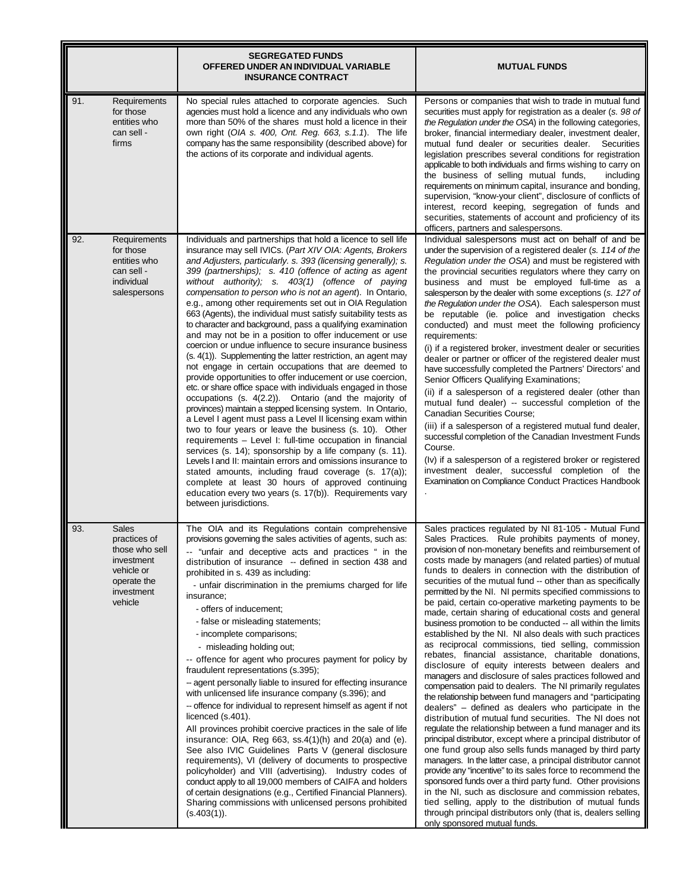| | | SEGREGATED FUNDS OFFERED UNDER AN INDIVIDUAL VARIABLE INSURANCE CONTRACT | MUTUAL FUNDS |
|---|---|---|---|
| 91. | Requirements for those entities who can sell - firms | No special rules attached to corporate agencies. Such agencies must hold a licence and any individuals who own more than 50% of the shares must hold a licence in their own right (*OIA s. 400, Ont. Reg. 663, s.1.1*). The life company has the same responsibility (described above) for the actions of its corporate and individual agents. | Persons or companies that wish to trade in mutual fund securities must apply for registration as a dealer (*s. 98 of the Regulation under the OSA*) in the following categories, broker, financial intermediary dealer, investment dealer, mutual fund dealer or securities dealer. Securities legislation prescribes several conditions for registration applicable to both individuals and firms wishing to carry on the business of selling mutual funds, including requirements on minimum capital, insurance and bonding, supervision, "know-your client", disclosure of conflicts of interest, record keeping, segregation of funds and securities, statements of account and proficiency of its officers, partners and salespersons. |
| 92. | Requirements for those entities who can sell - individual salespersons | Individuals and partnerships that hold a licence to sell life insurance may sell IVICs. (*Part XIV OIA: Agents, Brokers and Adjusters, particularly. s. 393 (licensing generally); s. 399 (partnerships); s. 410 (offence of acting as agent without authority); s. 403(1) (offence of paying compensation to person who is not an agent*). In Ontario, e.g., among other requirements set out in OIA Regulation 663 (Agents), the individual must satisfy suitability tests as to character and background, pass a qualifying examination and may not be in a position to offer inducement or use coercion or undue influence to secure insurance business (s. 4(1)). Supplementing the latter restriction, an agent may not engage in certain occupations that are deemed to provide opportunities to offer inducement or use coercion, etc. or share office space with individuals engaged in those occupations (s. 4(2.2)). Ontario (and the majority of provinces) maintain a stepped licensing system. In Ontario, a Level I agent must pass a Level II licensing exam within two to four years or leave the business (s. 10). Other requirements – Level I: full-time occupation in financial services (s. 14); sponsorship by a life company (s. 11). Levels I and II: maintain errors and omissions insurance to stated amounts, including fraud coverage (s. 17(a)); complete at least 30 hours of approved continuing education every two years (s. 17(b)). Requirements vary between jurisdictions. | Individual salespersons must act on behalf of and be under the supervision of a registered dealer (*s. 114 of the Regulation under the OSA*) and must be registered with the provincial securities regulators where they carry on business and must be employed full-time as a salesperson by the dealer with some exceptions (*s. 127 of the Regulation under the OSA*). Each salesperson must be reputable (ie. police and investigation checks conducted) and must meet the following proficiency requirements:<br>(i) if a registered broker, investment dealer or securities dealer or partner or officer of the registered dealer must have successfully completed the Partners' Directors' and Senior Officers Qualifying Examinations;<br>(ii) if a salesperson of a registered dealer (other than mutual fund dealer) -- successful completion of the Canadian Securities Course;<br>(iii) if a salesperson of a registered mutual fund dealer, successful completion of the Canadian Investment Funds Course.<br>(Iv) if a salesperson of a registered broker or registered investment dealer, successful completion of the Examination on Compliance Conduct Practices Handbook<br>. |
| 93. | Sales practices of those who sell investment vehicle or operate the investment vehicle | The OIA and its Regulations contain comprehensive provisions governing the sales activities of agents, such as:<br>-- "unfair and deceptive acts and practices " in the distribution of insurance -- defined in section 438 and prohibited in s. 439 as including:<br>- unfair discrimination in the premiums charged for life insurance;<br>- offers of inducement;<br>- false or misleading statements;<br>- incomplete comparisons;<br>- misleading holding out;<br>-- offence for agent who procures payment for policy by fraudulent representations (s.395);<br>-- agent personally liable to insured for effecting insurance with unlicensed life insurance company (s.396); and<br>-- offence for individual to represent himself as agent if not licenced (s.401).<br>All provinces prohibit coercive practices in the sale of life insurance: OIA, Reg 663, ss.4(1)(h) and 20(a) and (e). See also IVIC Guidelines Parts V (general disclosure requirements), VI (delivery of documents to prospective policyholder) and VIII (advertising). Industry codes of conduct apply to all 19,000 members of CAIFA and holders of certain designations (e.g., Certified Financial Planners). Sharing commissions with unlicensed persons prohibited (s.403(1)). | Sales practices regulated by NI 81-105 - Mutual Fund Sales Practices. Rule prohibits payments of money, provision of non-monetary benefits and reimbursement of costs made by managers (and related parties) of mutual funds to dealers in connection with the distribution of securities of the mutual fund -- other than as specifically permitted by the NI. NI permits specified commissions to be paid, certain co-operative marketing payments to be made, certain sharing of educational costs and general business promotion to be conducted -- all within the limits established by the NI. NI also deals with such practices as reciprocal commissions, tied selling, commission rebates, financial assistance, charitable donations, disclosure of equity interests between dealers and managers and disclosure of sales practices followed and compensation paid to dealers. The NI primarily regulates the relationship between fund managers and "participating dealers" – defined as dealers who participate in the distribution of mutual fund securities. The NI does not regulate the relationship between a fund manager and its principal distributor, except where a principal distributor of one fund group also sells funds managed by third party managers. In the latter case, a principal distributor cannot provide any "incentive" to its sales force to recommend the sponsored funds over a third party fund. Other provisions in the NI, such as disclosure and commission rebates, tied selling, apply to the distribution of mutual funds through principal distributors only (that is, dealers selling only sponsored mutual funds. |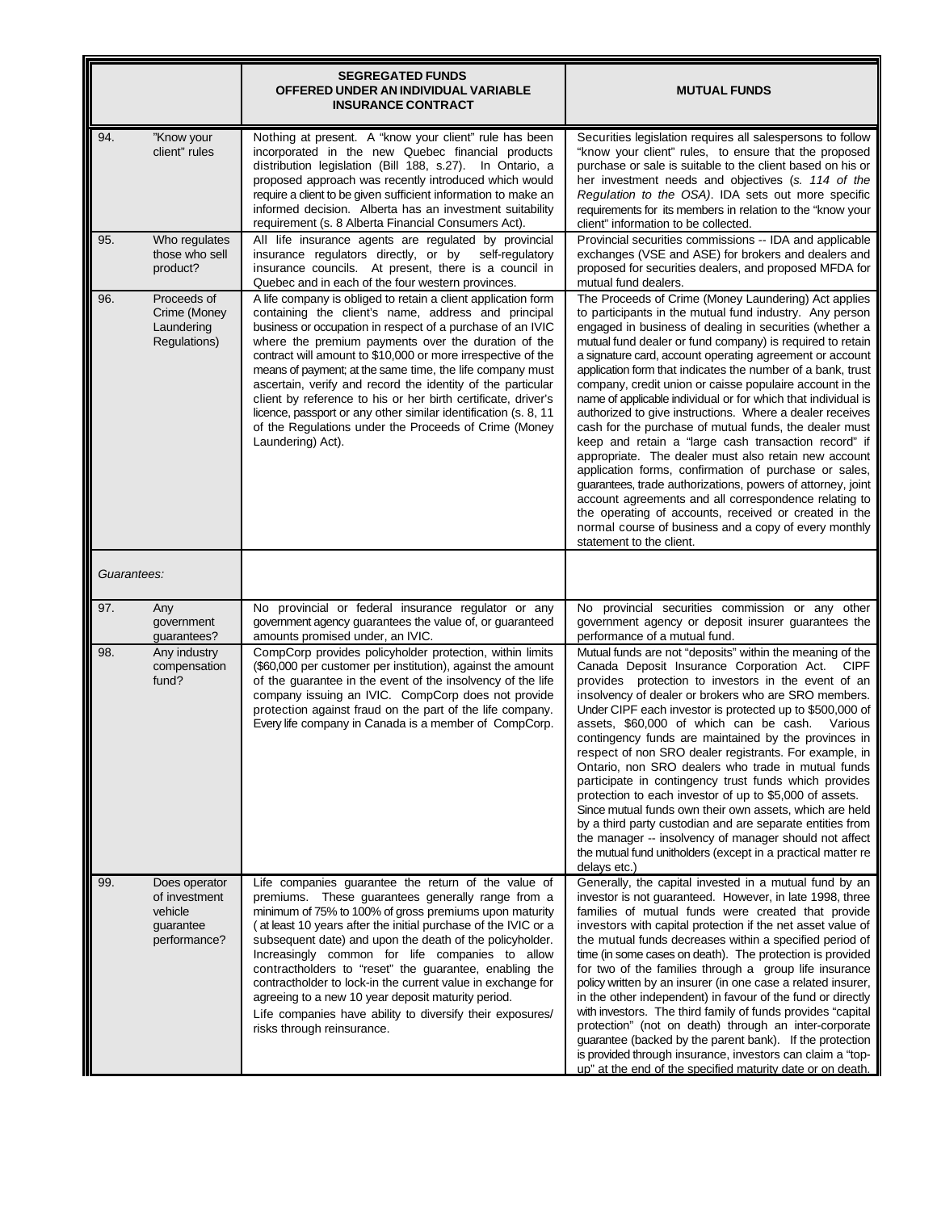| | | SEGREGATED FUNDS OFFERED UNDER AN INDIVIDUAL VARIABLE INSURANCE CONTRACT | MUTUAL FUNDS |
|---|---|---|---|
| 94. | "Know your client" rules | Nothing at present. A "know your client" rule has been incorporated in the new Quebec financial products distribution legislation (Bill 188, s.27). In Ontario, a proposed approach was recently introduced which would require a client to be given sufficient information to make an informed decision. Alberta has an investment suitability requirement (s. 8 Alberta Financial Consumers Act). | Securities legislation requires all salespersons to follow "know your client" rules, to ensure that the proposed purchase or sale is suitable to the client based on his or her investment needs and objectives (*s. 114 of the Regulation to the OSA*). IDA sets out more specific requirements for its members in relation to the "know your client" information to be collected. |
| 95. | Who regulates those who sell product? | All life insurance agents are regulated by provincial insurance regulators directly, or by self-regulatory insurance councils. At present, there is a council in Quebec and in each of the four western provinces. | Provincial securities commissions -- IDA and applicable exchanges (VSE and ASE) for brokers and dealers and proposed for securities dealers, and proposed MFDA for mutual fund dealers. |
| 96. | Proceeds of Crime (Money Laundering Regulations) | A life company is obliged to retain a client application form containing the client's name, address and principal business or occupation in respect of a purchase of an IVIC where the premium payments over the duration of the contract will amount to $10,000 or more irrespective of the means of payment; at the same time, the life company must ascertain, verify and record the identity of the particular client by reference to his or her birth certificate, driver's licence, passport or any other similar identification (s. 8, 11 of the Regulations under the Proceeds of Crime (Money Laundering) Act). | The Proceeds of Crime (Money Laundering) Act applies to participants in the mutual fund industry. Any person engaged in business of dealing in securities (whether a mutual fund dealer or fund company) is required to retain a signature card, account operating agreement or account application form that indicates the number of a bank, trust company, credit union or caisse populaire account in the name of applicable individual or for which that individual is authorized to give instructions. Where a dealer receives cash for the purchase of mutual funds, the dealer must keep and retain a "large cash transaction record" if appropriate. The dealer must also retain new account application forms, confirmation of purchase or sales, guarantees, trade authorizations, powers of attorney, joint account agreements and all correspondence relating to the operating of accounts, received or created in the normal course of business and a copy of every monthly statement to the client. |
| *Guarantees:* | | | |
| 97. | Any government guarantees? | No provincial or federal insurance regulator or any government agency guarantees the value of, or guaranteed amounts promised under, an IVIC. | No provincial securities commission or any other government agency or deposit insurer guarantees the performance of a mutual fund. |
| 98. | Any industry compensation fund? | CompCorp provides policyholder protection, within limits ($60,000 per customer per institution), against the amount of the guarantee in the event of the insolvency of the life company issuing an IVIC. CompCorp does not provide protection against fraud on the part of the life company. Every life company in Canada is a member of CompCorp. | Mutual funds are not "deposits" within the meaning of the Canada Deposit Insurance Corporation Act. CIPF provides protection to investors in the event of an insolvency of dealer or brokers who are SRO members. Under CIPF each investor is protected up to $500,000 of assets, $60,000 of which can be cash. Various contingency funds are maintained by the provinces in respect of non SRO dealer registrants. For example, in Ontario, non SRO dealers who trade in mutual funds participate in contingency trust funds which provides protection to each investor of up to $5,000 of assets. Since mutual funds own their own assets, which are held by a third party custodian and are separate entities from the manager -- insolvency of manager should not affect the mutual fund unitholders (except in a practical matter re delays etc.) |
| 99. | Does operator of investment vehicle guarantee performance? | Life companies guarantee the return of the value of premiums. These guarantees generally range from a minimum of 75% to 100% of gross premiums upon maturity ( at least 10 years after the initial purchase of the IVIC or a subsequent date) and upon the death of the policyholder. Increasingly common for life companies to allow contractholders to "reset" the guarantee, enabling the contractholder to lock-in the current value in exchange for agreeing to a new 10 year deposit maturity period. Life companies have ability to diversify their exposures/ risks through reinsurance. | Generally, the capital invested in a mutual fund by an investor is not guaranteed. However, in late 1998, three families of mutual funds were created that provide investors with capital protection if the net asset value of the mutual funds decreases within a specified period of time (in some cases on death). The protection is provided for two of the families through a group life insurance policy written by an insurer (in one case a related insurer, in the other independent) in favour of the fund or directly with investors. The third family of funds provides "capital protection" (not on death) through an inter-corporate guarantee (backed by the parent bank). If the protection is provided through insurance, investors can claim a "top-up" at the end of the specified maturity date or on death. |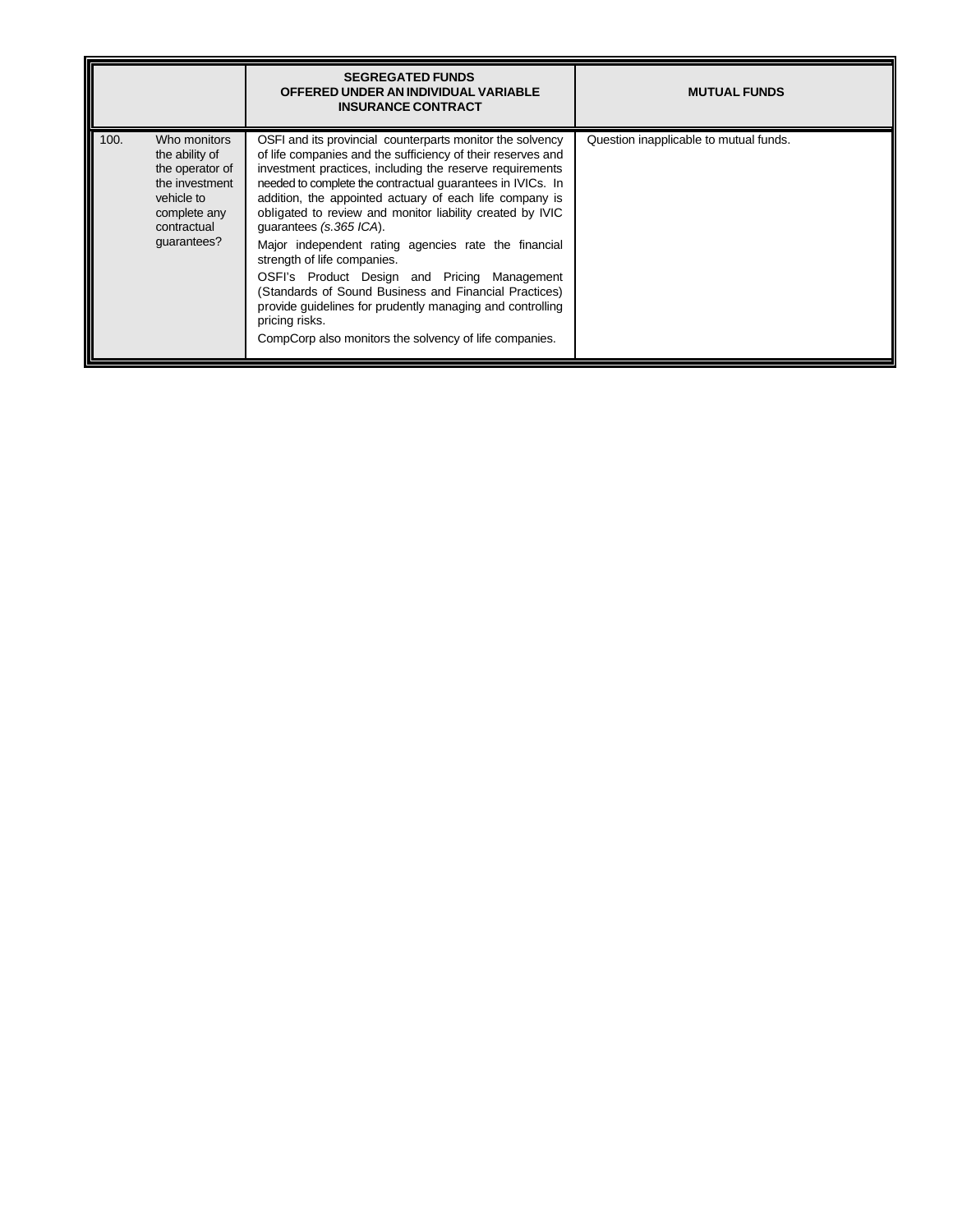| | SEGREGATED FUNDS OFFERED UNDER AN INDIVIDUAL VARIABLE INSURANCE CONTRACT | MUTUAL FUNDS |
|---|---|---|
| 100. Who monitors the ability of the operator of the investment vehicle to complete any contractual guarantees? | OSFI and its provincial counterparts monitor the solvency of life companies and the sufficiency of their reserves and investment practices, including the reserve requirements needed to complete the contractual guarantees in IVICs. In addition, the appointed actuary of each life company is obligated to review and monitor liability created by IVIC guarantees *(s.365 ICA)*.<br><br>Major independent rating agencies rate the financial strength of life companies.<br><br>OSFI's Product Design and Pricing Management (Standards of Sound Business and Financial Practices) provide guidelines for prudently managing and controlling pricing risks.<br><br>CompCorp also monitors the solvency of life companies. | Question inapplicable to mutual funds. |